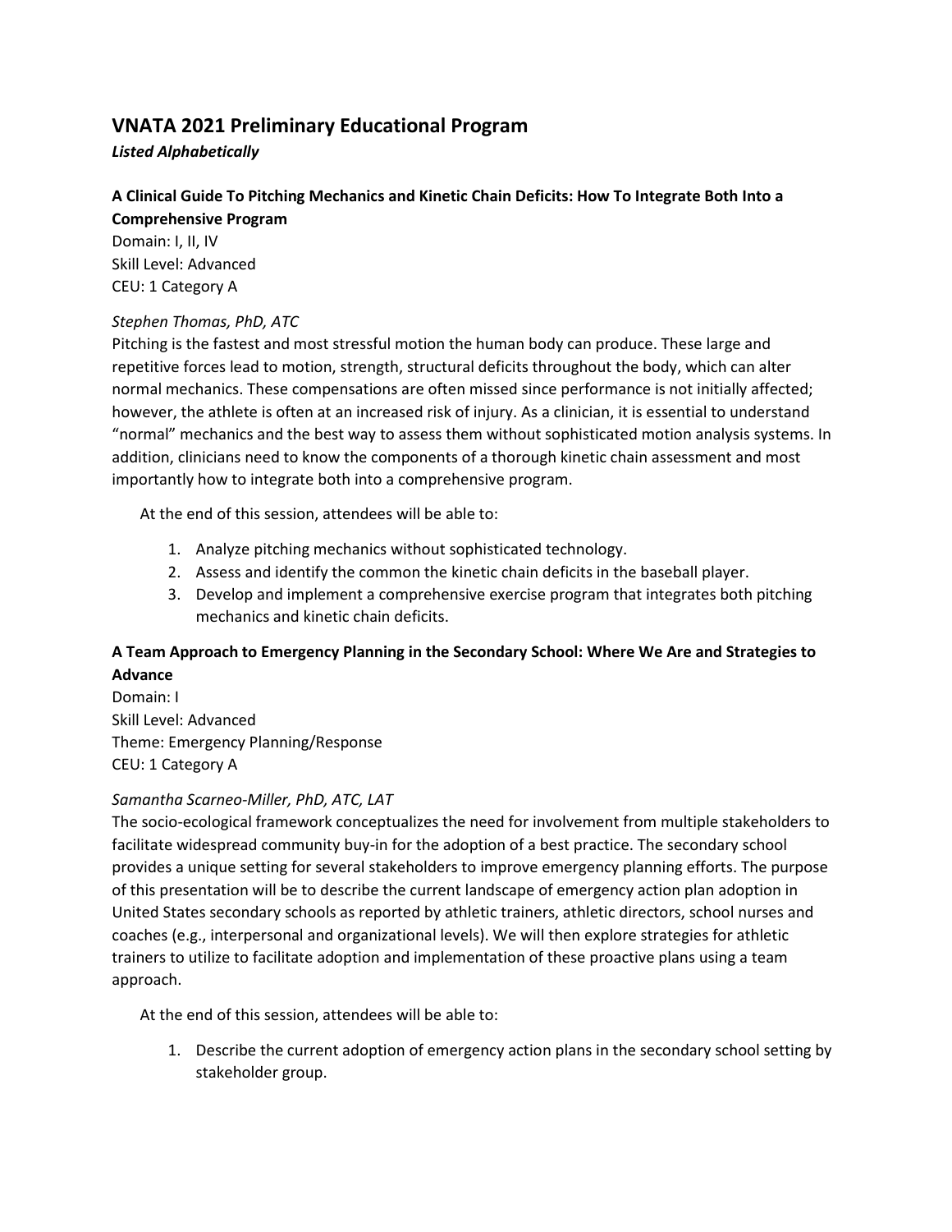# VNATA 2021 Preliminary Educational Program

***Listed Alphabetically***

**A Clinical Guide To Pitching Mechanics and Kinetic Chain Deficits: How To Integrate Both Into a Comprehensive Program**

Domain: I, II, IV
Skill Level: Advanced
CEU: 1 Category A

*Stephen Thomas, PhD, ATC*

Pitching is the fastest and most stressful motion the human body can produce. These large and repetitive forces lead to motion, strength, structural deficits throughout the body, which can alter normal mechanics. These compensations are often missed since performance is not initially affected; however, the athlete is often at an increased risk of injury. As a clinician, it is essential to understand "normal" mechanics and the best way to assess them without sophisticated motion analysis systems. In addition, clinicians need to know the components of a thorough kinetic chain assessment and most importantly how to integrate both into a comprehensive program.

At the end of this session, attendees will be able to:

1. Analyze pitching mechanics without sophisticated technology.
2. Assess and identify the common the kinetic chain deficits in the baseball player.
3. Develop and implement a comprehensive exercise program that integrates both pitching mechanics and kinetic chain deficits.

**A Team Approach to Emergency Planning in the Secondary School: Where We Are and Strategies to Advance**

Domain: I
Skill Level: Advanced
Theme: Emergency Planning/Response
CEU: 1 Category A

*Samantha Scarneo-Miller, PhD, ATC, LAT*

The socio-ecological framework conceptualizes the need for involvement from multiple stakeholders to facilitate widespread community buy-in for the adoption of a best practice. The secondary school provides a unique setting for several stakeholders to improve emergency planning efforts. The purpose of this presentation will be to describe the current landscape of emergency action plan adoption in United States secondary schools as reported by athletic trainers, athletic directors, school nurses and coaches (e.g., interpersonal and organizational levels). We will then explore strategies for athletic trainers to utilize to facilitate adoption and implementation of these proactive plans using a team approach.

At the end of this session, attendees will be able to:

1. Describe the current adoption of emergency action plans in the secondary school setting by stakeholder group.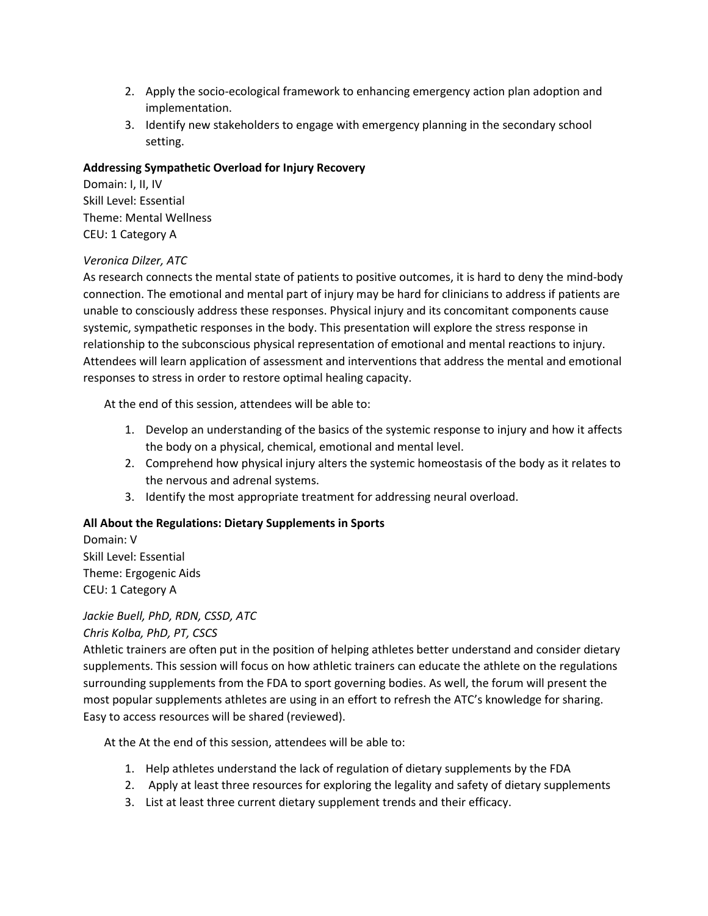2. Apply the socio-ecological framework to enhancing emergency action plan adoption and implementation.
3. Identify new stakeholders to engage with emergency planning in the secondary school setting.

**Addressing Sympathetic Overload for Injury Recovery**
Domain: I, II, IV
Skill Level: Essential
Theme: Mental Wellness
CEU: 1 Category A

*Veronica Dilzer, ATC*
As research connects the mental state of patients to positive outcomes, it is hard to deny the mind-body connection. The emotional and mental part of injury may be hard for clinicians to address if patients are unable to consciously address these responses. Physical injury and its concomitant components cause systemic, sympathetic responses in the body. This presentation will explore the stress response in relationship to the subconscious physical representation of emotional and mental reactions to injury. Attendees will learn application of assessment and interventions that address the mental and emotional responses to stress in order to restore optimal healing capacity.

At the end of this session, attendees will be able to:

1. Develop an understanding of the basics of the systemic response to injury and how it affects the body on a physical, chemical, emotional and mental level.
2. Comprehend how physical injury alters the systemic homeostasis of the body as it relates to the nervous and adrenal systems.
3. Identify the most appropriate treatment for addressing neural overload.

**All About the Regulations: Dietary Supplements in Sports**
Domain: V
Skill Level: Essential
Theme: Ergogenic Aids
CEU: 1 Category A

*Jackie Buell, PhD, RDN, CSSD, ATC*
*Chris Kolba, PhD, PT, CSCS*
Athletic trainers are often put in the position of helping athletes better understand and consider dietary supplements. This session will focus on how athletic trainers can educate the athlete on the regulations surrounding supplements from the FDA to sport governing bodies. As well, the forum will present the most popular supplements athletes are using in an effort to refresh the ATC's knowledge for sharing. Easy to access resources will be shared (reviewed).

At the At the end of this session, attendees will be able to:

1. Help athletes understand the lack of regulation of dietary supplements by the FDA
2. Apply at least three resources for exploring the legality and safety of dietary supplements
3. List at least three current dietary supplement trends and their efficacy.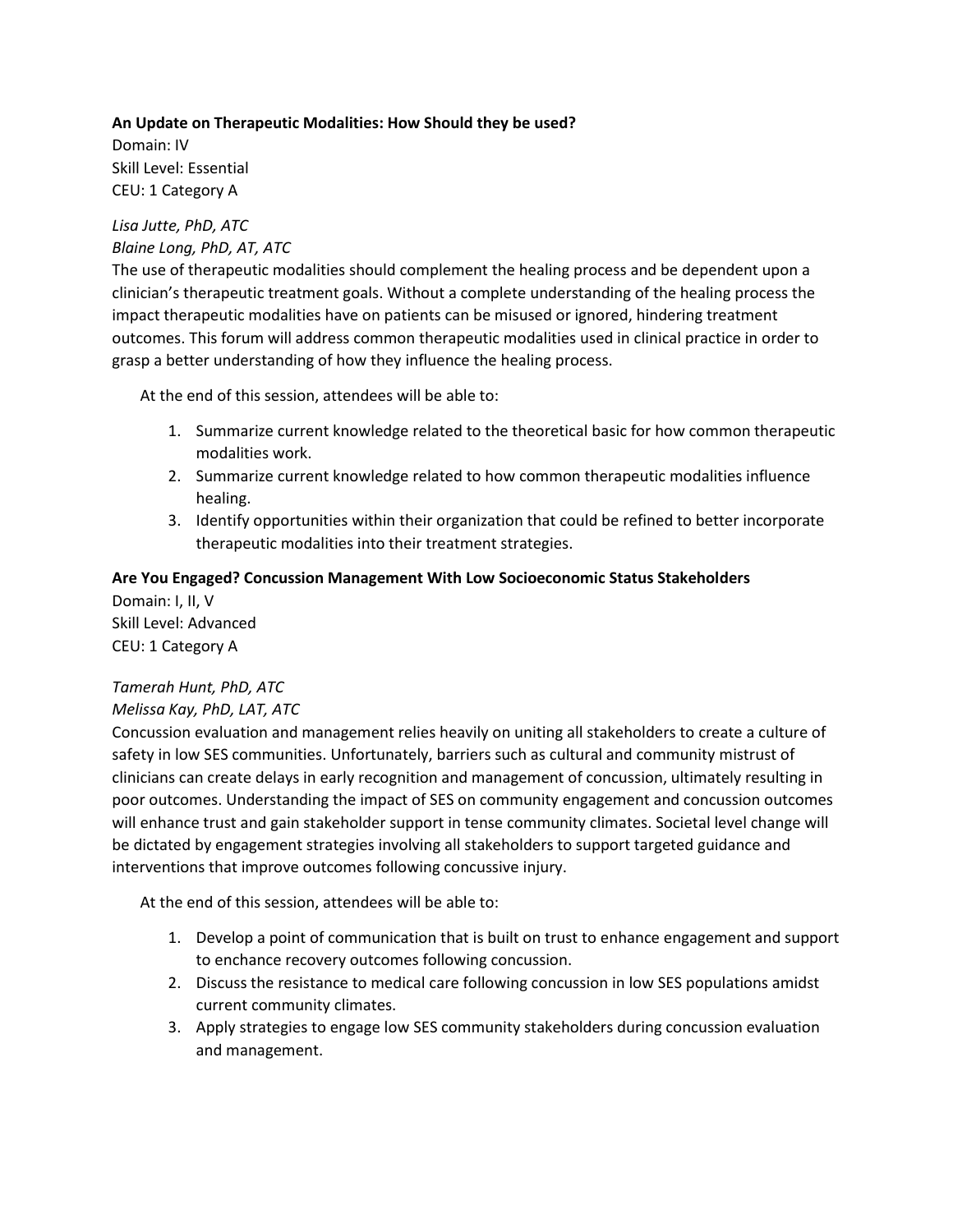**An Update on Therapeutic Modalities: How Should they be used?**

Domain: IV
Skill Level: Essential
CEU: 1 Category A

*Lisa Jutte, PhD, ATC*
*Blaine Long, PhD, AT, ATC*

The use of therapeutic modalities should complement the healing process and be dependent upon a clinician's therapeutic treatment goals. Without a complete understanding of the healing process the impact therapeutic modalities have on patients can be misused or ignored, hindering treatment outcomes. This forum will address common therapeutic modalities used in clinical practice in order to grasp a better understanding of how they influence the healing process.

At the end of this session, attendees will be able to:

1. Summarize current knowledge related to the theoretical basic for how common therapeutic modalities work.
2. Summarize current knowledge related to how common therapeutic modalities influence healing.
3. Identify opportunities within their organization that could be refined to better incorporate therapeutic modalities into their treatment strategies.

**Are You Engaged? Concussion Management With Low Socioeconomic Status Stakeholders**

Domain: I, II, V
Skill Level: Advanced
CEU: 1 Category A

*Tamerah Hunt, PhD, ATC*
*Melissa Kay, PhD, LAT, ATC*

Concussion evaluation and management relies heavily on uniting all stakeholders to create a culture of safety in low SES communities. Unfortunately, barriers such as cultural and community mistrust of clinicians can create delays in early recognition and management of concussion, ultimately resulting in poor outcomes. Understanding the impact of SES on community engagement and concussion outcomes will enhance trust and gain stakeholder support in tense community climates. Societal level change will be dictated by engagement strategies involving all stakeholders to support targeted guidance and interventions that improve outcomes following concussive injury.

At the end of this session, attendees will be able to:

1. Develop a point of communication that is built on trust to enhance engagement and support to enchance recovery outcomes following concussion.
2. Discuss the resistance to medical care following concussion in low SES populations amidst current community climates.
3. Apply strategies to engage low SES community stakeholders during concussion evaluation and management.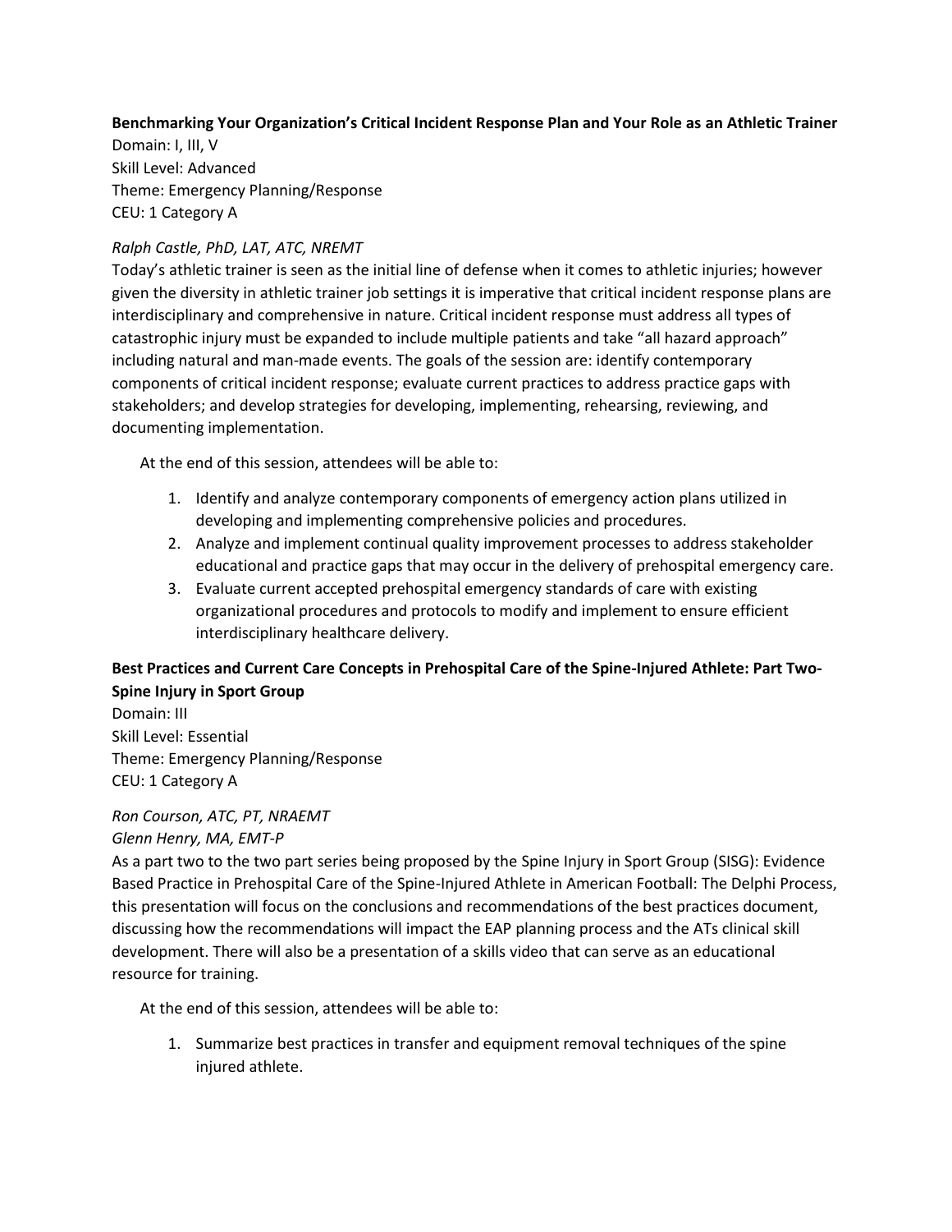**Benchmarking Your Organization's Critical Incident Response Plan and Your Role as an Athletic Trainer**

Domain: I, III, V
Skill Level: Advanced
Theme: Emergency Planning/Response
CEU: 1 Category A

*Ralph Castle, PhD, LAT, ATC, NREMT*

Today's athletic trainer is seen as the initial line of defense when it comes to athletic injuries; however given the diversity in athletic trainer job settings it is imperative that critical incident response plans are interdisciplinary and comprehensive in nature. Critical incident response must address all types of catastrophic injury must be expanded to include multiple patients and take "all hazard approach" including natural and man-made events. The goals of the session are: identify contemporary components of critical incident response; evaluate current practices to address practice gaps with stakeholders; and develop strategies for developing, implementing, rehearsing, reviewing, and documenting implementation.

At the end of this session, attendees will be able to:

1. Identify and analyze contemporary components of emergency action plans utilized in developing and implementing comprehensive policies and procedures.
2. Analyze and implement continual quality improvement processes to address stakeholder educational and practice gaps that may occur in the delivery of prehospital emergency care.
3. Evaluate current accepted prehospital emergency standards of care with existing organizational procedures and protocols to modify and implement to ensure efficient interdisciplinary healthcare delivery.

**Best Practices and Current Care Concepts in Prehospital Care of the Spine-Injured Athlete: Part Two-Spine Injury in Sport Group**

Domain: III
Skill Level: Essential
Theme: Emergency Planning/Response
CEU: 1 Category A

*Ron Courson, ATC, PT, NRAEMT*
*Glenn Henry, MA, EMT-P*

As a part two to the two part series being proposed by the Spine Injury in Sport Group (SISG): Evidence Based Practice in Prehospital Care of the Spine-Injured Athlete in American Football: The Delphi Process, this presentation will focus on the conclusions and recommendations of the best practices document, discussing how the recommendations will impact the EAP planning process and the ATs clinical skill development. There will also be a presentation of a skills video that can serve as an educational resource for training.

At the end of this session, attendees will be able to:

1. Summarize best practices in transfer and equipment removal techniques of the spine injured athlete.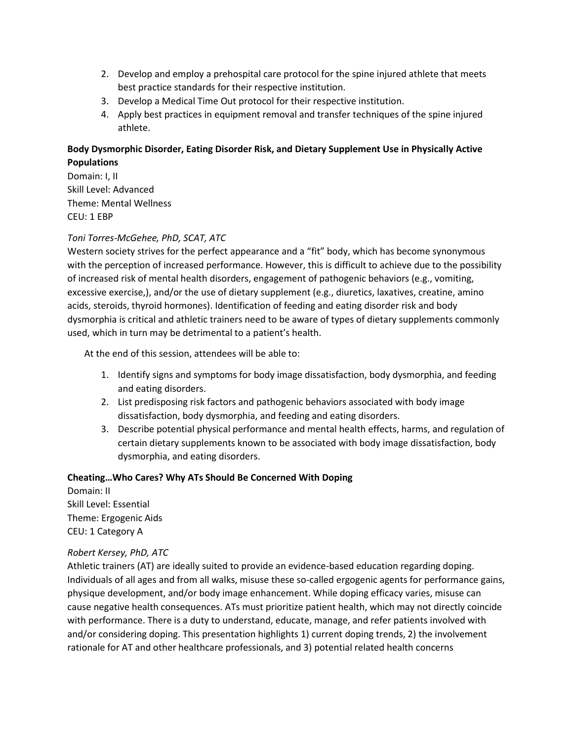2. Develop and employ a prehospital care protocol for the spine injured athlete that meets best practice standards for their respective institution.
3. Develop a Medical Time Out protocol for their respective institution.
4. Apply best practices in equipment removal and transfer techniques of the spine injured athlete.

**Body Dysmorphic Disorder, Eating Disorder Risk, and Dietary Supplement Use in Physically Active Populations**
Domain: I, II
Skill Level: Advanced
Theme: Mental Wellness
CEU: 1 EBP

*Toni Torres-McGehee, PhD, SCAT, ATC*
Western society strives for the perfect appearance and a "fit" body, which has become synonymous with the perception of increased performance. However, this is difficult to achieve due to the possibility of increased risk of mental health disorders, engagement of pathogenic behaviors (e.g., vomiting, excessive exercise,), and/or the use of dietary supplement (e.g., diuretics, laxatives, creatine, amino acids, steroids, thyroid hormones). Identification of feeding and eating disorder risk and body dysmorphia is critical and athletic trainers need to be aware of types of dietary supplements commonly used, which in turn may be detrimental to a patient's health.

At the end of this session, attendees will be able to:

1. Identify signs and symptoms for body image dissatisfaction, body dysmorphia, and feeding and eating disorders.
2. List predisposing risk factors and pathogenic behaviors associated with body image dissatisfaction, body dysmorphia, and feeding and eating disorders.
3. Describe potential physical performance and mental health effects, harms, and regulation of certain dietary supplements known to be associated with body image dissatisfaction, body dysmorphia, and eating disorders.

**Cheating…Who Cares? Why ATs Should Be Concerned With Doping**
Domain: II
Skill Level: Essential
Theme: Ergogenic Aids
CEU: 1 Category A

*Robert Kersey, PhD, ATC*
Athletic trainers (AT) are ideally suited to provide an evidence-based education regarding doping. Individuals of all ages and from all walks, misuse these so-called ergogenic agents for performance gains, physique development, and/or body image enhancement. While doping efficacy varies, misuse can cause negative health consequences. ATs must prioritize patient health, which may not directly coincide with performance. There is a duty to understand, educate, manage, and refer patients involved with and/or considering doping. This presentation highlights 1) current doping trends, 2) the involvement rationale for AT and other healthcare professionals, and 3) potential related health concerns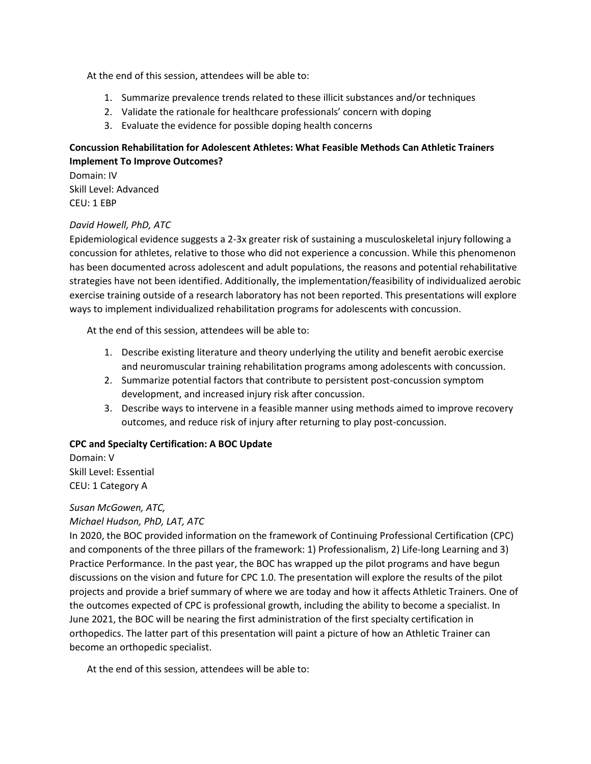At the end of this session, attendees will be able to:

1. Summarize prevalence trends related to these illicit substances and/or techniques
2. Validate the rationale for healthcare professionals' concern with doping
3. Evaluate the evidence for possible doping health concerns

**Concussion Rehabilitation for Adolescent Athletes: What Feasible Methods Can Athletic Trainers Implement To Improve Outcomes?**

Domain: IV
Skill Level: Advanced
CEU: 1 EBP

*David Howell, PhD, ATC*

Epidemiological evidence suggests a 2-3x greater risk of sustaining a musculoskeletal injury following a concussion for athletes, relative to those who did not experience a concussion. While this phenomenon has been documented across adolescent and adult populations, the reasons and potential rehabilitative strategies have not been identified. Additionally, the implementation/feasibility of individualized aerobic exercise training outside of a research laboratory has not been reported. This presentations will explore ways to implement individualized rehabilitation programs for adolescents with concussion.

At the end of this session, attendees will be able to:

1. Describe existing literature and theory underlying the utility and benefit aerobic exercise and neuromuscular training rehabilitation programs among adolescents with concussion.
2. Summarize potential factors that contribute to persistent post-concussion symptom development, and increased injury risk after concussion.
3. Describe ways to intervene in a feasible manner using methods aimed to improve recovery outcomes, and reduce risk of injury after returning to play post-concussion.

**CPC and Specialty Certification: A BOC Update**

Domain: V
Skill Level: Essential
CEU: 1 Category A

*Susan McGowen, ATC,*
*Michael Hudson, PhD, LAT, ATC*

In 2020, the BOC provided information on the framework of Continuing Professional Certification (CPC) and components of the three pillars of the framework: 1) Professionalism, 2) Life-long Learning and 3) Practice Performance. In the past year, the BOC has wrapped up the pilot programs and have begun discussions on the vision and future for CPC 1.0. The presentation will explore the results of the pilot projects and provide a brief summary of where we are today and how it affects Athletic Trainers. One of the outcomes expected of CPC is professional growth, including the ability to become a specialist. In June 2021, the BOC will be nearing the first administration of the first specialty certification in orthopedics. The latter part of this presentation will paint a picture of how an Athletic Trainer can become an orthopedic specialist.

At the end of this session, attendees will be able to: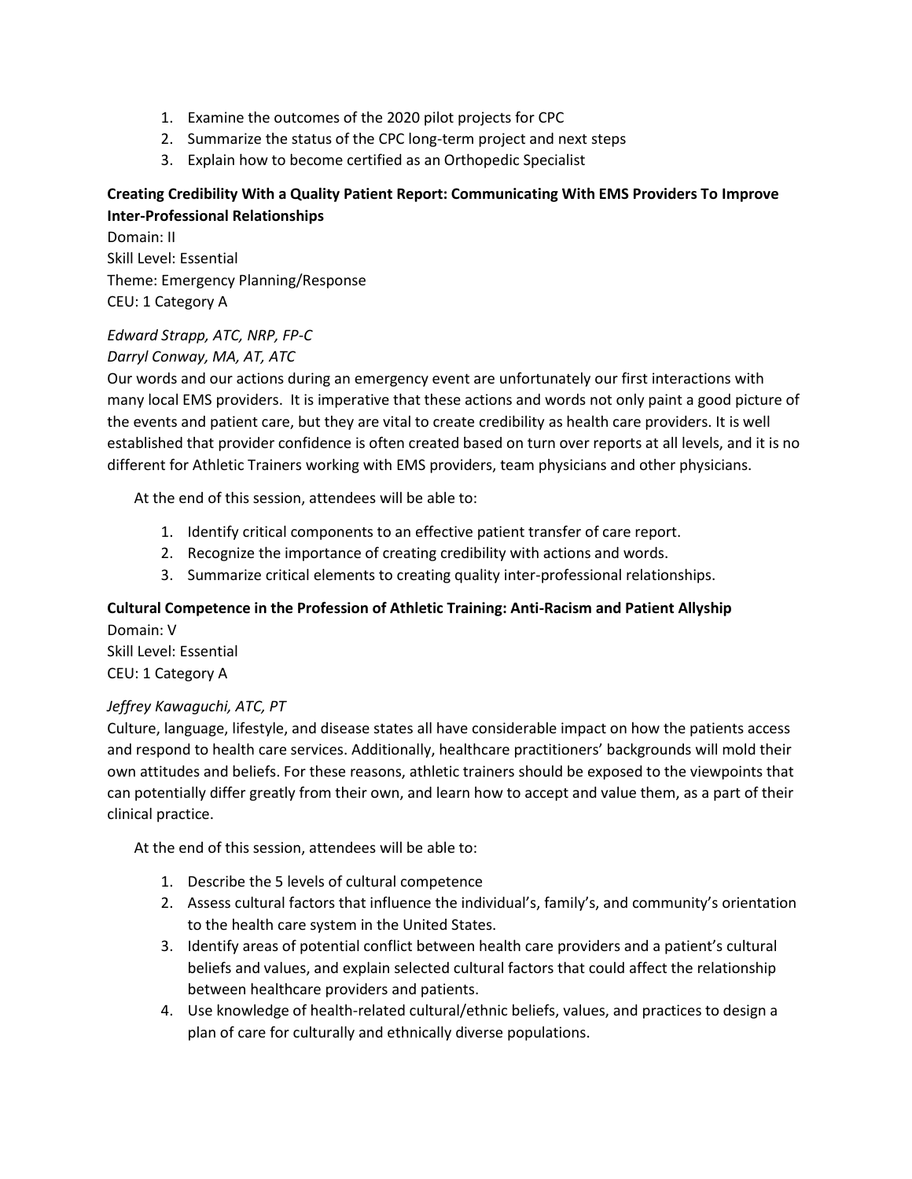1. Examine the outcomes of the 2020 pilot projects for CPC
2. Summarize the status of the CPC long-term project and next steps
3. Explain how to become certified as an Orthopedic Specialist

**Creating Credibility With a Quality Patient Report: Communicating With EMS Providers To Improve Inter-Professional Relationships**

Domain: II
Skill Level: Essential
Theme: Emergency Planning/Response
CEU: 1 Category A

*Edward Strapp, ATC, NRP, FP-C*
*Darryl Conway, MA, AT, ATC*

Our words and our actions during an emergency event are unfortunately our first interactions with many local EMS providers. It is imperative that these actions and words not only paint a good picture of the events and patient care, but they are vital to create credibility as health care providers. It is well established that provider confidence is often created based on turn over reports at all levels, and it is no different for Athletic Trainers working with EMS providers, team physicians and other physicians.

At the end of this session, attendees will be able to:

1. Identify critical components to an effective patient transfer of care report.
2. Recognize the importance of creating credibility with actions and words.
3. Summarize critical elements to creating quality inter-professional relationships.

**Cultural Competence in the Profession of Athletic Training: Anti-Racism and Patient Allyship**

Domain: V
Skill Level: Essential
CEU: 1 Category A

*Jeffrey Kawaguchi, ATC, PT*

Culture, language, lifestyle, and disease states all have considerable impact on how the patients access and respond to health care services. Additionally, healthcare practitioners' backgrounds will mold their own attitudes and beliefs. For these reasons, athletic trainers should be exposed to the viewpoints that can potentially differ greatly from their own, and learn how to accept and value them, as a part of their clinical practice.

At the end of this session, attendees will be able to:

1. Describe the 5 levels of cultural competence
2. Assess cultural factors that influence the individual's, family's, and community's orientation to the health care system in the United States.
3. Identify areas of potential conflict between health care providers and a patient's cultural beliefs and values, and explain selected cultural factors that could affect the relationship between healthcare providers and patients.
4. Use knowledge of health-related cultural/ethnic beliefs, values, and practices to design a plan of care for culturally and ethnically diverse populations.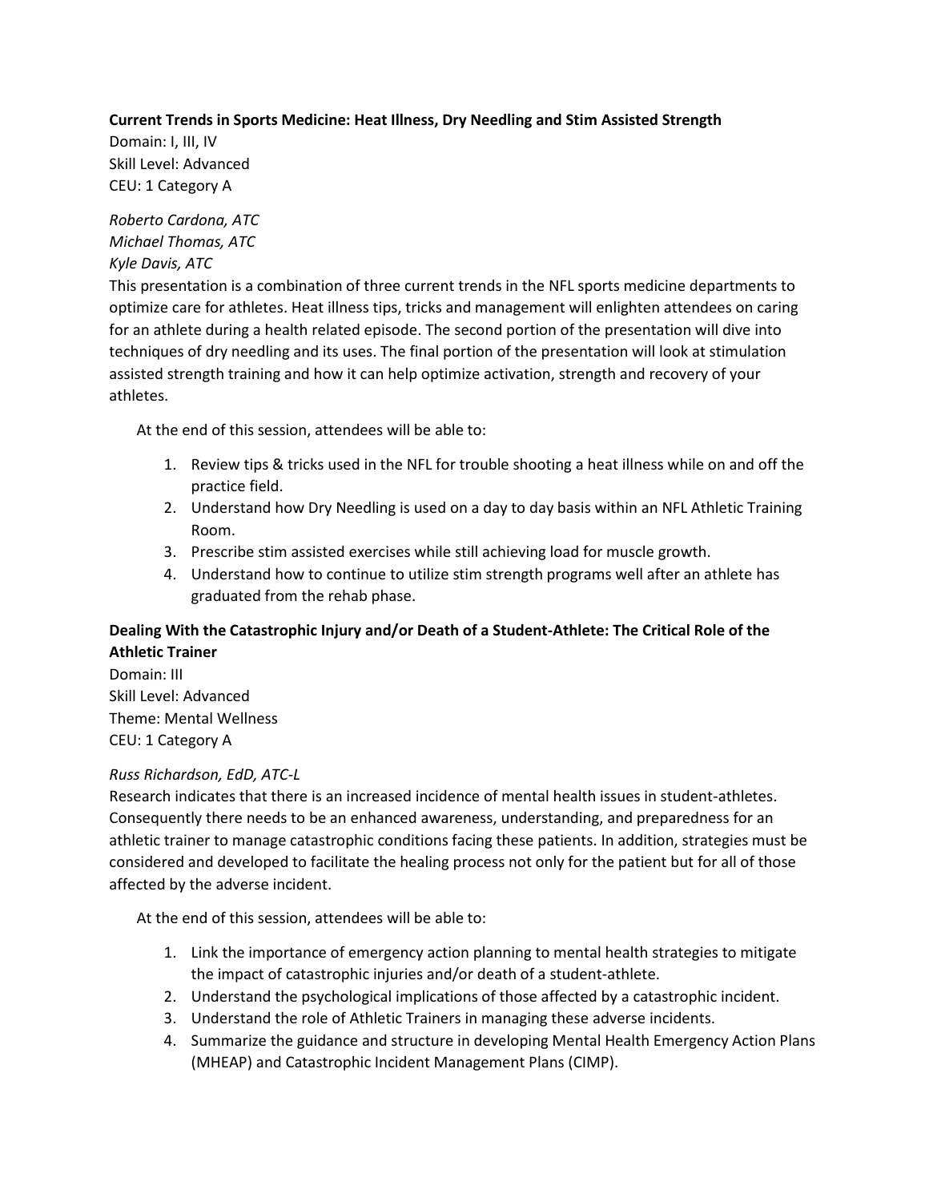**Current Trends in Sports Medicine: Heat Illness, Dry Needling and Stim Assisted Strength**

Domain: I, III, IV
Skill Level: Advanced
CEU: 1 Category A

*Roberto Cardona, ATC*
*Michael Thomas, ATC*
*Kyle Davis, ATC*

This presentation is a combination of three current trends in the NFL sports medicine departments to optimize care for athletes. Heat illness tips, tricks and management will enlighten attendees on caring for an athlete during a health related episode. The second portion of the presentation will dive into techniques of dry needling and its uses. The final portion of the presentation will look at stimulation assisted strength training and how it can help optimize activation, strength and recovery of your athletes.

At the end of this session, attendees will be able to:

1. Review tips & tricks used in the NFL for trouble shooting a heat illness while on and off the practice field.
2. Understand how Dry Needling is used on a day to day basis within an NFL Athletic Training Room.
3. Prescribe stim assisted exercises while still achieving load for muscle growth.
4. Understand how to continue to utilize stim strength programs well after an athlete has graduated from the rehab phase.

**Dealing With the Catastrophic Injury and/or Death of a Student-Athlete: The Critical Role of the Athletic Trainer**

Domain: III
Skill Level: Advanced
Theme: Mental Wellness
CEU: 1 Category A

*Russ Richardson, EdD, ATC-L*

Research indicates that there is an increased incidence of mental health issues in student-athletes. Consequently there needs to be an enhanced awareness, understanding, and preparedness for an athletic trainer to manage catastrophic conditions facing these patients. In addition, strategies must be considered and developed to facilitate the healing process not only for the patient but for all of those affected by the adverse incident.

At the end of this session, attendees will be able to:

1. Link the importance of emergency action planning to mental health strategies to mitigate the impact of catastrophic injuries and/or death of a student-athlete.
2. Understand the psychological implications of those affected by a catastrophic incident.
3. Understand the role of Athletic Trainers in managing these adverse incidents.
4. Summarize the guidance and structure in developing Mental Health Emergency Action Plans (MHEAP) and Catastrophic Incident Management Plans (CIMP).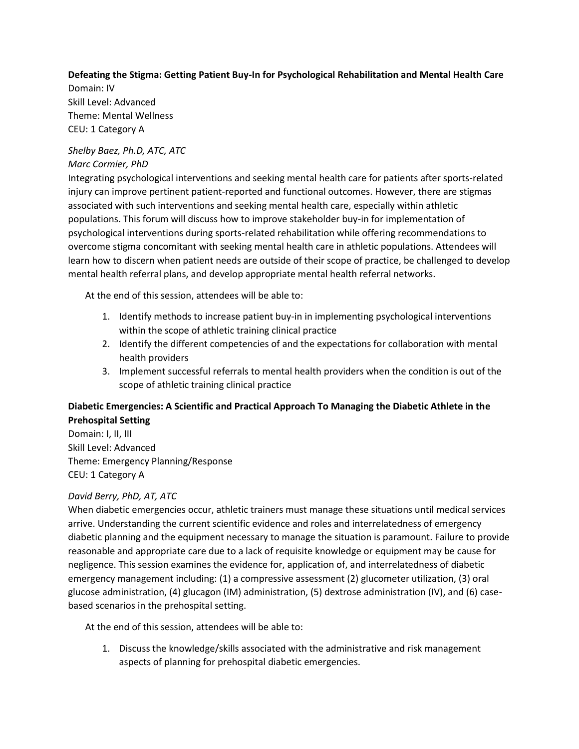**Defeating the Stigma: Getting Patient Buy-In for Psychological Rehabilitation and Mental Health Care**
Domain: IV
Skill Level: Advanced
Theme: Mental Wellness
CEU: 1 Category A

*Shelby Baez, Ph.D, ATC, ATC*
*Marc Cormier, PhD*
Integrating psychological interventions and seeking mental health care for patients after sports-related injury can improve pertinent patient-reported and functional outcomes. However, there are stigmas associated with such interventions and seeking mental health care, especially within athletic populations. This forum will discuss how to improve stakeholder buy-in for implementation of psychological interventions during sports-related rehabilitation while offering recommendations to overcome stigma concomitant with seeking mental health care in athletic populations. Attendees will learn how to discern when patient needs are outside of their scope of practice, be challenged to develop mental health referral plans, and develop appropriate mental health referral networks.

At the end of this session, attendees will be able to:

1. Identify methods to increase patient buy-in in implementing psychological interventions within the scope of athletic training clinical practice
2. Identify the different competencies of and the expectations for collaboration with mental health providers
3. Implement successful referrals to mental health providers when the condition is out of the scope of athletic training clinical practice

**Diabetic Emergencies: A Scientific and Practical Approach To Managing the Diabetic Athlete in the Prehospital Setting**
Domain: I, II, III
Skill Level: Advanced
Theme: Emergency Planning/Response
CEU: 1 Category A

*David Berry, PhD, AT, ATC*
When diabetic emergencies occur, athletic trainers must manage these situations until medical services arrive. Understanding the current scientific evidence and roles and interrelatedness of emergency diabetic planning and the equipment necessary to manage the situation is paramount. Failure to provide reasonable and appropriate care due to a lack of requisite knowledge or equipment may be cause for negligence. This session examines the evidence for, application of, and interrelatedness of diabetic emergency management including: (1) a compressive assessment (2) glucometer utilization, (3) oral glucose administration, (4) glucagon (IM) administration, (5) dextrose administration (IV), and (6) case-based scenarios in the prehospital setting.

At the end of this session, attendees will be able to:

1. Discuss the knowledge/skills associated with the administrative and risk management aspects of planning for prehospital diabetic emergencies.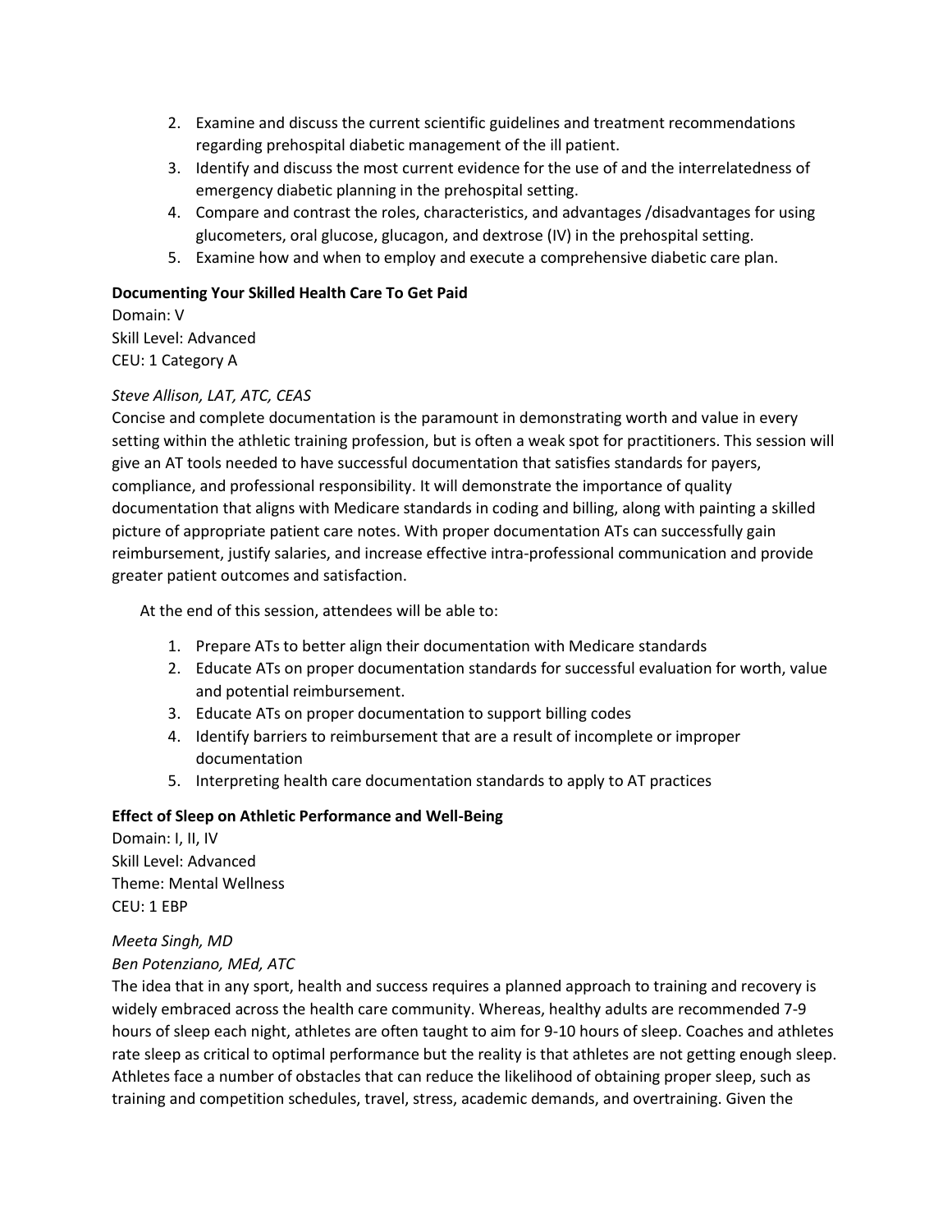2. Examine and discuss the current scientific guidelines and treatment recommendations regarding prehospital diabetic management of the ill patient.
3. Identify and discuss the most current evidence for the use of and the interrelatedness of emergency diabetic planning in the prehospital setting.
4. Compare and contrast the roles, characteristics, and advantages /disadvantages for using glucometers, oral glucose, glucagon, and dextrose (IV) in the prehospital setting.
5. Examine how and when to employ and execute a comprehensive diabetic care plan.

**Documenting Your Skilled Health Care To Get Paid**
Domain: V
Skill Level: Advanced
CEU: 1 Category A

*Steve Allison, LAT, ATC, CEAS*
Concise and complete documentation is the paramount in demonstrating worth and value in every setting within the athletic training profession, but is often a weak spot for practitioners. This session will give an AT tools needed to have successful documentation that satisfies standards for payers, compliance, and professional responsibility. It will demonstrate the importance of quality documentation that aligns with Medicare standards in coding and billing, along with painting a skilled picture of appropriate patient care notes. With proper documentation ATs can successfully gain reimbursement, justify salaries, and increase effective intra-professional communication and provide greater patient outcomes and satisfaction.

At the end of this session, attendees will be able to:

1. Prepare ATs to better align their documentation with Medicare standards
2. Educate ATs on proper documentation standards for successful evaluation for worth, value and potential reimbursement.
3. Educate ATs on proper documentation to support billing codes
4. Identify barriers to reimbursement that are a result of incomplete or improper documentation
5. Interpreting health care documentation standards to apply to AT practices

**Effect of Sleep on Athletic Performance and Well-Being**
Domain: I, II, IV
Skill Level: Advanced
Theme: Mental Wellness
CEU: 1 EBP

*Meeta Singh, MD*
*Ben Potenziano, MEd, ATC*
The idea that in any sport, health and success requires a planned approach to training and recovery is widely embraced across the health care community. Whereas, healthy adults are recommended 7-9 hours of sleep each night, athletes are often taught to aim for 9-10 hours of sleep. Coaches and athletes rate sleep as critical to optimal performance but the reality is that athletes are not getting enough sleep. Athletes face a number of obstacles that can reduce the likelihood of obtaining proper sleep, such as training and competition schedules, travel, stress, academic demands, and overtraining. Given the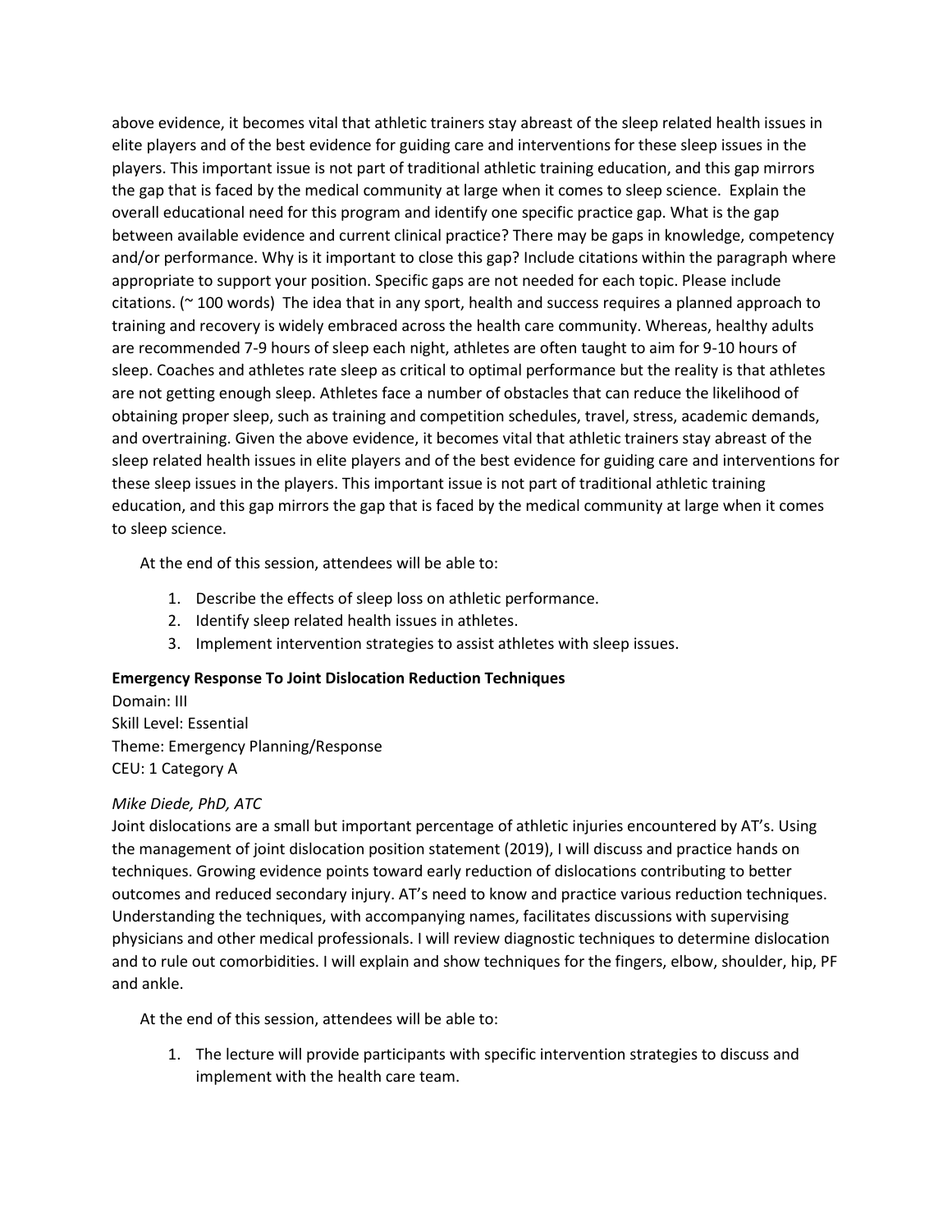above evidence, it becomes vital that athletic trainers stay abreast of the sleep related health issues in elite players and of the best evidence for guiding care and interventions for these sleep issues in the players. This important issue is not part of traditional athletic training education, and this gap mirrors the gap that is faced by the medical community at large when it comes to sleep science. Explain the overall educational need for this program and identify one specific practice gap. What is the gap between available evidence and current clinical practice? There may be gaps in knowledge, competency and/or performance. Why is it important to close this gap? Include citations within the paragraph where appropriate to support your position. Specific gaps are not needed for each topic. Please include citations. (~ 100 words) The idea that in any sport, health and success requires a planned approach to training and recovery is widely embraced across the health care community. Whereas, healthy adults are recommended 7-9 hours of sleep each night, athletes are often taught to aim for 9-10 hours of sleep. Coaches and athletes rate sleep as critical to optimal performance but the reality is that athletes are not getting enough sleep. Athletes face a number of obstacles that can reduce the likelihood of obtaining proper sleep, such as training and competition schedules, travel, stress, academic demands, and overtraining. Given the above evidence, it becomes vital that athletic trainers stay abreast of the sleep related health issues in elite players and of the best evidence for guiding care and interventions for these sleep issues in the players. This important issue is not part of traditional athletic training education, and this gap mirrors the gap that is faced by the medical community at large when it comes to sleep science.

At the end of this session, attendees will be able to:

1. Describe the effects of sleep loss on athletic performance.
2. Identify sleep related health issues in athletes.
3. Implement intervention strategies to assist athletes with sleep issues.

**Emergency Response To Joint Dislocation Reduction Techniques**

Domain: III
Skill Level: Essential
Theme: Emergency Planning/Response
CEU: 1 Category A

*Mike Diede, PhD, ATC*

Joint dislocations are a small but important percentage of athletic injuries encountered by AT's. Using the management of joint dislocation position statement (2019), I will discuss and practice hands on techniques. Growing evidence points toward early reduction of dislocations contributing to better outcomes and reduced secondary injury. AT's need to know and practice various reduction techniques. Understanding the techniques, with accompanying names, facilitates discussions with supervising physicians and other medical professionals. I will review diagnostic techniques to determine dislocation and to rule out comorbidities. I will explain and show techniques for the fingers, elbow, shoulder, hip, PF and ankle.

At the end of this session, attendees will be able to:

1. The lecture will provide participants with specific intervention strategies to discuss and implement with the health care team.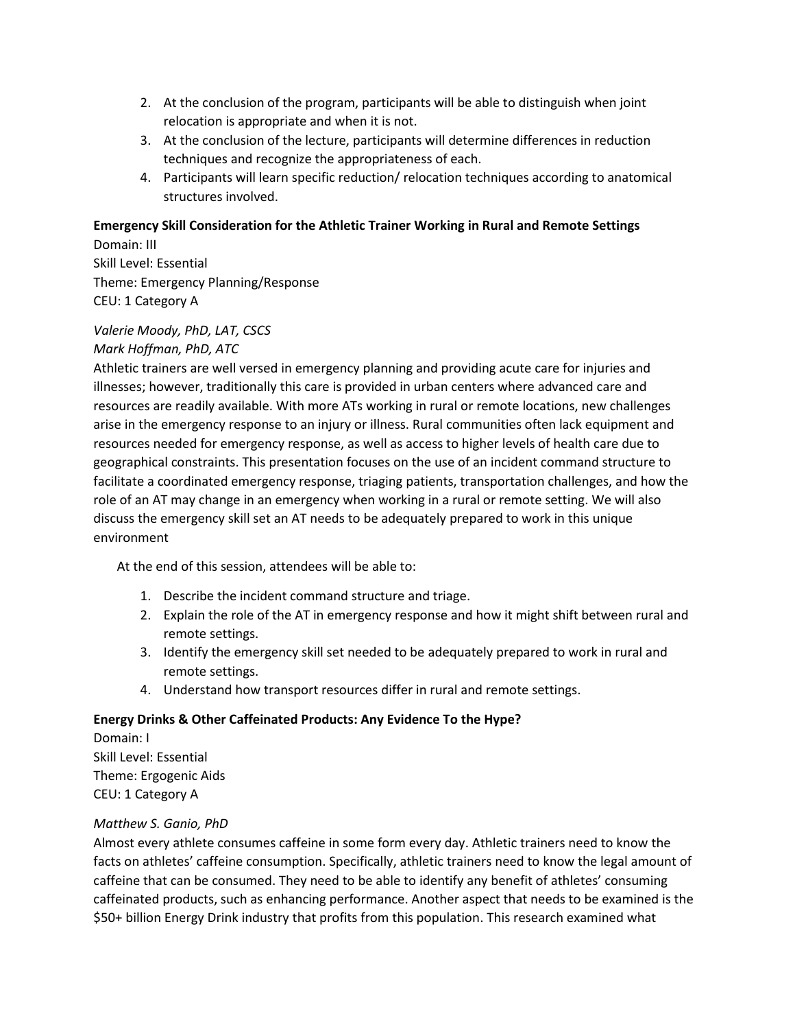2. At the conclusion of the program, participants will be able to distinguish when joint relocation is appropriate and when it is not.
3. At the conclusion of the lecture, participants will determine differences in reduction techniques and recognize the appropriateness of each.
4. Participants will learn specific reduction/ relocation techniques according to anatomical structures involved.

**Emergency Skill Consideration for the Athletic Trainer Working in Rural and Remote Settings**
Domain: III
Skill Level: Essential
Theme: Emergency Planning/Response
CEU: 1 Category A

*Valerie Moody, PhD, LAT, CSCS*
*Mark Hoffman, PhD, ATC*
Athletic trainers are well versed in emergency planning and providing acute care for injuries and illnesses; however, traditionally this care is provided in urban centers where advanced care and resources are readily available. With more ATs working in rural or remote locations, new challenges arise in the emergency response to an injury or illness. Rural communities often lack equipment and resources needed for emergency response, as well as access to higher levels of health care due to geographical constraints. This presentation focuses on the use of an incident command structure to facilitate a coordinated emergency response, triaging patients, transportation challenges, and how the role of an AT may change in an emergency when working in a rural or remote setting. We will also discuss the emergency skill set an AT needs to be adequately prepared to work in this unique environment

At the end of this session, attendees will be able to:

1. Describe the incident command structure and triage.
2. Explain the role of the AT in emergency response and how it might shift between rural and remote settings.
3. Identify the emergency skill set needed to be adequately prepared to work in rural and remote settings.
4. Understand how transport resources differ in rural and remote settings.

**Energy Drinks & Other Caffeinated Products: Any Evidence To the Hype?**
Domain: I
Skill Level: Essential
Theme: Ergogenic Aids
CEU: 1 Category A

*Matthew S. Ganio, PhD*
Almost every athlete consumes caffeine in some form every day. Athletic trainers need to know the facts on athletes' caffeine consumption. Specifically, athletic trainers need to know the legal amount of caffeine that can be consumed. They need to be able to identify any benefit of athletes' consuming caffeinated products, such as enhancing performance. Another aspect that needs to be examined is the $50+ billion Energy Drink industry that profits from this population. This research examined what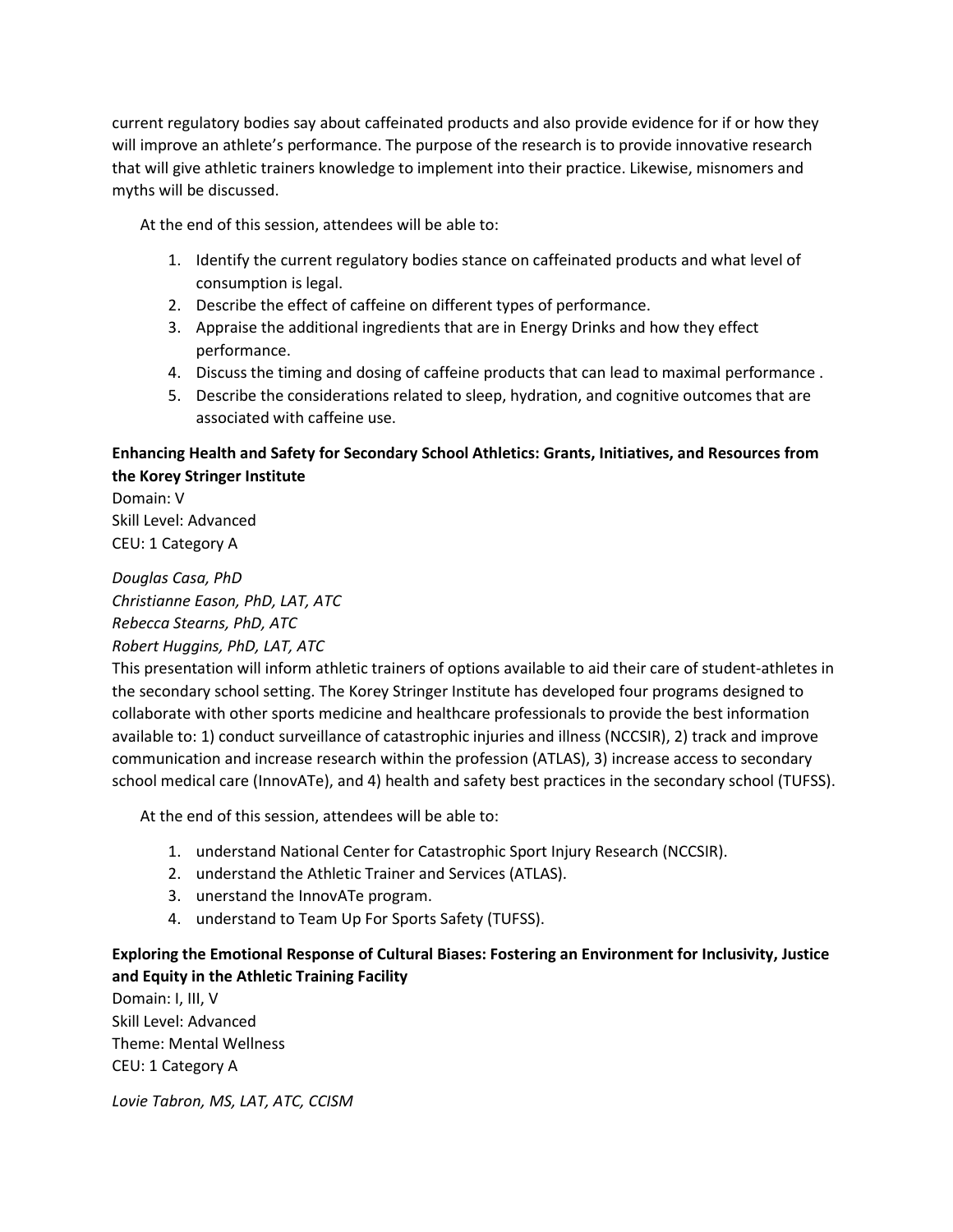current regulatory bodies say about caffeinated products and also provide evidence for if or how they will improve an athlete's performance. The purpose of the research is to provide innovative research that will give athletic trainers knowledge to implement into their practice. Likewise, misnomers and myths will be discussed.

At the end of this session, attendees will be able to:

1. Identify the current regulatory bodies stance on caffeinated products and what level of consumption is legal.
2. Describe the effect of caffeine on different types of performance.
3. Appraise the additional ingredients that are in Energy Drinks and how they effect performance.
4. Discuss the timing and dosing of caffeine products that can lead to maximal performance .
5. Describe the considerations related to sleep, hydration, and cognitive outcomes that are associated with caffeine use.

**Enhancing Health and Safety for Secondary School Athletics: Grants, Initiatives, and Resources from the Korey Stringer Institute**

Domain: V
Skill Level: Advanced
CEU: 1 Category A

*Douglas Casa, PhD*
*Christianne Eason, PhD, LAT, ATC*
*Rebecca Stearns, PhD, ATC*
*Robert Huggins, PhD, LAT, ATC*

This presentation will inform athletic trainers of options available to aid their care of student-athletes in the secondary school setting. The Korey Stringer Institute has developed four programs designed to collaborate with other sports medicine and healthcare professionals to provide the best information available to: 1) conduct surveillance of catastrophic injuries and illness (NCCSIR), 2) track and improve communication and increase research within the profession (ATLAS), 3) increase access to secondary school medical care (InnovATe), and 4) health and safety best practices in the secondary school (TUFSS).

At the end of this session, attendees will be able to:

1. understand National Center for Catastrophic Sport Injury Research (NCCSIR).
2. understand the Athletic Trainer and Services (ATLAS).
3. unerstand the InnovATe program.
4. understand to Team Up For Sports Safety (TUFSS).

**Exploring the Emotional Response of Cultural Biases: Fostering an Environment for Inclusivity, Justice and Equity in the Athletic Training Facility**

Domain: I, III, V
Skill Level: Advanced
Theme: Mental Wellness
CEU: 1 Category A

*Lovie Tabron, MS, LAT, ATC, CCISM*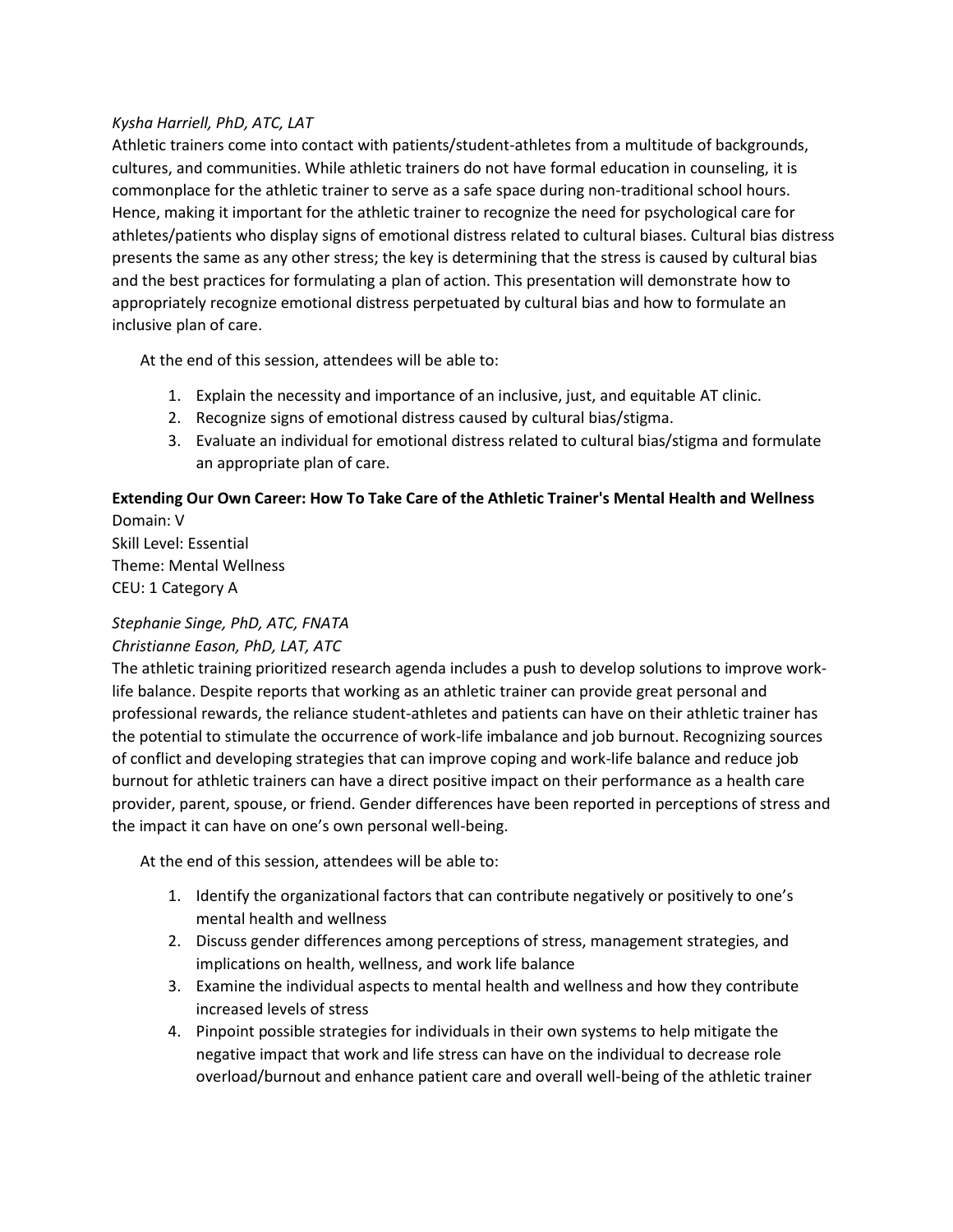*Kysha Harriell, PhD, ATC, LAT*

Athletic trainers come into contact with patients/student-athletes from a multitude of backgrounds, cultures, and communities. While athletic trainers do not have formal education in counseling, it is commonplace for the athletic trainer to serve as a safe space during non-traditional school hours. Hence, making it important for the athletic trainer to recognize the need for psychological care for athletes/patients who display signs of emotional distress related to cultural biases. Cultural bias distress presents the same as any other stress; the key is determining that the stress is caused by cultural bias and the best practices for formulating a plan of action. This presentation will demonstrate how to appropriately recognize emotional distress perpetuated by cultural bias and how to formulate an inclusive plan of care.

At the end of this session, attendees will be able to:

1. Explain the necessity and importance of an inclusive, just, and equitable AT clinic.
2. Recognize signs of emotional distress caused by cultural bias/stigma.
3. Evaluate an individual for emotional distress related to cultural bias/stigma and formulate an appropriate plan of care.

**Extending Our Own Career: How To Take Care of the Athletic Trainer's Mental Health and Wellness**

Domain: V
Skill Level: Essential
Theme: Mental Wellness
CEU: 1 Category A

*Stephanie Singe, PhD, ATC, FNATA*
*Christianne Eason, PhD, LAT, ATC*

The athletic training prioritized research agenda includes a push to develop solutions to improve work-life balance. Despite reports that working as an athletic trainer can provide great personal and professional rewards, the reliance student-athletes and patients can have on their athletic trainer has the potential to stimulate the occurrence of work-life imbalance and job burnout. Recognizing sources of conflict and developing strategies that can improve coping and work-life balance and reduce job burnout for athletic trainers can have a direct positive impact on their performance as a health care provider, parent, spouse, or friend. Gender differences have been reported in perceptions of stress and the impact it can have on one's own personal well-being.

At the end of this session, attendees will be able to:

1. Identify the organizational factors that can contribute negatively or positively to one's mental health and wellness
2. Discuss gender differences among perceptions of stress, management strategies, and implications on health, wellness, and work life balance
3. Examine the individual aspects to mental health and wellness and how they contribute increased levels of stress
4. Pinpoint possible strategies for individuals in their own systems to help mitigate the negative impact that work and life stress can have on the individual to decrease role overload/burnout and enhance patient care and overall well-being of the athletic trainer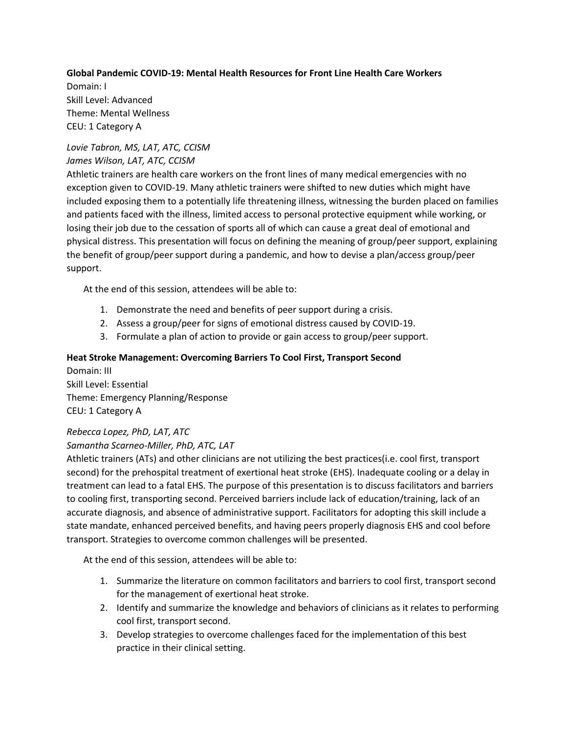**Global Pandemic COVID-19: Mental Health Resources for Front Line Health Care Workers**
Domain: I
Skill Level: Advanced
Theme: Mental Wellness
CEU: 1 Category A

*Lovie Tabron, MS, LAT, ATC, CCISM*
*James Wilson, LAT, ATC, CCISM*

Athletic trainers are health care workers on the front lines of many medical emergencies with no exception given to COVID-19. Many athletic trainers were shifted to new duties which might have included exposing them to a potentially life threatening illness, witnessing the burden placed on families and patients faced with the illness, limited access to personal protective equipment while working, or losing their job due to the cessation of sports all of which can cause a great deal of emotional and physical distress. This presentation will focus on defining the meaning of group/peer support, explaining the benefit of group/peer support during a pandemic, and how to devise a plan/access group/peer support.

At the end of this session, attendees will be able to:

1. Demonstrate the need and benefits of peer support during a crisis.
2. Assess a group/peer for signs of emotional distress caused by COVID-19.
3. Formulate a plan of action to provide or gain access to group/peer support.

**Heat Stroke Management: Overcoming Barriers To Cool First, Transport Second**
Domain: III
Skill Level: Essential
Theme: Emergency Planning/Response
CEU: 1 Category A

*Rebecca Lopez, PhD, LAT, ATC*
*Samantha Scarneo-Miller, PhD, ATC, LAT*

Athletic trainers (ATs) and other clinicians are not utilizing the best practices(i.e. cool first, transport second) for the prehospital treatment of exertional heat stroke (EHS). Inadequate cooling or a delay in treatment can lead to a fatal EHS. The purpose of this presentation is to discuss facilitators and barriers to cooling first, transporting second. Perceived barriers include lack of education/training, lack of an accurate diagnosis, and absence of administrative support. Facilitators for adopting this skill include a state mandate, enhanced perceived benefits, and having peers properly diagnosis EHS and cool before transport. Strategies to overcome common challenges will be presented.

At the end of this session, attendees will be able to:

1. Summarize the literature on common facilitators and barriers to cool first, transport second for the management of exertional heat stroke.
2. Identify and summarize the knowledge and behaviors of clinicians as it relates to performing cool first, transport second.
3. Develop strategies to overcome challenges faced for the implementation of this best practice in their clinical setting.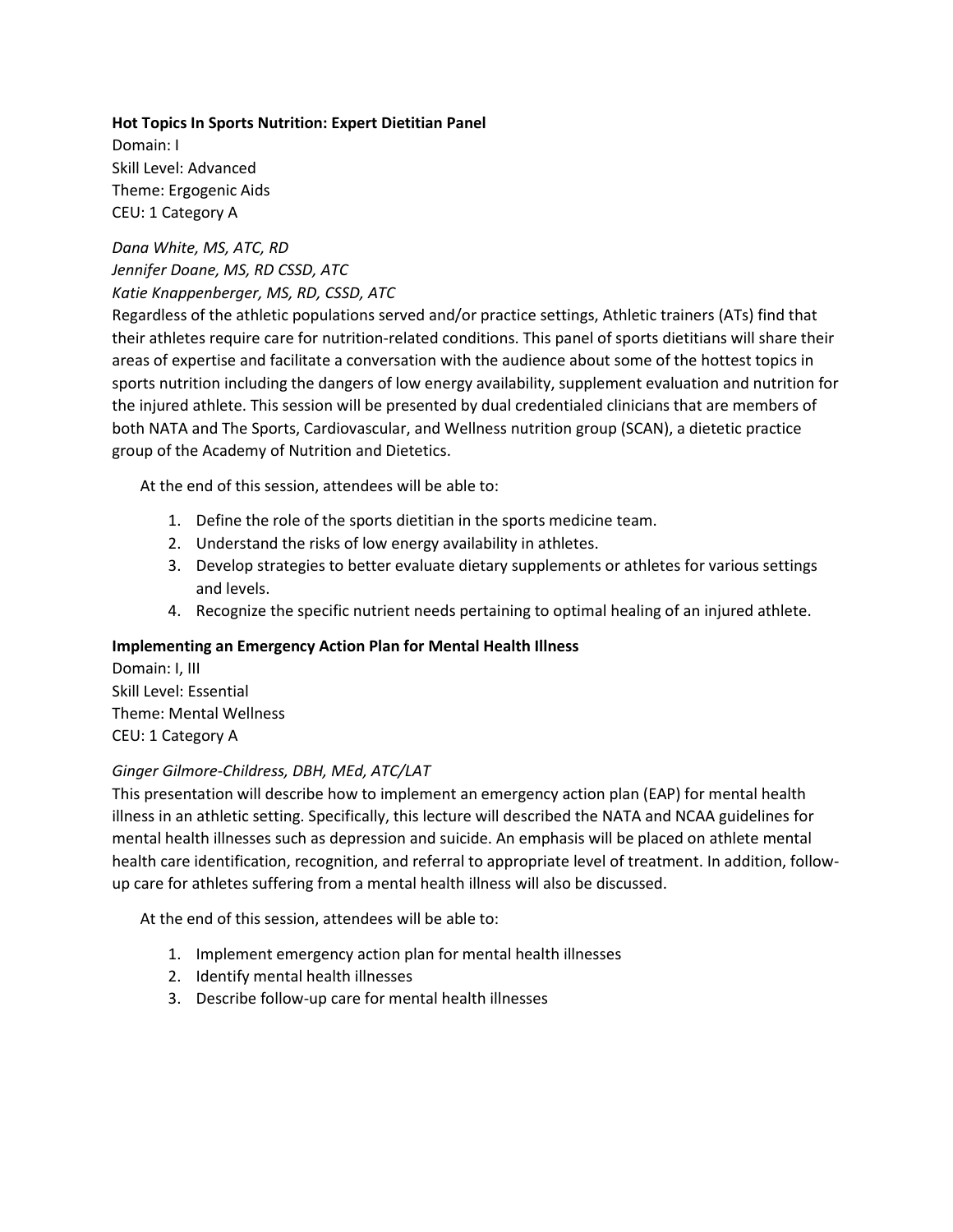**Hot Topics In Sports Nutrition: Expert Dietitian Panel**
Domain: I
Skill Level: Advanced
Theme: Ergogenic Aids
CEU: 1 Category A

*Dana White, MS, ATC, RD*
*Jennifer Doane, MS, RD CSSD, ATC*
*Katie Knappenberger, MS, RD, CSSD, ATC*

Regardless of the athletic populations served and/or practice settings, Athletic trainers (ATs) find that their athletes require care for nutrition-related conditions. This panel of sports dietitians will share their areas of expertise and facilitate a conversation with the audience about some of the hottest topics in sports nutrition including the dangers of low energy availability, supplement evaluation and nutrition for the injured athlete. This session will be presented by dual credentialed clinicians that are members of both NATA and The Sports, Cardiovascular, and Wellness nutrition group (SCAN), a dietetic practice group of the Academy of Nutrition and Dietetics.

At the end of this session, attendees will be able to:

1. Define the role of the sports dietitian in the sports medicine team.
2. Understand the risks of low energy availability in athletes.
3. Develop strategies to better evaluate dietary supplements or athletes for various settings and levels.
4. Recognize the specific nutrient needs pertaining to optimal healing of an injured athlete.

**Implementing an Emergency Action Plan for Mental Health Illness**
Domain: I, III
Skill Level: Essential
Theme: Mental Wellness
CEU: 1 Category A

*Ginger Gilmore-Childress, DBH, MEd, ATC/LAT*

This presentation will describe how to implement an emergency action plan (EAP) for mental health illness in an athletic setting. Specifically, this lecture will described the NATA and NCAA guidelines for mental health illnesses such as depression and suicide. An emphasis will be placed on athlete mental health care identification, recognition, and referral to appropriate level of treatment. In addition, follow-up care for athletes suffering from a mental health illness will also be discussed.

At the end of this session, attendees will be able to:

1. Implement emergency action plan for mental health illnesses
2. Identify mental health illnesses
3. Describe follow-up care for mental health illnesses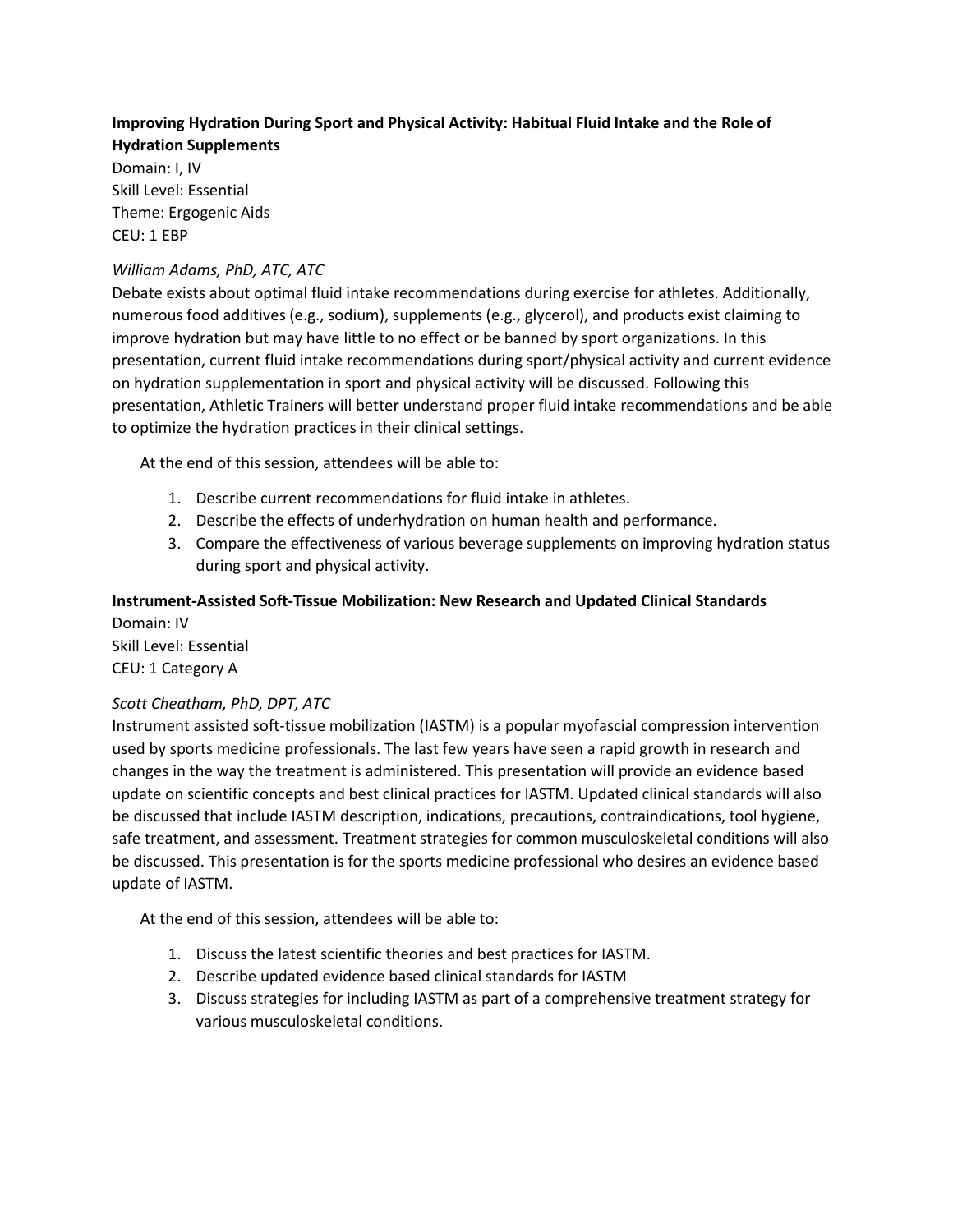**Improving Hydration During Sport and Physical Activity: Habitual Fluid Intake and the Role of Hydration Supplements**

Domain: I, IV
Skill Level: Essential
Theme: Ergogenic Aids
CEU: 1 EBP

*William Adams, PhD, ATC, ATC*

Debate exists about optimal fluid intake recommendations during exercise for athletes. Additionally, numerous food additives (e.g., sodium), supplements (e.g., glycerol), and products exist claiming to improve hydration but may have little to no effect or be banned by sport organizations. In this presentation, current fluid intake recommendations during sport/physical activity and current evidence on hydration supplementation in sport and physical activity will be discussed. Following this presentation, Athletic Trainers will better understand proper fluid intake recommendations and be able to optimize the hydration practices in their clinical settings.

At the end of this session, attendees will be able to:

1. Describe current recommendations for fluid intake in athletes.
2. Describe the effects of underhydration on human health and performance.
3. Compare the effectiveness of various beverage supplements on improving hydration status during sport and physical activity.

**Instrument-Assisted Soft-Tissue Mobilization: New Research and Updated Clinical Standards**

Domain: IV
Skill Level: Essential
CEU: 1 Category A

*Scott Cheatham, PhD, DPT, ATC*

Instrument assisted soft-tissue mobilization (IASTM) is a popular myofascial compression intervention used by sports medicine professionals. The last few years have seen a rapid growth in research and changes in the way the treatment is administered. This presentation will provide an evidence based update on scientific concepts and best clinical practices for IASTM. Updated clinical standards will also be discussed that include IASTM description, indications, precautions, contraindications, tool hygiene, safe treatment, and assessment. Treatment strategies for common musculoskeletal conditions will also be discussed. This presentation is for the sports medicine professional who desires an evidence based update of IASTM.

At the end of this session, attendees will be able to:

1. Discuss the latest scientific theories and best practices for IASTM.
2. Describe updated evidence based clinical standards for IASTM
3. Discuss strategies for including IASTM as part of a comprehensive treatment strategy for various musculoskeletal conditions.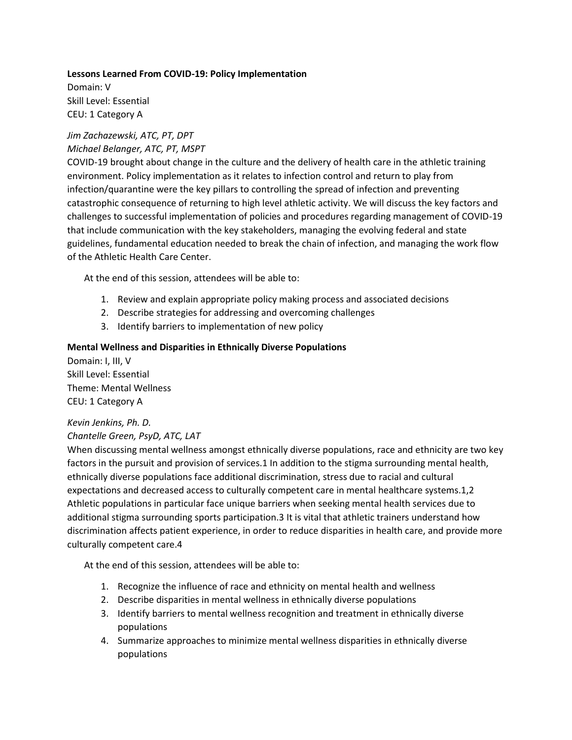**Lessons Learned From COVID-19: Policy Implementation**
Domain: V
Skill Level: Essential
CEU: 1 Category A

*Jim Zachazewski, ATC, PT, DPT*
*Michael Belanger, ATC, PT, MSPT*

COVID-19 brought about change in the culture and the delivery of health care in the athletic training environment. Policy implementation as it relates to infection control and return to play from infection/quarantine were the key pillars to controlling the spread of infection and preventing catastrophic consequence of returning to high level athletic activity. We will discuss the key factors and challenges to successful implementation of policies and procedures regarding management of COVID-19 that include communication with the key stakeholders, managing the evolving federal and state guidelines, fundamental education needed to break the chain of infection, and managing the work flow of the Athletic Health Care Center.

At the end of this session, attendees will be able to:

1. Review and explain appropriate policy making process and associated decisions
2. Describe strategies for addressing and overcoming challenges
3. Identify barriers to implementation of new policy

**Mental Wellness and Disparities in Ethnically Diverse Populations**
Domain: I, III, V
Skill Level: Essential
Theme: Mental Wellness
CEU: 1 Category A

*Kevin Jenkins, Ph. D.*
*Chantelle Green, PsyD, ATC, LAT*

When discussing mental wellness amongst ethnically diverse populations, race and ethnicity are two key factors in the pursuit and provision of services.[1] In addition to the stigma surrounding mental health, ethnically diverse populations face additional discrimination, stress due to racial and cultural expectations and decreased access to culturally competent care in mental healthcare systems.[1,2] Athletic populations in particular face unique barriers when seeking mental health services due to additional stigma surrounding sports participation.[3] It is vital that athletic trainers understand how discrimination affects patient experience, in order to reduce disparities in health care, and provide more culturally competent care.[4]

At the end of this session, attendees will be able to:

1. Recognize the influence of race and ethnicity on mental health and wellness
2. Describe disparities in mental wellness in ethnically diverse populations
3. Identify barriers to mental wellness recognition and treatment in ethnically diverse populations
4. Summarize approaches to minimize mental wellness disparities in ethnically diverse populations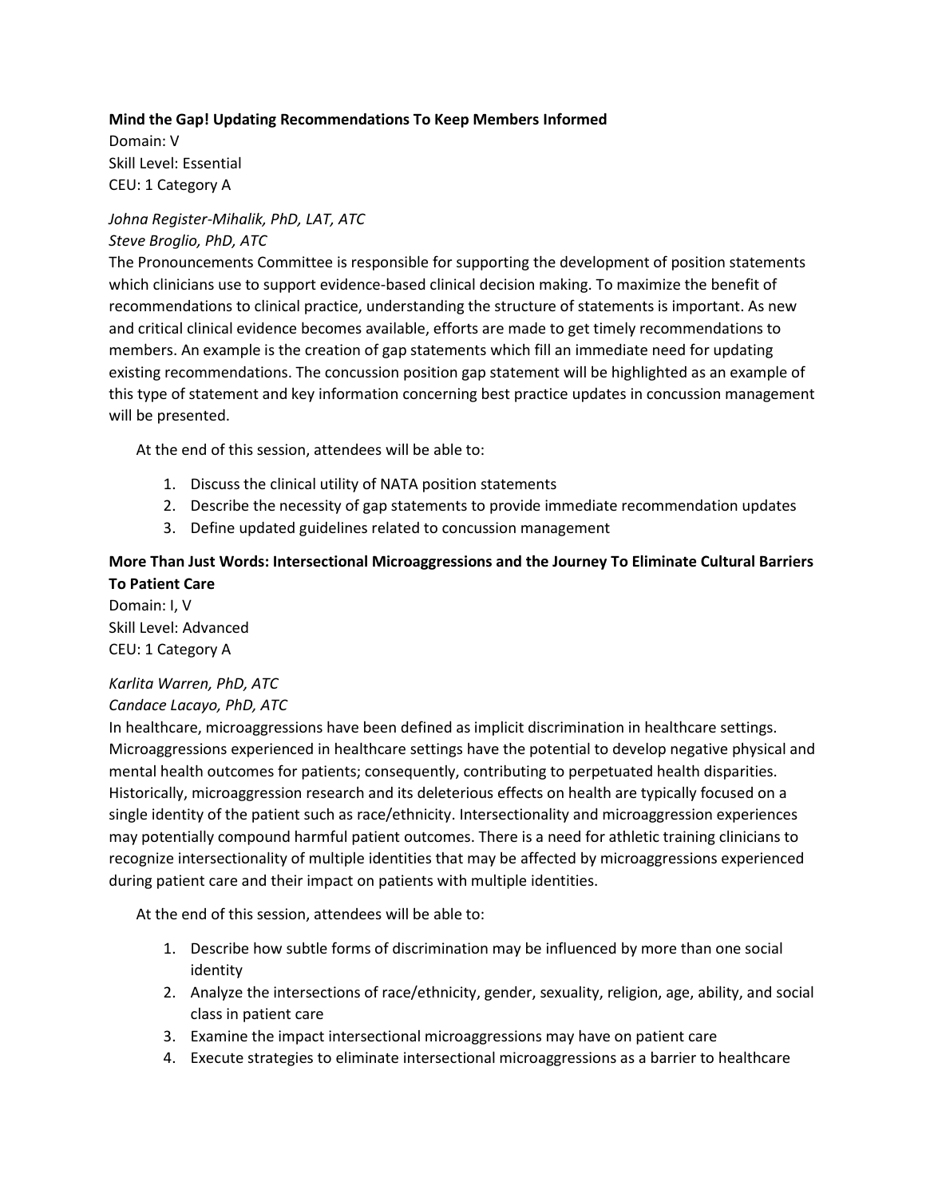**Mind the Gap! Updating Recommendations To Keep Members Informed**
Domain: V
Skill Level: Essential
CEU: 1 Category A

*Johna Register-Mihalik, PhD, LAT, ATC*
*Steve Broglio, PhD, ATC*

The Pronouncements Committee is responsible for supporting the development of position statements which clinicians use to support evidence-based clinical decision making. To maximize the benefit of recommendations to clinical practice, understanding the structure of statements is important. As new and critical clinical evidence becomes available, efforts are made to get timely recommendations to members. An example is the creation of gap statements which fill an immediate need for updating existing recommendations. The concussion position gap statement will be highlighted as an example of this type of statement and key information concerning best practice updates in concussion management will be presented.

At the end of this session, attendees will be able to:

1. Discuss the clinical utility of NATA position statements
2. Describe the necessity of gap statements to provide immediate recommendation updates
3. Define updated guidelines related to concussion management

**More Than Just Words: Intersectional Microaggressions and the Journey To Eliminate Cultural Barriers To Patient Care**
Domain: I, V
Skill Level: Advanced
CEU: 1 Category A

*Karlita Warren, PhD, ATC*
*Candace Lacayo, PhD, ATC*

In healthcare, microaggressions have been defined as implicit discrimination in healthcare settings. Microaggressions experienced in healthcare settings have the potential to develop negative physical and mental health outcomes for patients; consequently, contributing to perpetuated health disparities. Historically, microaggression research and its deleterious effects on health are typically focused on a single identity of the patient such as race/ethnicity. Intersectionality and microaggression experiences may potentially compound harmful patient outcomes. There is a need for athletic training clinicians to recognize intersectionality of multiple identities that may be affected by microaggressions experienced during patient care and their impact on patients with multiple identities.

At the end of this session, attendees will be able to:

1. Describe how subtle forms of discrimination may be influenced by more than one social identity
2. Analyze the intersections of race/ethnicity, gender, sexuality, religion, age, ability, and social class in patient care
3. Examine the impact intersectional microaggressions may have on patient care
4. Execute strategies to eliminate intersectional microaggressions as a barrier to healthcare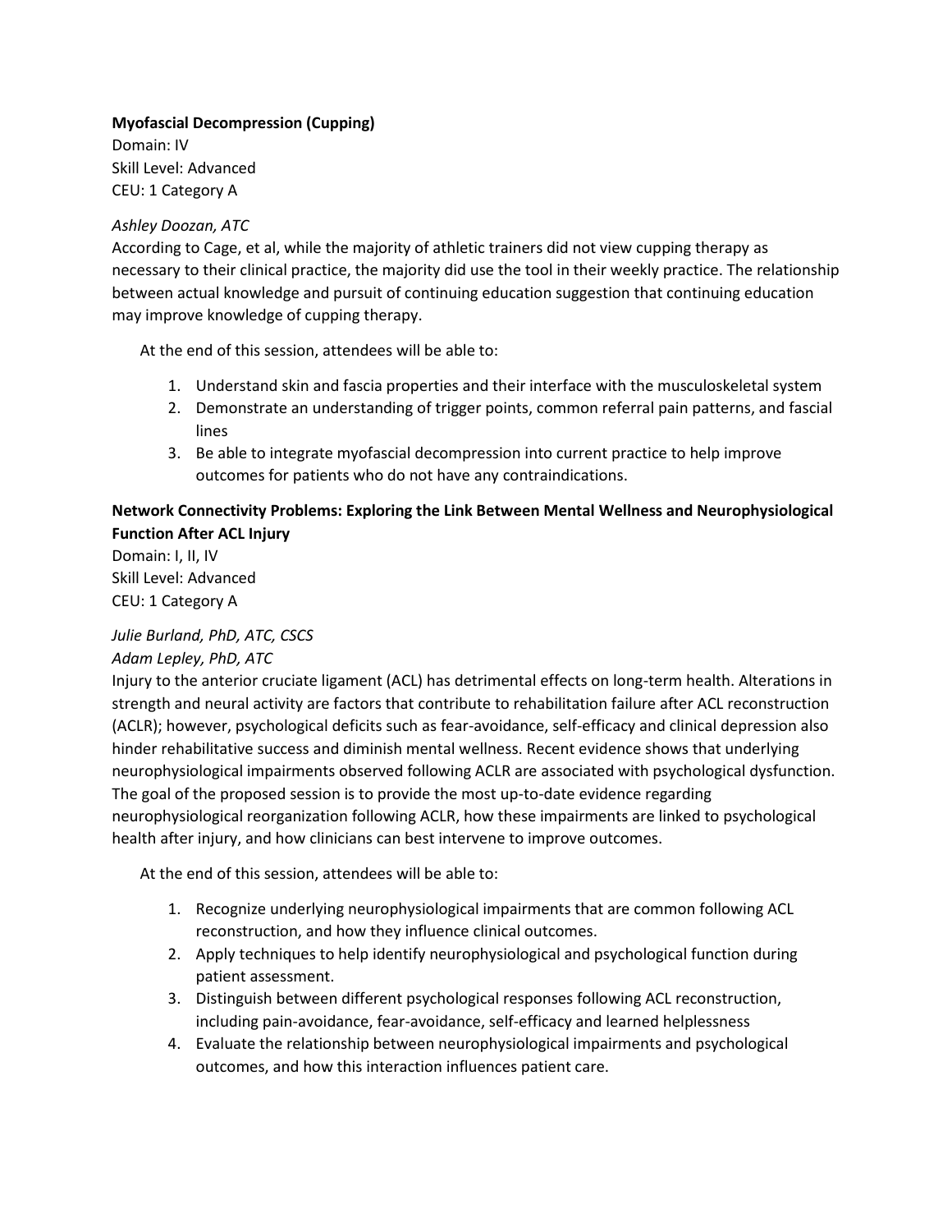**Myofascial Decompression (Cupping)**
Domain: IV
Skill Level: Advanced
CEU: 1 Category A

*Ashley Doozan, ATC*
According to Cage, et al, while the majority of athletic trainers did not view cupping therapy as necessary to their clinical practice, the majority did use the tool in their weekly practice. The relationship between actual knowledge and pursuit of continuing education suggestion that continuing education may improve knowledge of cupping therapy.

At the end of this session, attendees will be able to:

1. Understand skin and fascia properties and their interface with the musculoskeletal system
2. Demonstrate an understanding of trigger points, common referral pain patterns, and fascial lines
3. Be able to integrate myofascial decompression into current practice to help improve outcomes for patients who do not have any contraindications.

**Network Connectivity Problems: Exploring the Link Between Mental Wellness and Neurophysiological Function After ACL Injury**
Domain: I, II, IV
Skill Level: Advanced
CEU: 1 Category A

*Julie Burland, PhD, ATC, CSCS*
*Adam Lepley, PhD, ATC*
Injury to the anterior cruciate ligament (ACL) has detrimental effects on long-term health. Alterations in strength and neural activity are factors that contribute to rehabilitation failure after ACL reconstruction (ACLR); however, psychological deficits such as fear-avoidance, self-efficacy and clinical depression also hinder rehabilitative success and diminish mental wellness. Recent evidence shows that underlying neurophysiological impairments observed following ACLR are associated with psychological dysfunction. The goal of the proposed session is to provide the most up-to-date evidence regarding neurophysiological reorganization following ACLR, how these impairments are linked to psychological health after injury, and how clinicians can best intervene to improve outcomes.

At the end of this session, attendees will be able to:

1. Recognize underlying neurophysiological impairments that are common following ACL reconstruction, and how they influence clinical outcomes.
2. Apply techniques to help identify neurophysiological and psychological function during patient assessment.
3. Distinguish between different psychological responses following ACL reconstruction, including pain-avoidance, fear-avoidance, self-efficacy and learned helplessness
4. Evaluate the relationship between neurophysiological impairments and psychological outcomes, and how this interaction influences patient care.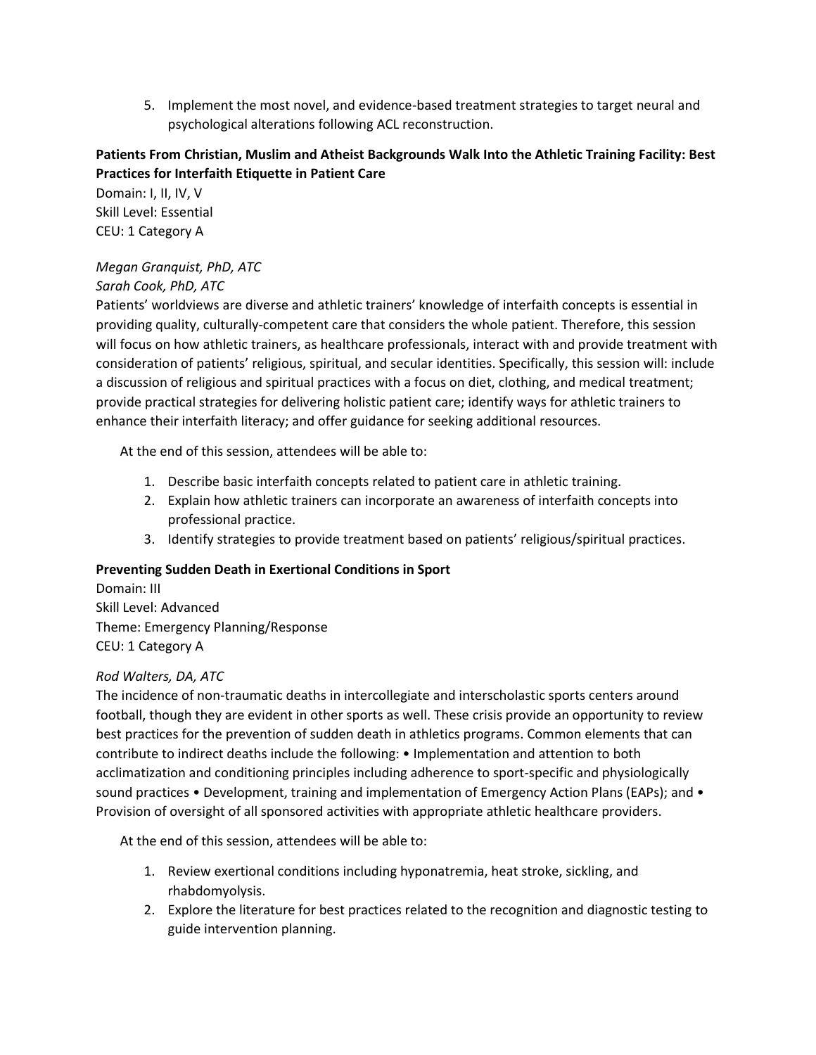5. Implement the most novel, and evidence-based treatment strategies to target neural and psychological alterations following ACL reconstruction.

**Patients From Christian, Muslim and Atheist Backgrounds Walk Into the Athletic Training Facility: Best Practices for Interfaith Etiquette in Patient Care**

Domain: I, II, IV, V
Skill Level: Essential
CEU: 1 Category A

*Megan Granquist, PhD, ATC*
*Sarah Cook, PhD, ATC*

Patients' worldviews are diverse and athletic trainers' knowledge of interfaith concepts is essential in providing quality, culturally-competent care that considers the whole patient. Therefore, this session will focus on how athletic trainers, as healthcare professionals, interact with and provide treatment with consideration of patients' religious, spiritual, and secular identities. Specifically, this session will: include a discussion of religious and spiritual practices with a focus on diet, clothing, and medical treatment; provide practical strategies for delivering holistic patient care; identify ways for athletic trainers to enhance their interfaith literacy; and offer guidance for seeking additional resources.

At the end of this session, attendees will be able to:

1. Describe basic interfaith concepts related to patient care in athletic training.
2. Explain how athletic trainers can incorporate an awareness of interfaith concepts into professional practice.
3. Identify strategies to provide treatment based on patients' religious/spiritual practices.

**Preventing Sudden Death in Exertional Conditions in Sport**

Domain: III
Skill Level: Advanced
Theme: Emergency Planning/Response
CEU: 1 Category A

*Rod Walters, DA, ATC*

The incidence of non-traumatic deaths in intercollegiate and interscholastic sports centers around football, though they are evident in other sports as well. These crisis provide an opportunity to review best practices for the prevention of sudden death in athletics programs. Common elements that can contribute to indirect deaths include the following: • Implementation and attention to both acclimatization and conditioning principles including adherence to sport-specific and physiologically sound practices • Development, training and implementation of Emergency Action Plans (EAPs); and • Provision of oversight of all sponsored activities with appropriate athletic healthcare providers.

At the end of this session, attendees will be able to:

1. Review exertional conditions including hyponatremia, heat stroke, sickling, and rhabdomyolysis.
2. Explore the literature for best practices related to the recognition and diagnostic testing to guide intervention planning.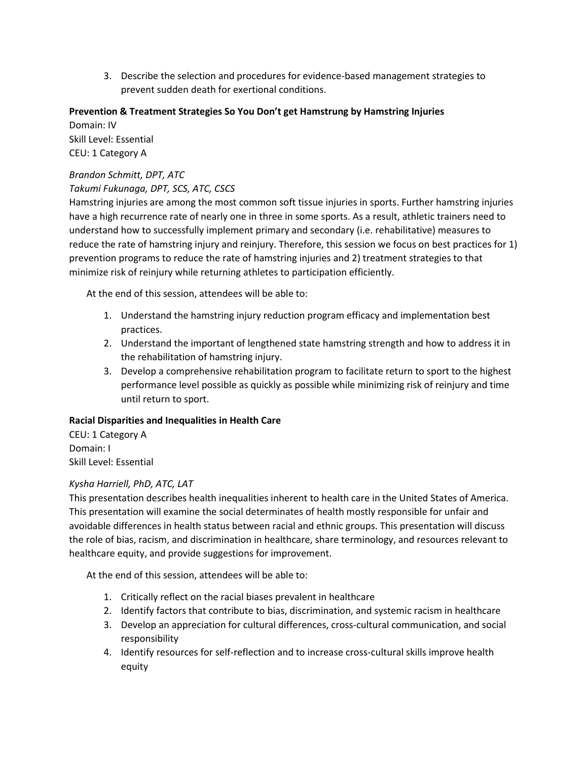3. Describe the selection and procedures for evidence-based management strategies to prevent sudden death for exertional conditions.

**Prevention & Treatment Strategies So You Don't get Hamstrung by Hamstring Injuries**

Domain: IV
Skill Level: Essential
CEU: 1 Category A

*Brandon Schmitt, DPT, ATC*
*Takumi Fukunaga, DPT, SCS, ATC, CSCS*

Hamstring injuries are among the most common soft tissue injuries in sports. Further hamstring injuries have a high recurrence rate of nearly one in three in some sports. As a result, athletic trainers need to understand how to successfully implement primary and secondary (i.e. rehabilitative) measures to reduce the rate of hamstring injury and reinjury. Therefore, this session we focus on best practices for 1) prevention programs to reduce the rate of hamstring injuries and 2) treatment strategies to that minimize risk of reinjury while returning athletes to participation efficiently.

At the end of this session, attendees will be able to:

1. Understand the hamstring injury reduction program efficacy and implementation best practices.
2. Understand the important of lengthened state hamstring strength and how to address it in the rehabilitation of hamstring injury.
3. Develop a comprehensive rehabilitation program to facilitate return to sport to the highest performance level possible as quickly as possible while minimizing risk of reinjury and time until return to sport.

**Racial Disparities and Inequalities in Health Care**

CEU: 1 Category A
Domain: I
Skill Level: Essential

*Kysha Harriell, PhD, ATC, LAT*

This presentation describes health inequalities inherent to health care in the United States of America. This presentation will examine the social determinates of health mostly responsible for unfair and avoidable differences in health status between racial and ethnic groups. This presentation will discuss the role of bias, racism, and discrimination in healthcare, share terminology, and resources relevant to healthcare equity, and provide suggestions for improvement.

At the end of this session, attendees will be able to:

1. Critically reflect on the racial biases prevalent in healthcare
2. Identify factors that contribute to bias, discrimination, and systemic racism in healthcare
3. Develop an appreciation for cultural differences, cross-cultural communication, and social responsibility
4. Identify resources for self-reflection and to increase cross-cultural skills improve health equity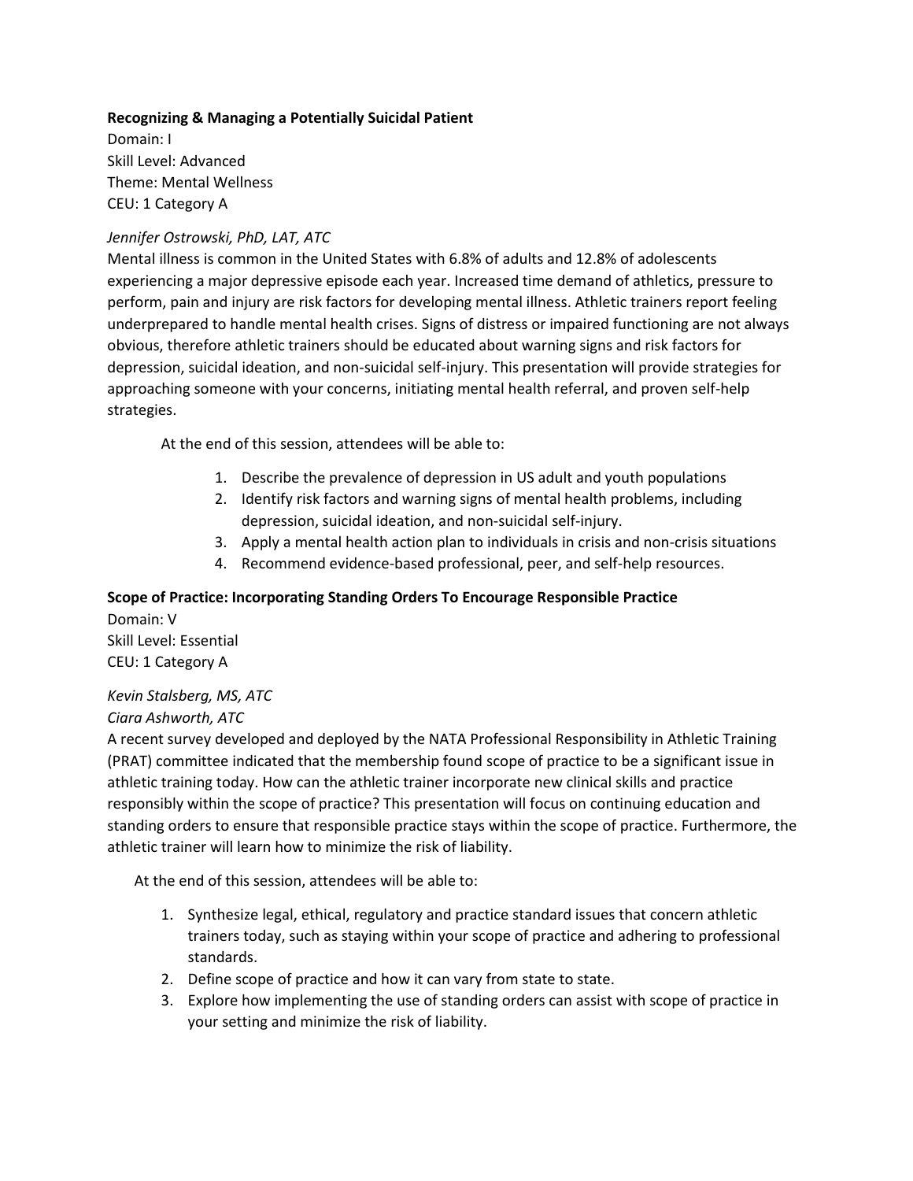**Recognizing & Managing a Potentially Suicidal Patient**

Domain: I
Skill Level: Advanced
Theme: Mental Wellness
CEU: 1 Category A

*Jennifer Ostrowski, PhD, LAT, ATC*

Mental illness is common in the United States with 6.8% of adults and 12.8% of adolescents experiencing a major depressive episode each year. Increased time demand of athletics, pressure to perform, pain and injury are risk factors for developing mental illness. Athletic trainers report feeling underprepared to handle mental health crises. Signs of distress or impaired functioning are not always obvious, therefore athletic trainers should be educated about warning signs and risk factors for depression, suicidal ideation, and non-suicidal self-injury. This presentation will provide strategies for approaching someone with your concerns, initiating mental health referral, and proven self-help strategies.

At the end of this session, attendees will be able to:

1. Describe the prevalence of depression in US adult and youth populations
2. Identify risk factors and warning signs of mental health problems, including depression, suicidal ideation, and non-suicidal self-injury.
3. Apply a mental health action plan to individuals in crisis and non-crisis situations
4. Recommend evidence-based professional, peer, and self-help resources.

**Scope of Practice: Incorporating Standing Orders To Encourage Responsible Practice**

Domain: V
Skill Level: Essential
CEU: 1 Category A

*Kevin Stalsberg, MS, ATC*
*Ciara Ashworth, ATC*

A recent survey developed and deployed by the NATA Professional Responsibility in Athletic Training (PRAT) committee indicated that the membership found scope of practice to be a significant issue in athletic training today. How can the athletic trainer incorporate new clinical skills and practice responsibly within the scope of practice? This presentation will focus on continuing education and standing orders to ensure that responsible practice stays within the scope of practice. Furthermore, the athletic trainer will learn how to minimize the risk of liability.

At the end of this session, attendees will be able to:

1. Synthesize legal, ethical, regulatory and practice standard issues that concern athletic trainers today, such as staying within your scope of practice and adhering to professional standards.
2. Define scope of practice and how it can vary from state to state.
3. Explore how implementing the use of standing orders can assist with scope of practice in your setting and minimize the risk of liability.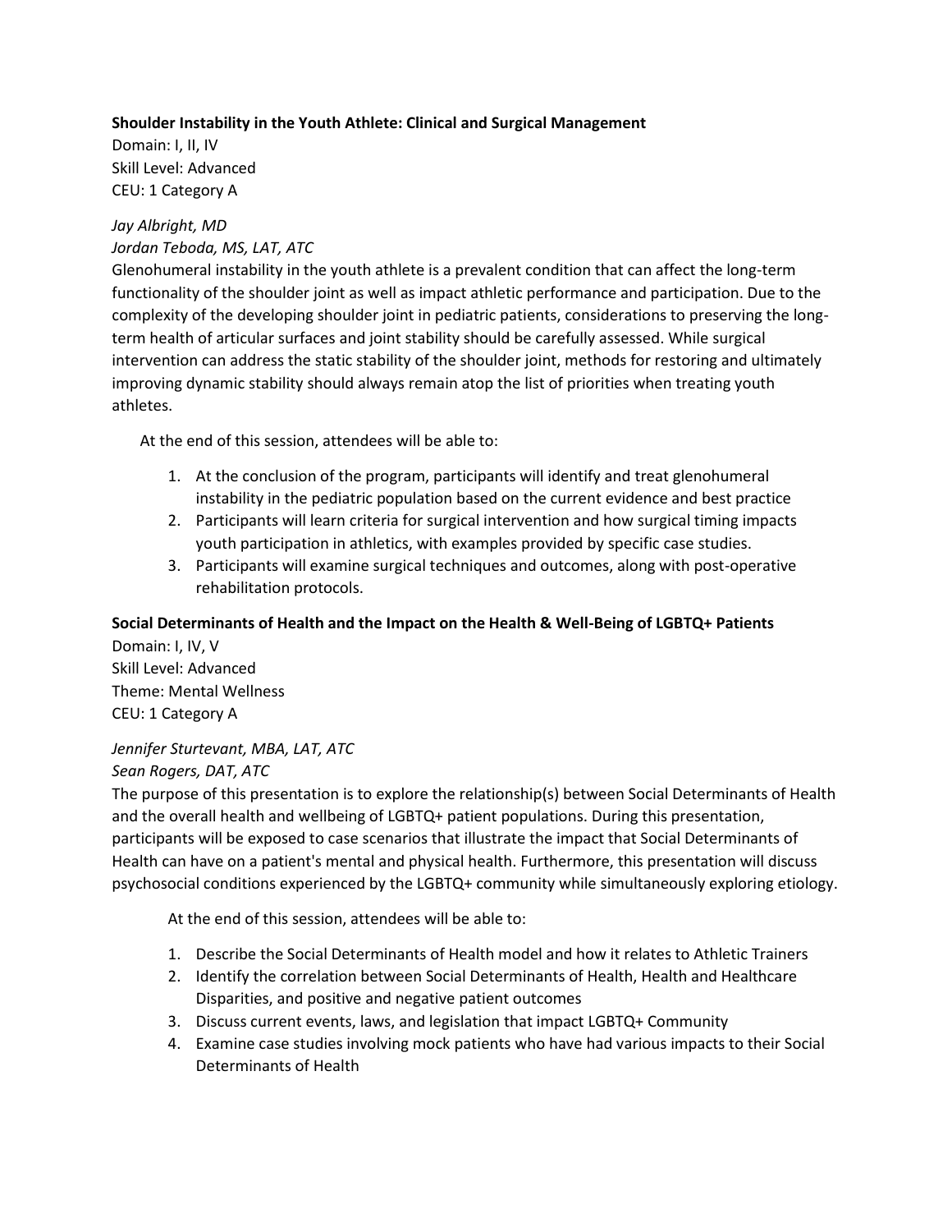**Shoulder Instability in the Youth Athlete: Clinical and Surgical Management**

Domain: I, II, IV
Skill Level: Advanced
CEU: 1 Category A

*Jay Albright, MD*
*Jordan Teboda, MS, LAT, ATC*

Glenohumeral instability in the youth athlete is a prevalent condition that can affect the long-term functionality of the shoulder joint as well as impact athletic performance and participation. Due to the complexity of the developing shoulder joint in pediatric patients, considerations to preserving the long-term health of articular surfaces and joint stability should be carefully assessed. While surgical intervention can address the static stability of the shoulder joint, methods for restoring and ultimately improving dynamic stability should always remain atop the list of priorities when treating youth athletes.

At the end of this session, attendees will be able to:

1. At the conclusion of the program, participants will identify and treat glenohumeral instability in the pediatric population based on the current evidence and best practice
2. Participants will learn criteria for surgical intervention and how surgical timing impacts youth participation in athletics, with examples provided by specific case studies.
3. Participants will examine surgical techniques and outcomes, along with post-operative rehabilitation protocols.

**Social Determinants of Health and the Impact on the Health & Well-Being of LGBTQ+ Patients**

Domain: I, IV, V
Skill Level: Advanced
Theme: Mental Wellness
CEU: 1 Category A

*Jennifer Sturtevant, MBA, LAT, ATC*
*Sean Rogers, DAT, ATC*

The purpose of this presentation is to explore the relationship(s) between Social Determinants of Health and the overall health and wellbeing of LGBTQ+ patient populations. During this presentation, participants will be exposed to case scenarios that illustrate the impact that Social Determinants of Health can have on a patient's mental and physical health. Furthermore, this presentation will discuss psychosocial conditions experienced by the LGBTQ+ community while simultaneously exploring etiology.

At the end of this session, attendees will be able to:

1. Describe the Social Determinants of Health model and how it relates to Athletic Trainers
2. Identify the correlation between Social Determinants of Health, Health and Healthcare Disparities, and positive and negative patient outcomes
3. Discuss current events, laws, and legislation that impact LGBTQ+ Community
4. Examine case studies involving mock patients who have had various impacts to their Social Determinants of Health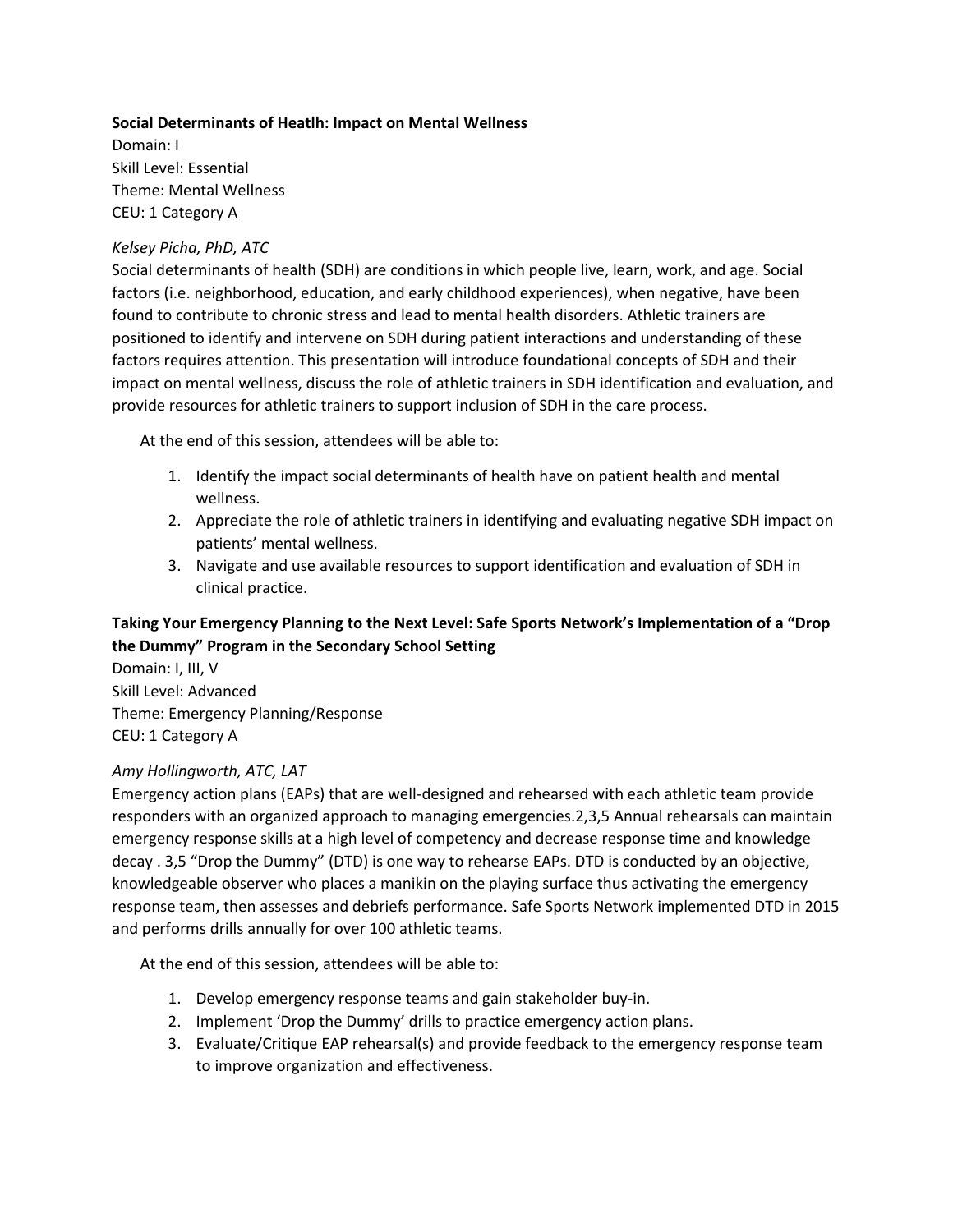**Social Determinants of Heatlh: Impact on Mental Wellness**

Domain: I
Skill Level: Essential
Theme: Mental Wellness
CEU: 1 Category A

*Kelsey Picha, PhD, ATC*

Social determinants of health (SDH) are conditions in which people live, learn, work, and age. Social factors (i.e. neighborhood, education, and early childhood experiences), when negative, have been found to contribute to chronic stress and lead to mental health disorders. Athletic trainers are positioned to identify and intervene on SDH during patient interactions and understanding of these factors requires attention. This presentation will introduce foundational concepts of SDH and their impact on mental wellness, discuss the role of athletic trainers in SDH identification and evaluation, and provide resources for athletic trainers to support inclusion of SDH in the care process.

At the end of this session, attendees will be able to:

1. Identify the impact social determinants of health have on patient health and mental wellness.
2. Appreciate the role of athletic trainers in identifying and evaluating negative SDH impact on patients' mental wellness.
3. Navigate and use available resources to support identification and evaluation of SDH in clinical practice.

**Taking Your Emergency Planning to the Next Level: Safe Sports Network's Implementation of a "Drop the Dummy" Program in the Secondary School Setting**

Domain: I, III, V
Skill Level: Advanced
Theme: Emergency Planning/Response
CEU: 1 Category A

*Amy Hollingworth, ATC, LAT*

Emergency action plans (EAPs) that are well-designed and rehearsed with each athletic team provide responders with an organized approach to managing emergencies.2,3,5 Annual rehearsals can maintain emergency response skills at a high level of competency and decrease response time and knowledge decay . 3,5 "Drop the Dummy" (DTD) is one way to rehearse EAPs. DTD is conducted by an objective, knowledgeable observer who places a manikin on the playing surface thus activating the emergency response team, then assesses and debriefs performance. Safe Sports Network implemented DTD in 2015 and performs drills annually for over 100 athletic teams.

At the end of this session, attendees will be able to:

1. Develop emergency response teams and gain stakeholder buy-in.
2. Implement 'Drop the Dummy' drills to practice emergency action plans.
3. Evaluate/Critique EAP rehearsal(s) and provide feedback to the emergency response team to improve organization and effectiveness.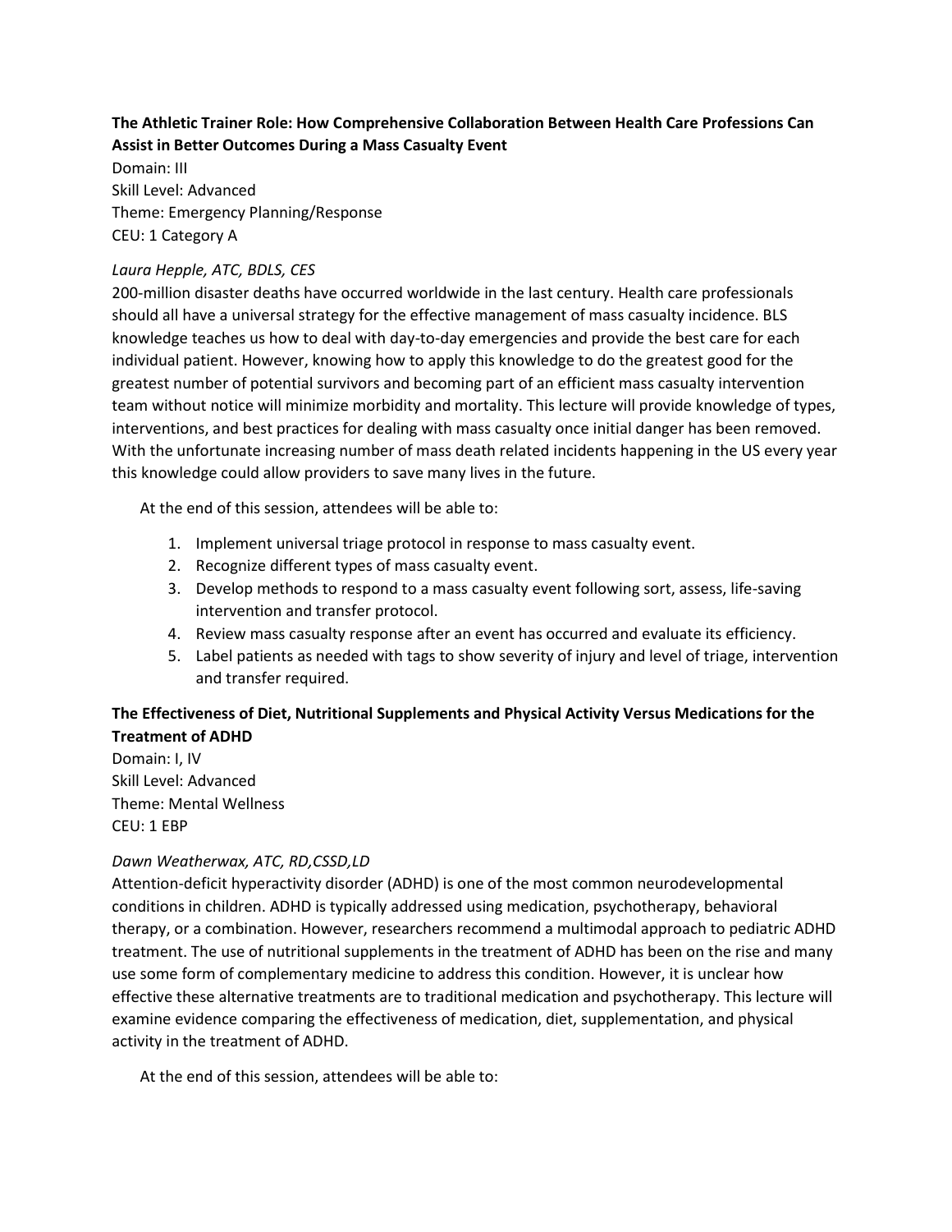**The Athletic Trainer Role: How Comprehensive Collaboration Between Health Care Professions Can Assist in Better Outcomes During a Mass Casualty Event**

Domain: III
Skill Level: Advanced
Theme: Emergency Planning/Response
CEU: 1 Category A

*Laura Hepple, ATC, BDLS, CES*

200-million disaster deaths have occurred worldwide in the last century. Health care professionals should all have a universal strategy for the effective management of mass casualty incidence. BLS knowledge teaches us how to deal with day-to-day emergencies and provide the best care for each individual patient. However, knowing how to apply this knowledge to do the greatest good for the greatest number of potential survivors and becoming part of an efficient mass casualty intervention team without notice will minimize morbidity and mortality. This lecture will provide knowledge of types, interventions, and best practices for dealing with mass casualty once initial danger has been removed. With the unfortunate increasing number of mass death related incidents happening in the US every year this knowledge could allow providers to save many lives in the future.

At the end of this session, attendees will be able to:

1. Implement universal triage protocol in response to mass casualty event.
2. Recognize different types of mass casualty event.
3. Develop methods to respond to a mass casualty event following sort, assess, life-saving intervention and transfer protocol.
4. Review mass casualty response after an event has occurred and evaluate its efficiency.
5. Label patients as needed with tags to show severity of injury and level of triage, intervention and transfer required.

**The Effectiveness of Diet, Nutritional Supplements and Physical Activity Versus Medications for the Treatment of ADHD**

Domain: I, IV
Skill Level: Advanced
Theme: Mental Wellness
CEU: 1 EBP

*Dawn Weatherwax, ATC, RD,CSSD,LD*

Attention-deficit hyperactivity disorder (ADHD) is one of the most common neurodevelopmental conditions in children. ADHD is typically addressed using medication, psychotherapy, behavioral therapy, or a combination. However, researchers recommend a multimodal approach to pediatric ADHD treatment. The use of nutritional supplements in the treatment of ADHD has been on the rise and many use some form of complementary medicine to address this condition. However, it is unclear how effective these alternative treatments are to traditional medication and psychotherapy. This lecture will examine evidence comparing the effectiveness of medication, diet, supplementation, and physical activity in the treatment of ADHD.

At the end of this session, attendees will be able to: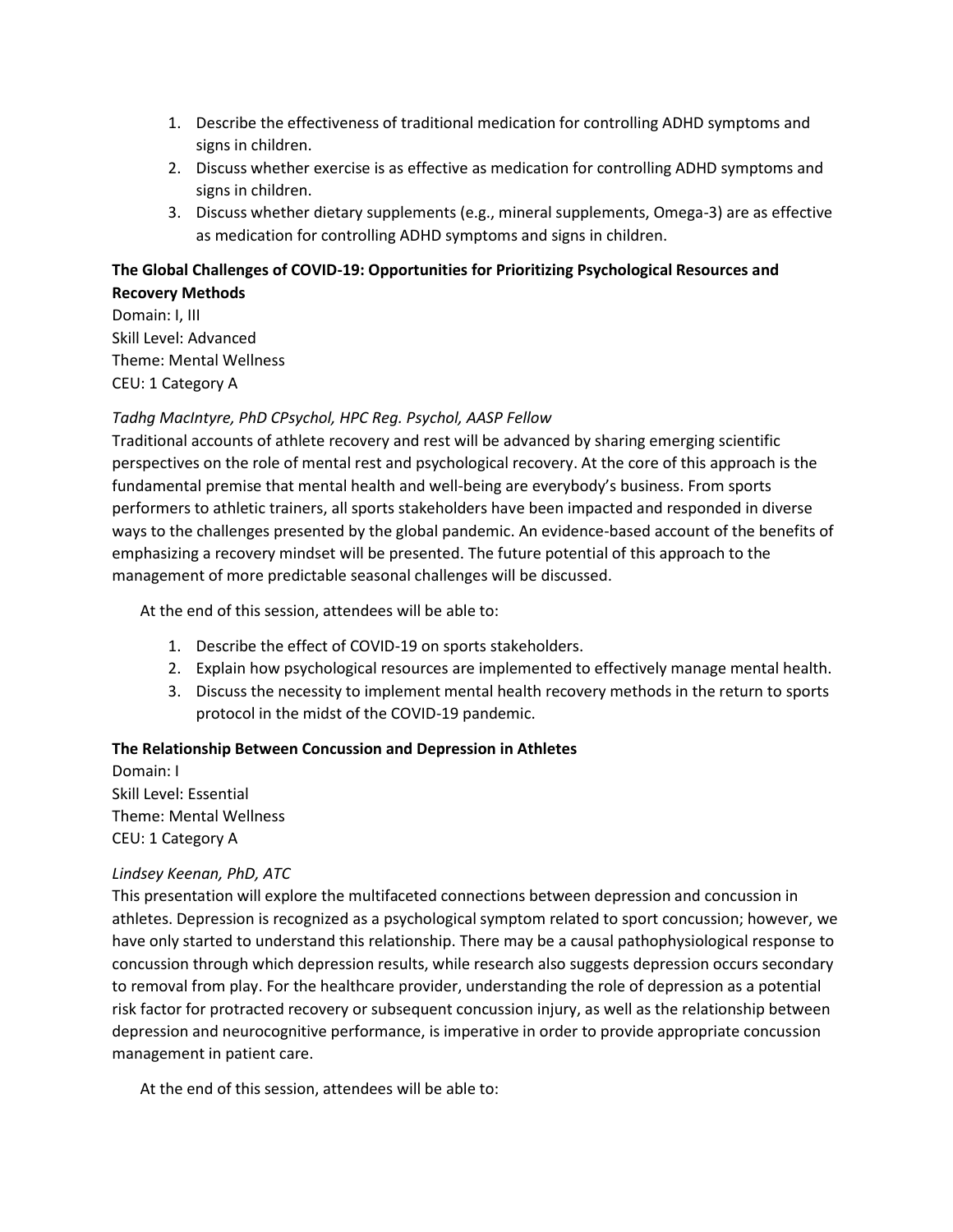1. Describe the effectiveness of traditional medication for controlling ADHD symptoms and signs in children.
2. Discuss whether exercise is as effective as medication for controlling ADHD symptoms and signs in children.
3. Discuss whether dietary supplements (e.g., mineral supplements, Omega-3) are as effective as medication for controlling ADHD symptoms and signs in children.

**The Global Challenges of COVID-19: Opportunities for Prioritizing Psychological Resources and Recovery Methods**
Domain: I, III
Skill Level: Advanced
Theme: Mental Wellness
CEU: 1 Category A

*Tadhg MacIntyre, PhD CPsychol, HPC Reg. Psychol, AASP Fellow*
Traditional accounts of athlete recovery and rest will be advanced by sharing emerging scientific perspectives on the role of mental rest and psychological recovery. At the core of this approach is the fundamental premise that mental health and well-being are everybody's business. From sports performers to athletic trainers, all sports stakeholders have been impacted and responded in diverse ways to the challenges presented by the global pandemic. An evidence-based account of the benefits of emphasizing a recovery mindset will be presented. The future potential of this approach to the management of more predictable seasonal challenges will be discussed.

At the end of this session, attendees will be able to:

1. Describe the effect of COVID-19 on sports stakeholders.
2. Explain how psychological resources are implemented to effectively manage mental health.
3. Discuss the necessity to implement mental health recovery methods in the return to sports protocol in the midst of the COVID-19 pandemic.

**The Relationship Between Concussion and Depression in Athletes**
Domain: I
Skill Level: Essential
Theme: Mental Wellness
CEU: 1 Category A

*Lindsey Keenan, PhD, ATC*
This presentation will explore the multifaceted connections between depression and concussion in athletes. Depression is recognized as a psychological symptom related to sport concussion; however, we have only started to understand this relationship. There may be a causal pathophysiological response to concussion through which depression results, while research also suggests depression occurs secondary to removal from play. For the healthcare provider, understanding the role of depression as a potential risk factor for protracted recovery or subsequent concussion injury, as well as the relationship between depression and neurocognitive performance, is imperative in order to provide appropriate concussion management in patient care.

At the end of this session, attendees will be able to: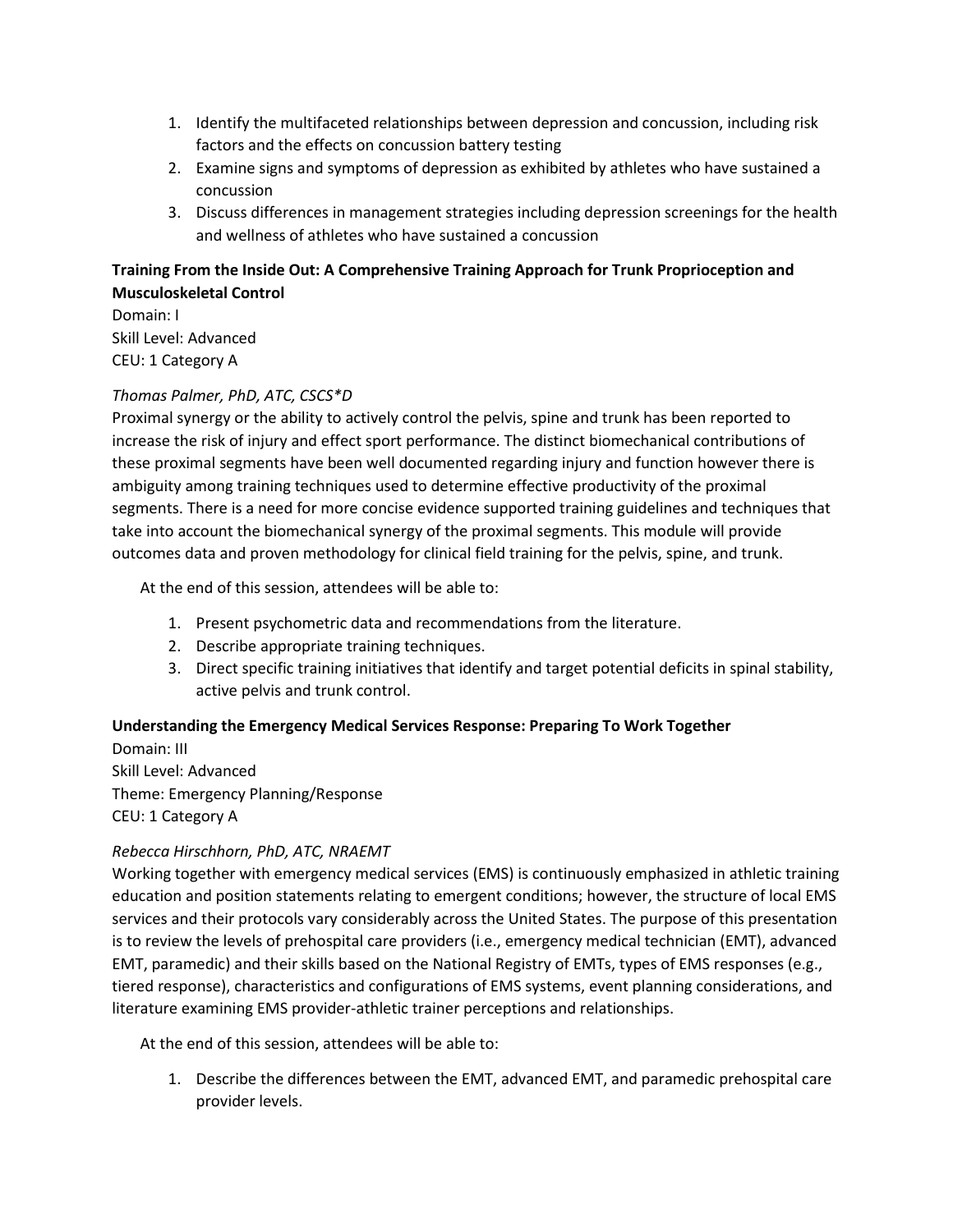1. Identify the multifaceted relationships between depression and concussion, including risk factors and the effects on concussion battery testing
2. Examine signs and symptoms of depression as exhibited by athletes who have sustained a concussion
3. Discuss differences in management strategies including depression screenings for the health and wellness of athletes who have sustained a concussion

**Training From the Inside Out: A Comprehensive Training Approach for Trunk Proprioception and Musculoskeletal Control**
Domain: I
Skill Level: Advanced
CEU: 1 Category A

*Thomas Palmer, PhD, ATC, CSCS*D*
Proximal synergy or the ability to actively control the pelvis, spine and trunk has been reported to increase the risk of injury and effect sport performance. The distinct biomechanical contributions of these proximal segments have been well documented regarding injury and function however there is ambiguity among training techniques used to determine effective productivity of the proximal segments. There is a need for more concise evidence supported training guidelines and techniques that take into account the biomechanical synergy of the proximal segments. This module will provide outcomes data and proven methodology for clinical field training for the pelvis, spine, and trunk.

At the end of this session, attendees will be able to:

1. Present psychometric data and recommendations from the literature.
2. Describe appropriate training techniques.
3. Direct specific training initiatives that identify and target potential deficits in spinal stability, active pelvis and trunk control.

**Understanding the Emergency Medical Services Response: Preparing To Work Together**
Domain: III
Skill Level: Advanced
Theme: Emergency Planning/Response
CEU: 1 Category A

*Rebecca Hirschhorn, PhD, ATC, NRAEMT*
Working together with emergency medical services (EMS) is continuously emphasized in athletic training education and position statements relating to emergent conditions; however, the structure of local EMS services and their protocols vary considerably across the United States. The purpose of this presentation is to review the levels of prehospital care providers (i.e., emergency medical technician (EMT), advanced EMT, paramedic) and their skills based on the National Registry of EMTs, types of EMS responses (e.g., tiered response), characteristics and configurations of EMS systems, event planning considerations, and literature examining EMS provider-athletic trainer perceptions and relationships.

At the end of this session, attendees will be able to:

1. Describe the differences between the EMT, advanced EMT, and paramedic prehospital care provider levels.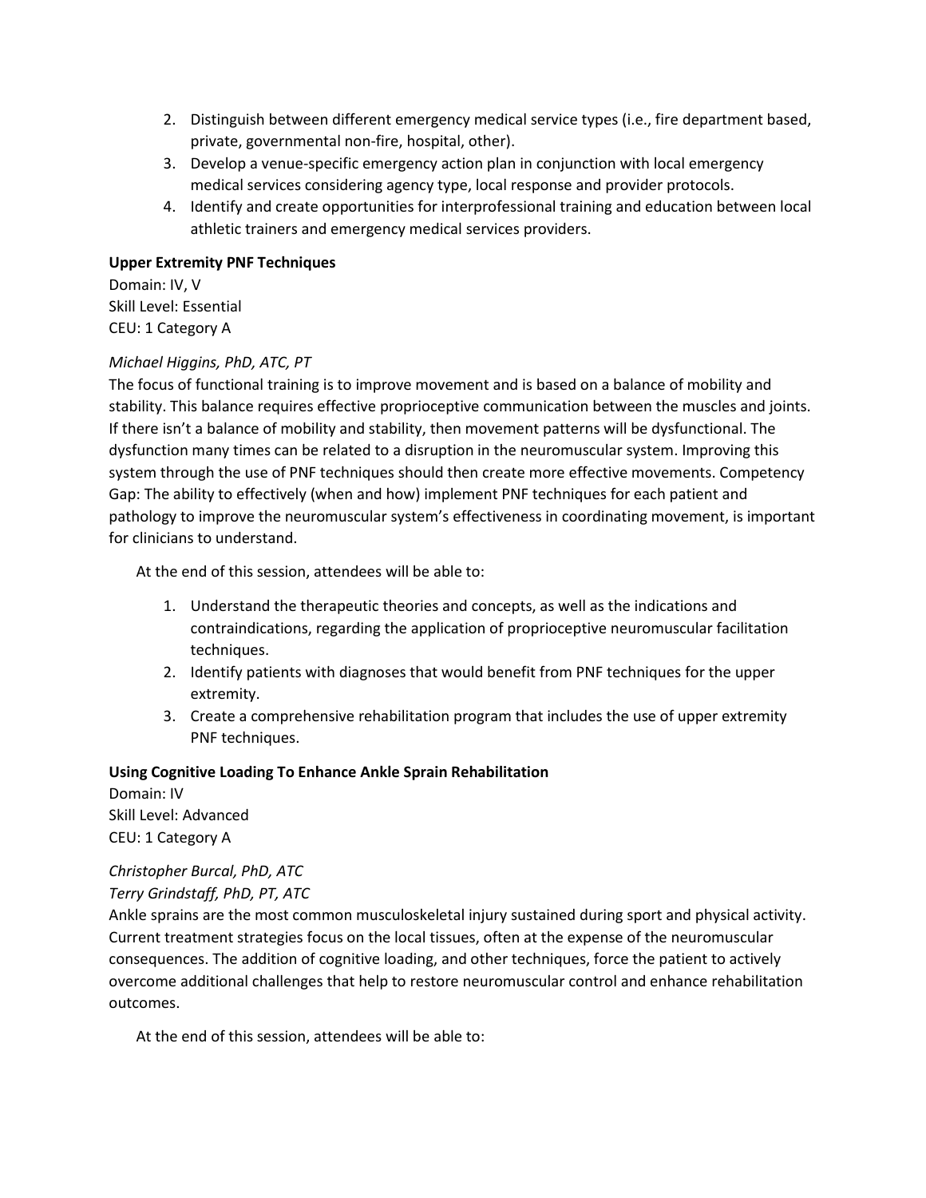2. Distinguish between different emergency medical service types (i.e., fire department based, private, governmental non-fire, hospital, other).
3. Develop a venue-specific emergency action plan in conjunction with local emergency medical services considering agency type, local response and provider protocols.
4. Identify and create opportunities for interprofessional training and education between local athletic trainers and emergency medical services providers.

**Upper Extremity PNF Techniques**
Domain: IV, V
Skill Level: Essential
CEU: 1 Category A

*Michael Higgins, PhD, ATC, PT*
The focus of functional training is to improve movement and is based on a balance of mobility and stability. This balance requires effective proprioceptive communication between the muscles and joints. If there isn't a balance of mobility and stability, then movement patterns will be dysfunctional. The dysfunction many times can be related to a disruption in the neuromuscular system. Improving this system through the use of PNF techniques should then create more effective movements. Competency Gap: The ability to effectively (when and how) implement PNF techniques for each patient and pathology to improve the neuromuscular system's effectiveness in coordinating movement, is important for clinicians to understand.

At the end of this session, attendees will be able to:

1. Understand the therapeutic theories and concepts, as well as the indications and contraindications, regarding the application of proprioceptive neuromuscular facilitation techniques.
2. Identify patients with diagnoses that would benefit from PNF techniques for the upper extremity.
3. Create a comprehensive rehabilitation program that includes the use of upper extremity PNF techniques.

**Using Cognitive Loading To Enhance Ankle Sprain Rehabilitation**
Domain: IV
Skill Level: Advanced
CEU: 1 Category A

*Christopher Burcal, PhD, ATC*
*Terry Grindstaff, PhD, PT, ATC*
Ankle sprains are the most common musculoskeletal injury sustained during sport and physical activity. Current treatment strategies focus on the local tissues, often at the expense of the neuromuscular consequences. The addition of cognitive loading, and other techniques, force the patient to actively overcome additional challenges that help to restore neuromuscular control and enhance rehabilitation outcomes.

At the end of this session, attendees will be able to: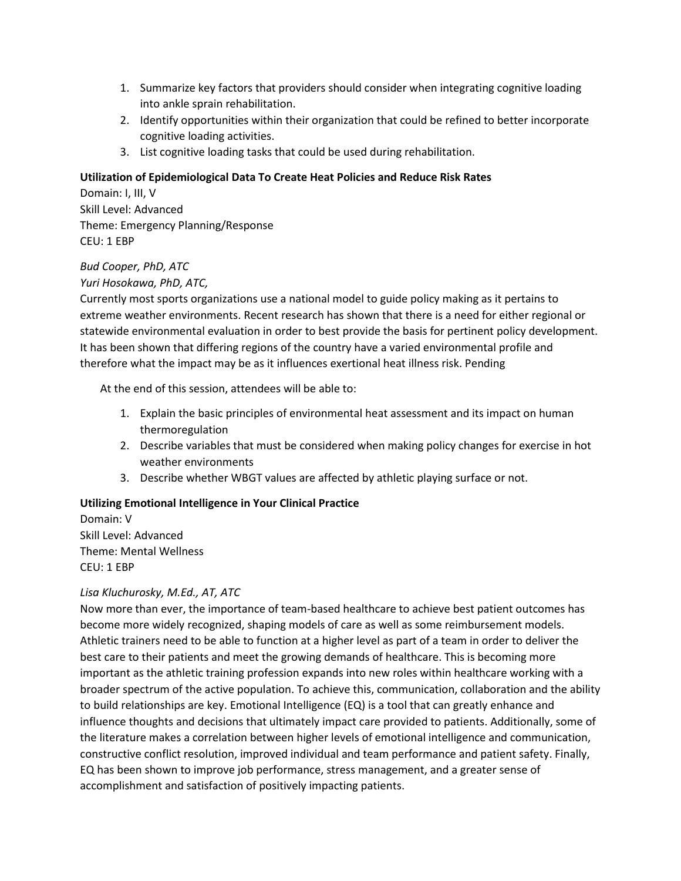1. Summarize key factors that providers should consider when integrating cognitive loading into ankle sprain rehabilitation.
2. Identify opportunities within their organization that could be refined to better incorporate cognitive loading activities.
3. List cognitive loading tasks that could be used during rehabilitation.

**Utilization of Epidemiological Data To Create Heat Policies and Reduce Risk Rates**

Domain: I, III, V
Skill Level: Advanced
Theme: Emergency Planning/Response
CEU: 1 EBP

*Bud Cooper, PhD, ATC*
*Yuri Hosokawa, PhD, ATC,*

Currently most sports organizations use a national model to guide policy making as it pertains to extreme weather environments. Recent research has shown that there is a need for either regional or statewide environmental evaluation in order to best provide the basis for pertinent policy development. It has been shown that differing regions of the country have a varied environmental profile and therefore what the impact may be as it influences exertional heat illness risk. Pending

At the end of this session, attendees will be able to:

1. Explain the basic principles of environmental heat assessment and its impact on human thermoregulation
2. Describe variables that must be considered when making policy changes for exercise in hot weather environments
3. Describe whether WBGT values are affected by athletic playing surface or not.

**Utilizing Emotional Intelligence in Your Clinical Practice**

Domain: V
Skill Level: Advanced
Theme: Mental Wellness
CEU: 1 EBP

*Lisa Kluchurosky, M.Ed., AT, ATC*

Now more than ever, the importance of team-based healthcare to achieve best patient outcomes has become more widely recognized, shaping models of care as well as some reimbursement models. Athletic trainers need to be able to function at a higher level as part of a team in order to deliver the best care to their patients and meet the growing demands of healthcare. This is becoming more important as the athletic training profession expands into new roles within healthcare working with a broader spectrum of the active population. To achieve this, communication, collaboration and the ability to build relationships are key. Emotional Intelligence (EQ) is a tool that can greatly enhance and influence thoughts and decisions that ultimately impact care provided to patients. Additionally, some of the literature makes a correlation between higher levels of emotional intelligence and communication, constructive conflict resolution, improved individual and team performance and patient safety. Finally, EQ has been shown to improve job performance, stress management, and a greater sense of accomplishment and satisfaction of positively impacting patients.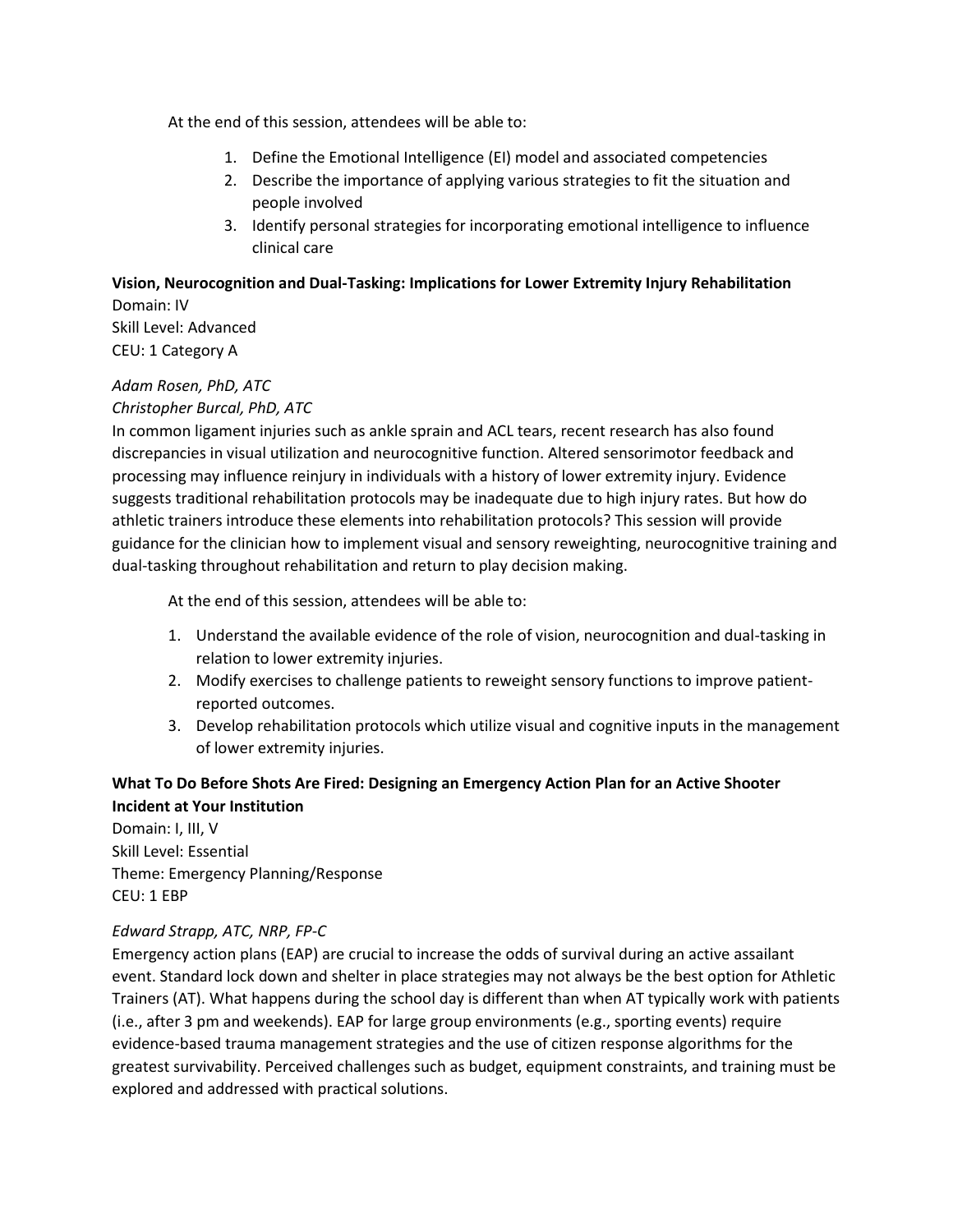At the end of this session, attendees will be able to:

1. Define the Emotional Intelligence (EI) model and associated competencies
2. Describe the importance of applying various strategies to fit the situation and people involved
3. Identify personal strategies for incorporating emotional intelligence to influence clinical care

**Vision, Neurocognition and Dual-Tasking: Implications for Lower Extremity Injury Rehabilitation**
Domain: IV
Skill Level: Advanced
CEU: 1 Category A

*Adam Rosen, PhD, ATC*
*Christopher Burcal, PhD, ATC*
In common ligament injuries such as ankle sprain and ACL tears, recent research has also found discrepancies in visual utilization and neurocognitive function. Altered sensorimotor feedback and processing may influence reinjury in individuals with a history of lower extremity injury. Evidence suggests traditional rehabilitation protocols may be inadequate due to high injury rates. But how do athletic trainers introduce these elements into rehabilitation protocols? This session will provide guidance for the clinician how to implement visual and sensory reweighting, neurocognitive training and dual-tasking throughout rehabilitation and return to play decision making.

At the end of this session, attendees will be able to:

1. Understand the available evidence of the role of vision, neurocognition and dual-tasking in relation to lower extremity injuries.
2. Modify exercises to challenge patients to reweight sensory functions to improve patient-reported outcomes.
3. Develop rehabilitation protocols which utilize visual and cognitive inputs in the management of lower extremity injuries.

**What To Do Before Shots Are Fired: Designing an Emergency Action Plan for an Active Shooter Incident at Your Institution**
Domain: I, III, V
Skill Level: Essential
Theme: Emergency Planning/Response
CEU: 1 EBP

*Edward Strapp, ATC, NRP, FP-C*
Emergency action plans (EAP) are crucial to increase the odds of survival during an active assailant event. Standard lock down and shelter in place strategies may not always be the best option for Athletic Trainers (AT). What happens during the school day is different than when AT typically work with patients (i.e., after 3 pm and weekends). EAP for large group environments (e.g., sporting events) require evidence-based trauma management strategies and the use of citizen response algorithms for the greatest survivability. Perceived challenges such as budget, equipment constraints, and training must be explored and addressed with practical solutions.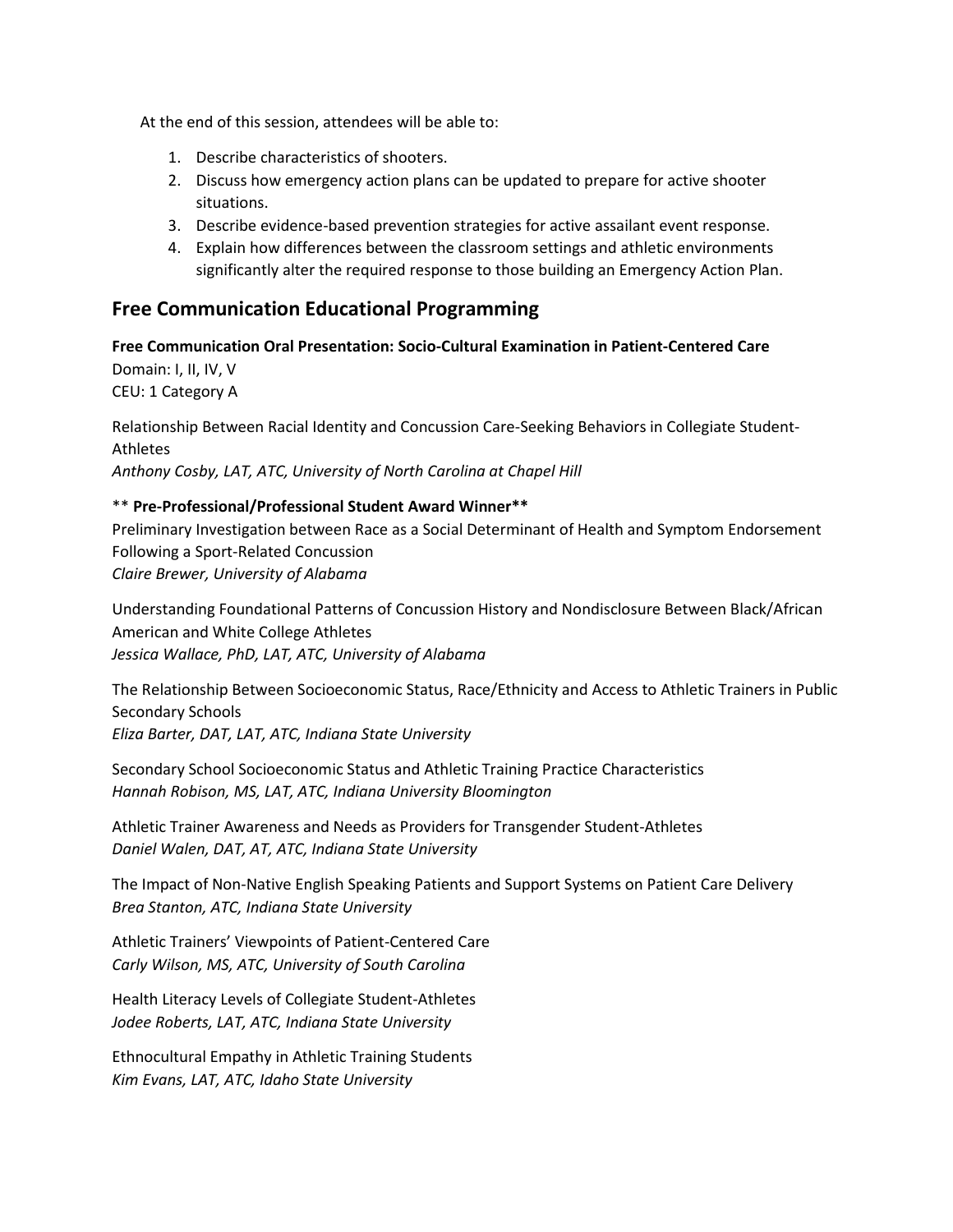At the end of this session, attendees will be able to:

1. Describe characteristics of shooters.
2. Discuss how emergency action plans can be updated to prepare for active shooter situations.
3. Describe evidence-based prevention strategies for active assailant event response.
4. Explain how differences between the classroom settings and athletic environments significantly alter the required response to those building an Emergency Action Plan.

## Free Communication Educational Programming

**Free Communication Oral Presentation: Socio-Cultural Examination in Patient-Centered Care**
Domain: I, II, IV, V
CEU: 1 Category A

Relationship Between Racial Identity and Concussion Care-Seeking Behaviors in Collegiate Student-Athletes
*Anthony Cosby, LAT, ATC, University of North Carolina at Chapel Hill*

** **Pre-Professional/Professional Student Award Winner****
Preliminary Investigation between Race as a Social Determinant of Health and Symptom Endorsement Following a Sport-Related Concussion
*Claire Brewer, University of Alabama*

Understanding Foundational Patterns of Concussion History and Nondisclosure Between Black/African American and White College Athletes
*Jessica Wallace, PhD, LAT, ATC, University of Alabama*

The Relationship Between Socioeconomic Status, Race/Ethnicity and Access to Athletic Trainers in Public Secondary Schools
*Eliza Barter, DAT, LAT, ATC, Indiana State University*

Secondary School Socioeconomic Status and Athletic Training Practice Characteristics
*Hannah Robison, MS, LAT, ATC, Indiana University Bloomington*

Athletic Trainer Awareness and Needs as Providers for Transgender Student-Athletes
*Daniel Walen, DAT, AT, ATC, Indiana State University*

The Impact of Non-Native English Speaking Patients and Support Systems on Patient Care Delivery
*Brea Stanton, ATC, Indiana State University*

Athletic Trainers' Viewpoints of Patient-Centered Care
*Carly Wilson, MS, ATC, University of South Carolina*

Health Literacy Levels of Collegiate Student-Athletes
*Jodee Roberts, LAT, ATC, Indiana State University*

Ethnocultural Empathy in Athletic Training Students
*Kim Evans, LAT, ATC, Idaho State University*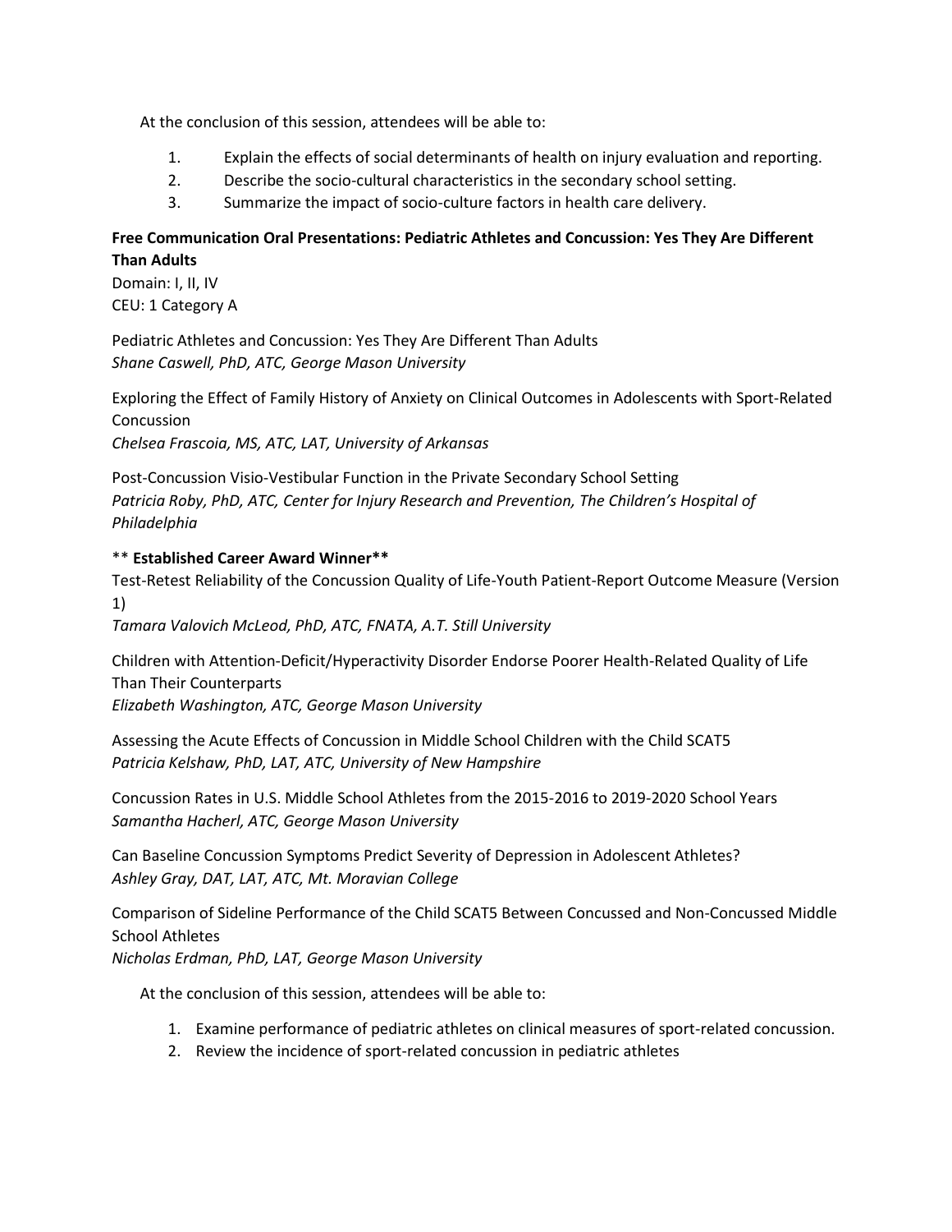At the conclusion of this session, attendees will be able to:

1. Explain the effects of social determinants of health on injury evaluation and reporting.
2. Describe the socio-cultural characteristics in the secondary school setting.
3. Summarize the impact of socio-culture factors in health care delivery.

**Free Communication Oral Presentations: Pediatric Athletes and Concussion: Yes They Are Different Than Adults**

Domain: I, II, IV
CEU: 1 Category A

Pediatric Athletes and Concussion: Yes They Are Different Than Adults
*Shane Caswell, PhD, ATC, George Mason University*

Exploring the Effect of Family History of Anxiety on Clinical Outcomes in Adolescents with Sport-Related Concussion
*Chelsea Frascoia, MS, ATC, LAT, University of Arkansas*

Post-Concussion Visio-Vestibular Function in the Private Secondary School Setting
*Patricia Roby, PhD, ATC, Center for Injury Research and Prevention, The Children's Hospital of Philadelphia*

** **Established Career Award Winner****
Test-Retest Reliability of the Concussion Quality of Life-Youth Patient-Report Outcome Measure (Version 1)
*Tamara Valovich McLeod, PhD, ATC, FNATA, A.T. Still University*

Children with Attention-Deficit/Hyperactivity Disorder Endorse Poorer Health-Related Quality of Life Than Their Counterparts
*Elizabeth Washington, ATC, George Mason University*

Assessing the Acute Effects of Concussion in Middle School Children with the Child SCAT5
*Patricia Kelshaw, PhD, LAT, ATC, University of New Hampshire*

Concussion Rates in U.S. Middle School Athletes from the 2015-2016 to 2019-2020 School Years
*Samantha Hacherl, ATC, George Mason University*

Can Baseline Concussion Symptoms Predict Severity of Depression in Adolescent Athletes?
*Ashley Gray, DAT, LAT, ATC, Mt. Moravian College*

Comparison of Sideline Performance of the Child SCAT5 Between Concussed and Non-Concussed Middle School Athletes
*Nicholas Erdman, PhD, LAT, George Mason University*

At the conclusion of this session, attendees will be able to:

1. Examine performance of pediatric athletes on clinical measures of sport-related concussion.
2. Review the incidence of sport-related concussion in pediatric athletes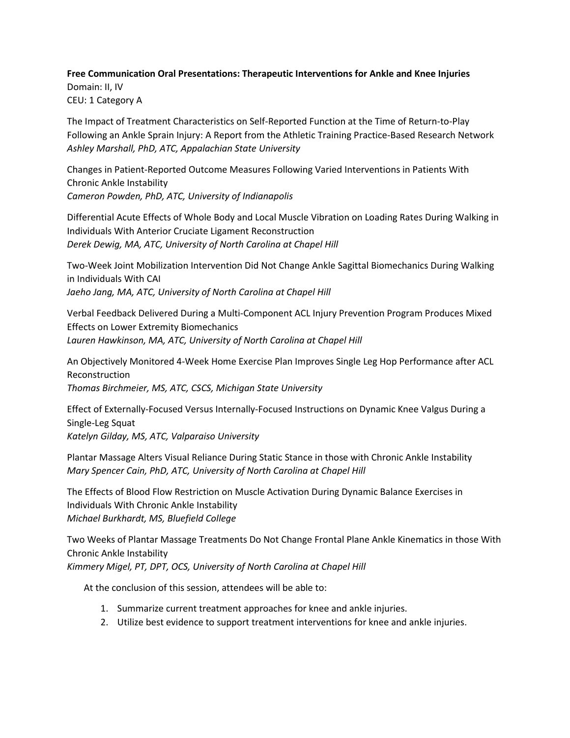**Free Communication Oral Presentations: Therapeutic Interventions for Ankle and Knee Injuries**
Domain: II, IV
CEU: 1 Category A

The Impact of Treatment Characteristics on Self-Reported Function at the Time of Return-to-Play Following an Ankle Sprain Injury: A Report from the Athletic Training Practice-Based Research Network
*Ashley Marshall, PhD, ATC, Appalachian State University*

Changes in Patient-Reported Outcome Measures Following Varied Interventions in Patients With Chronic Ankle Instability
*Cameron Powden, PhD, ATC, University of Indianapolis*

Differential Acute Effects of Whole Body and Local Muscle Vibration on Loading Rates During Walking in Individuals With Anterior Cruciate Ligament Reconstruction
*Derek Dewig, MA, ATC, University of North Carolina at Chapel Hill*

Two-Week Joint Mobilization Intervention Did Not Change Ankle Sagittal Biomechanics During Walking in Individuals With CAI
*Jaeho Jang, MA, ATC, University of North Carolina at Chapel Hill*

Verbal Feedback Delivered During a Multi-Component ACL Injury Prevention Program Produces Mixed Effects on Lower Extremity Biomechanics
*Lauren Hawkinson, MA, ATC, University of North Carolina at Chapel Hill*

An Objectively Monitored 4-Week Home Exercise Plan Improves Single Leg Hop Performance after ACL Reconstruction
*Thomas Birchmeier, MS, ATC, CSCS, Michigan State University*

Effect of Externally-Focused Versus Internally-Focused Instructions on Dynamic Knee Valgus During a Single-Leg Squat
*Katelyn Gilday, MS, ATC, Valparaiso University*

Plantar Massage Alters Visual Reliance During Static Stance in those with Chronic Ankle Instability
*Mary Spencer Cain, PhD, ATC, University of North Carolina at Chapel Hill*

The Effects of Blood Flow Restriction on Muscle Activation During Dynamic Balance Exercises in Individuals With Chronic Ankle Instability
*Michael Burkhardt, MS, Bluefield College*

Two Weeks of Plantar Massage Treatments Do Not Change Frontal Plane Ankle Kinematics in those With Chronic Ankle Instability
*Kimmery Migel, PT, DPT, OCS, University of North Carolina at Chapel Hill*

At the conclusion of this session, attendees will be able to:

1. Summarize current treatment approaches for knee and ankle injuries.
2. Utilize best evidence to support treatment interventions for knee and ankle injuries.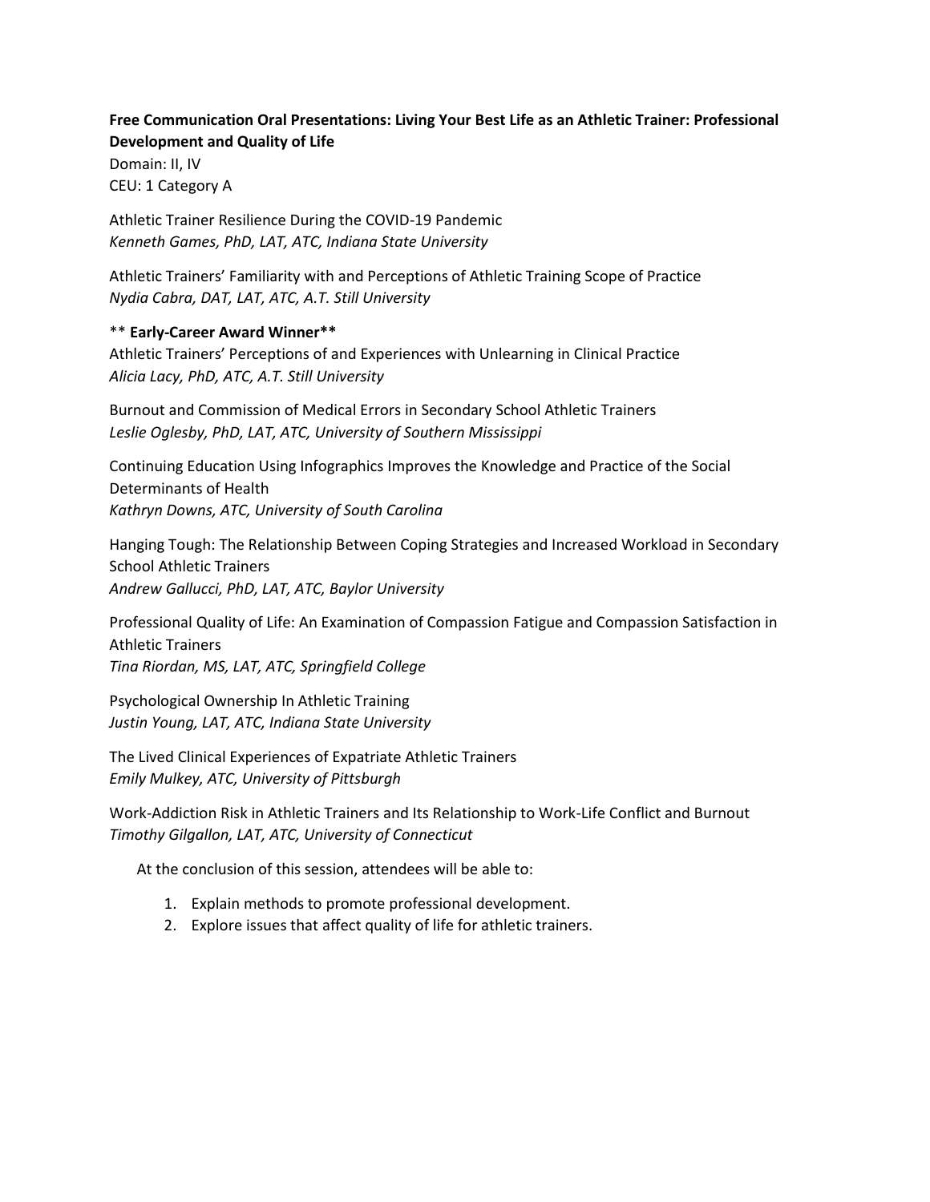**Free Communication Oral Presentations: Living Your Best Life as an Athletic Trainer: Professional Development and Quality of Life**

Domain: II, IV
CEU: 1 Category A

Athletic Trainer Resilience During the COVID-19 Pandemic
*Kenneth Games, PhD, LAT, ATC, Indiana State University*

Athletic Trainers' Familiarity with and Perceptions of Athletic Training Scope of Practice
*Nydia Cabra, DAT, LAT, ATC, A.T. Still University*

** **Early-Career Award Winner****
Athletic Trainers' Perceptions of and Experiences with Unlearning in Clinical Practice
*Alicia Lacy, PhD, ATC, A.T. Still University*

Burnout and Commission of Medical Errors in Secondary School Athletic Trainers
*Leslie Oglesby, PhD, LAT, ATC, University of Southern Mississippi*

Continuing Education Using Infographics Improves the Knowledge and Practice of the Social Determinants of Health
*Kathryn Downs, ATC, University of South Carolina*

Hanging Tough: The Relationship Between Coping Strategies and Increased Workload in Secondary School Athletic Trainers
*Andrew Gallucci, PhD, LAT, ATC, Baylor University*

Professional Quality of Life: An Examination of Compassion Fatigue and Compassion Satisfaction in Athletic Trainers
*Tina Riordan, MS, LAT, ATC, Springfield College*

Psychological Ownership In Athletic Training
*Justin Young, LAT, ATC, Indiana State University*

The Lived Clinical Experiences of Expatriate Athletic Trainers
*Emily Mulkey, ATC, University of Pittsburgh*

Work-Addiction Risk in Athletic Trainers and Its Relationship to Work-Life Conflict and Burnout
*Timothy Gilgallon, LAT, ATC, University of Connecticut*

At the conclusion of this session, attendees will be able to:

1. Explain methods to promote professional development.
2. Explore issues that affect quality of life for athletic trainers.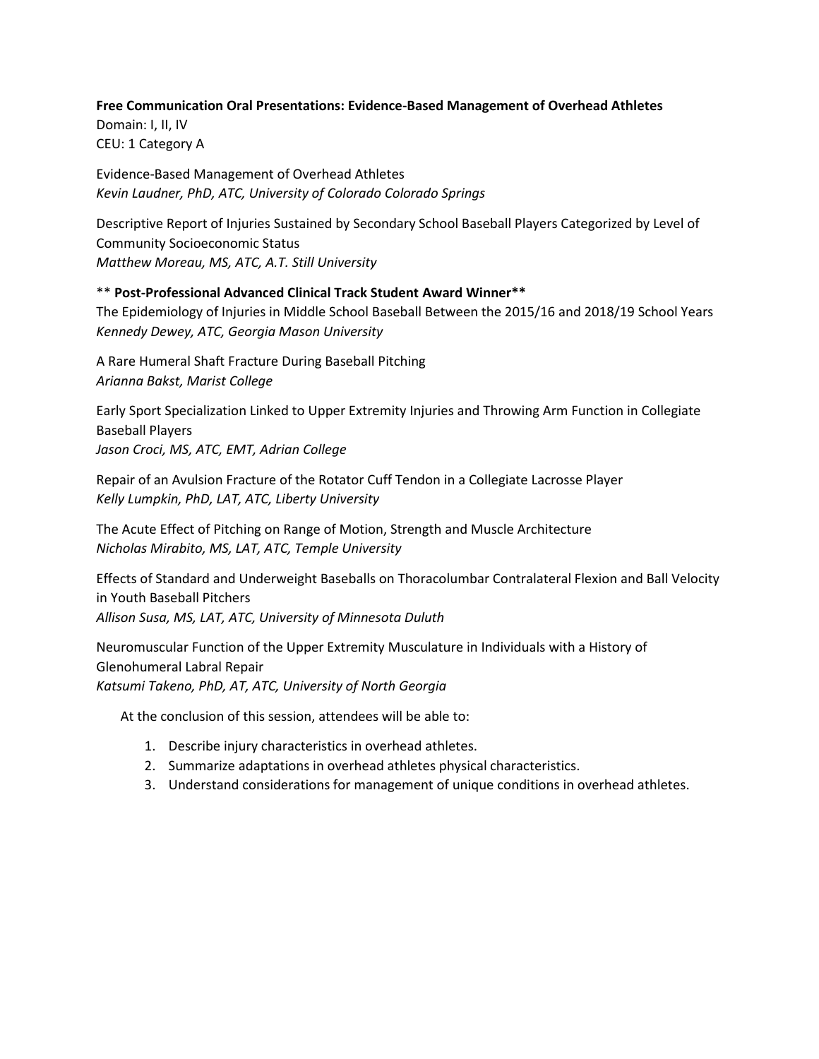**Free Communication Oral Presentations: Evidence-Based Management of Overhead Athletes**
Domain: I, II, IV
CEU: 1 Category A

Evidence-Based Management of Overhead Athletes
*Kevin Laudner, PhD, ATC, University of Colorado Colorado Springs*

Descriptive Report of Injuries Sustained by Secondary School Baseball Players Categorized by Level of Community Socioeconomic Status
*Matthew Moreau, MS, ATC, A.T. Still University*

** **Post-Professional Advanced Clinical Track Student Award Winner****
The Epidemiology of Injuries in Middle School Baseball Between the 2015/16 and 2018/19 School Years
*Kennedy Dewey, ATC, Georgia Mason University*

A Rare Humeral Shaft Fracture During Baseball Pitching
*Arianna Bakst, Marist College*

Early Sport Specialization Linked to Upper Extremity Injuries and Throwing Arm Function in Collegiate Baseball Players
*Jason Croci, MS, ATC, EMT, Adrian College*

Repair of an Avulsion Fracture of the Rotator Cuff Tendon in a Collegiate Lacrosse Player
*Kelly Lumpkin, PhD, LAT, ATC, Liberty University*

The Acute Effect of Pitching on Range of Motion, Strength and Muscle Architecture
*Nicholas Mirabito, MS, LAT, ATC, Temple University*

Effects of Standard and Underweight Baseballs on Thoracolumbar Contralateral Flexion and Ball Velocity in Youth Baseball Pitchers
*Allison Susa, MS, LAT, ATC, University of Minnesota Duluth*

Neuromuscular Function of the Upper Extremity Musculature in Individuals with a History of Glenohumeral Labral Repair
*Katsumi Takeno, PhD, AT, ATC, University of North Georgia*

At the conclusion of this session, attendees will be able to:

1. Describe injury characteristics in overhead athletes.
2. Summarize adaptations in overhead athletes physical characteristics.
3. Understand considerations for management of unique conditions in overhead athletes.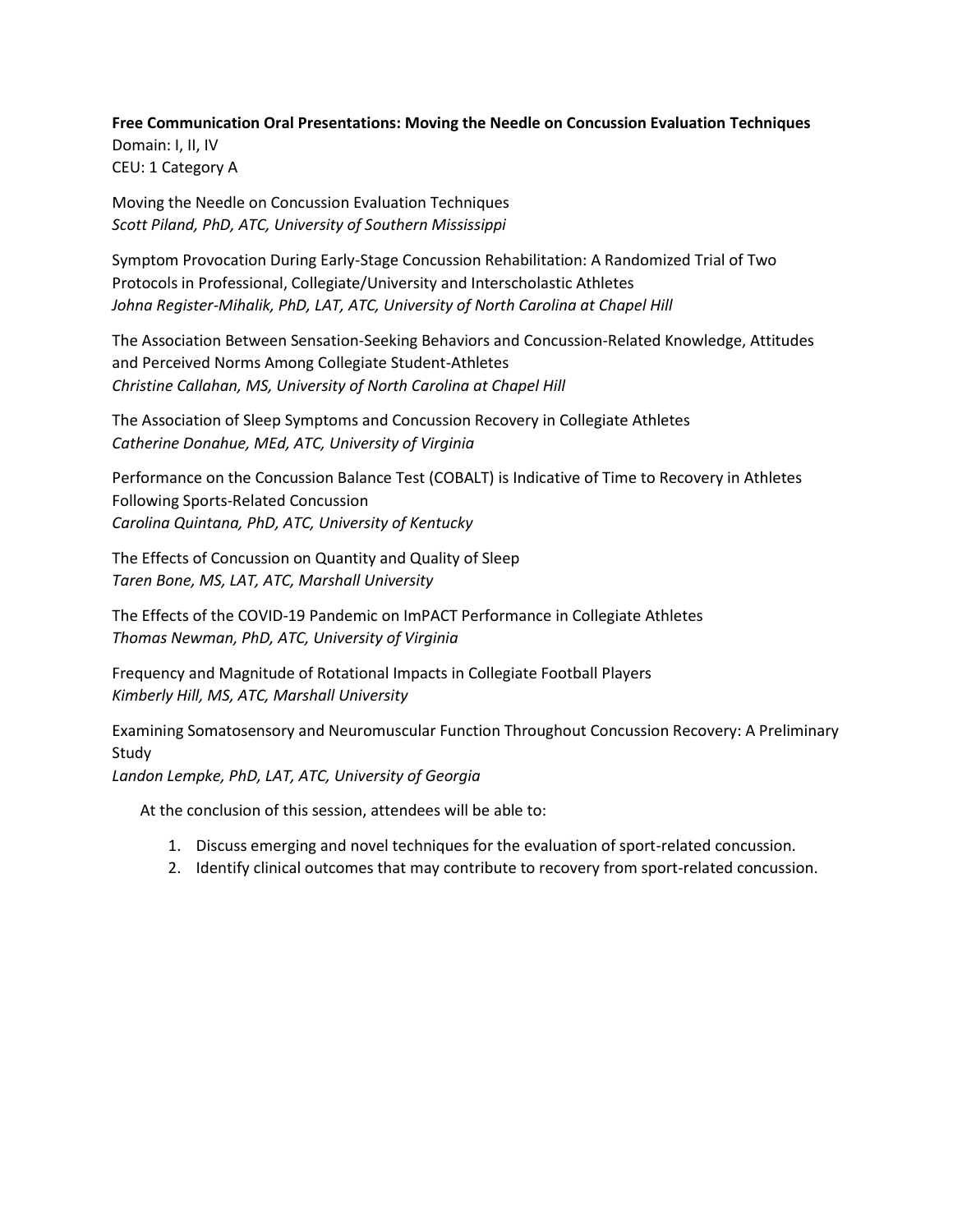**Free Communication Oral Presentations: Moving the Needle on Concussion Evaluation Techniques**
Domain: I, II, IV
CEU: 1 Category A

Moving the Needle on Concussion Evaluation Techniques
*Scott Piland, PhD, ATC, University of Southern Mississippi*

Symptom Provocation During Early-Stage Concussion Rehabilitation: A Randomized Trial of Two Protocols in Professional, Collegiate/University and Interscholastic Athletes
*Johna Register-Mihalik, PhD, LAT, ATC, University of North Carolina at Chapel Hill*

The Association Between Sensation-Seeking Behaviors and Concussion-Related Knowledge, Attitudes and Perceived Norms Among Collegiate Student-Athletes
*Christine Callahan, MS, University of North Carolina at Chapel Hill*

The Association of Sleep Symptoms and Concussion Recovery in Collegiate Athletes
*Catherine Donahue, MEd, ATC, University of Virginia*

Performance on the Concussion Balance Test (COBALT) is Indicative of Time to Recovery in Athletes Following Sports-Related Concussion
*Carolina Quintana, PhD, ATC, University of Kentucky*

The Effects of Concussion on Quantity and Quality of Sleep
*Taren Bone, MS, LAT, ATC, Marshall University*

The Effects of the COVID-19 Pandemic on ImPACT Performance in Collegiate Athletes
*Thomas Newman, PhD, ATC, University of Virginia*

Frequency and Magnitude of Rotational Impacts in Collegiate Football Players
*Kimberly Hill, MS, ATC, Marshall University*

Examining Somatosensory and Neuromuscular Function Throughout Concussion Recovery: A Preliminary Study
*Landon Lempke, PhD, LAT, ATC, University of Georgia*

At the conclusion of this session, attendees will be able to:

1. Discuss emerging and novel techniques for the evaluation of sport-related concussion.
2. Identify clinical outcomes that may contribute to recovery from sport-related concussion.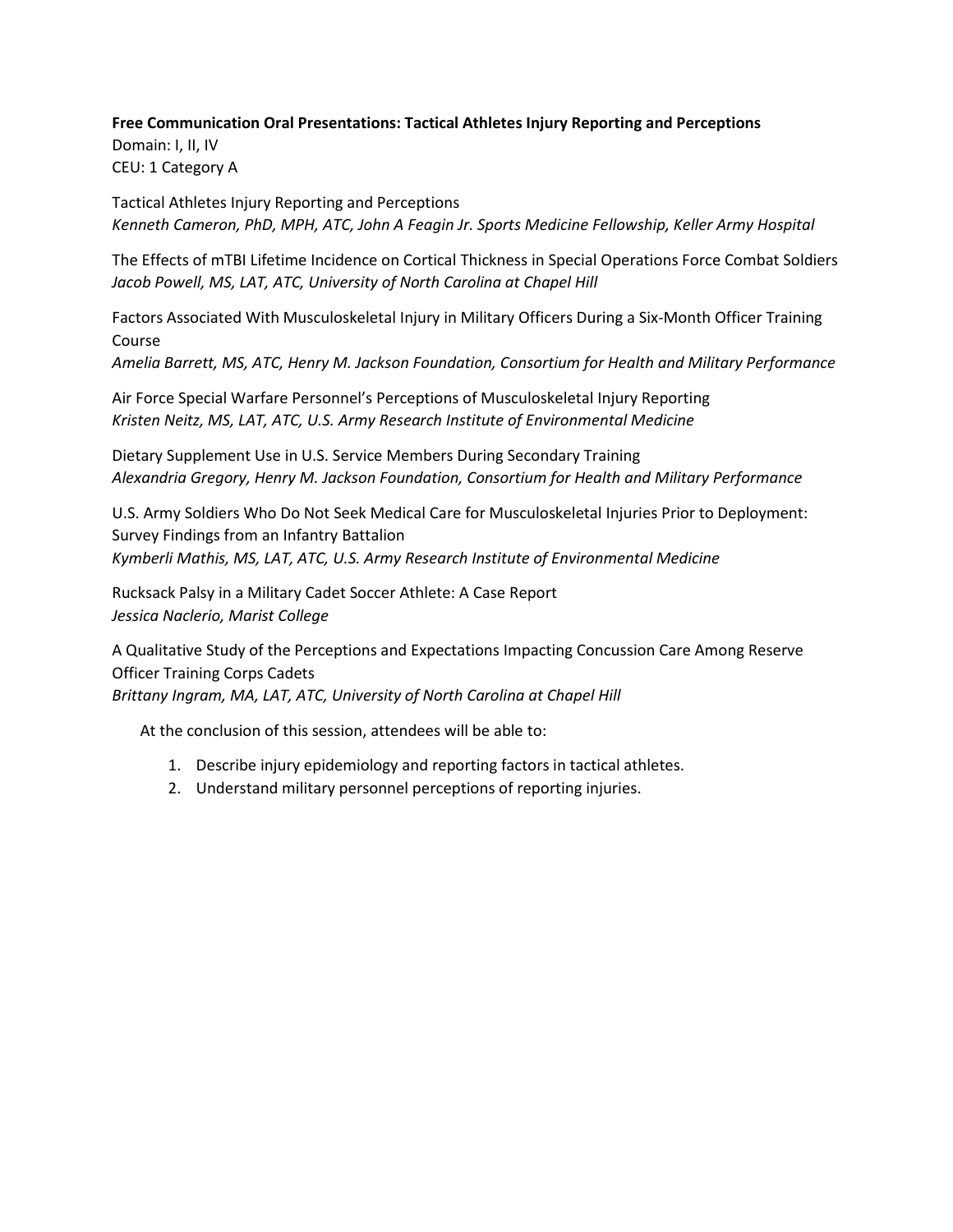**Free Communication Oral Presentations: Tactical Athletes Injury Reporting and Perceptions**
Domain: I, II, IV
CEU: 1 Category A

Tactical Athletes Injury Reporting and Perceptions
*Kenneth Cameron, PhD, MPH, ATC, John A Feagin Jr. Sports Medicine Fellowship, Keller Army Hospital*

The Effects of mTBI Lifetime Incidence on Cortical Thickness in Special Operations Force Combat Soldiers
*Jacob Powell, MS, LAT, ATC, University of North Carolina at Chapel Hill*

Factors Associated With Musculoskeletal Injury in Military Officers During a Six-Month Officer Training Course
*Amelia Barrett, MS, ATC, Henry M. Jackson Foundation, Consortium for Health and Military Performance*

Air Force Special Warfare Personnel's Perceptions of Musculoskeletal Injury Reporting
*Kristen Neitz, MS, LAT, ATC, U.S. Army Research Institute of Environmental Medicine*

Dietary Supplement Use in U.S. Service Members During Secondary Training
*Alexandria Gregory, Henry M. Jackson Foundation, Consortium for Health and Military Performance*

U.S. Army Soldiers Who Do Not Seek Medical Care for Musculoskeletal Injuries Prior to Deployment: Survey Findings from an Infantry Battalion
*Kymberli Mathis, MS, LAT, ATC, U.S. Army Research Institute of Environmental Medicine*

Rucksack Palsy in a Military Cadet Soccer Athlete: A Case Report
*Jessica Naclerio, Marist College*

A Qualitative Study of the Perceptions and Expectations Impacting Concussion Care Among Reserve Officer Training Corps Cadets
*Brittany Ingram, MA, LAT, ATC, University of North Carolina at Chapel Hill*

At the conclusion of this session, attendees will be able to:

1. Describe injury epidemiology and reporting factors in tactical athletes.
2. Understand military personnel perceptions of reporting injuries.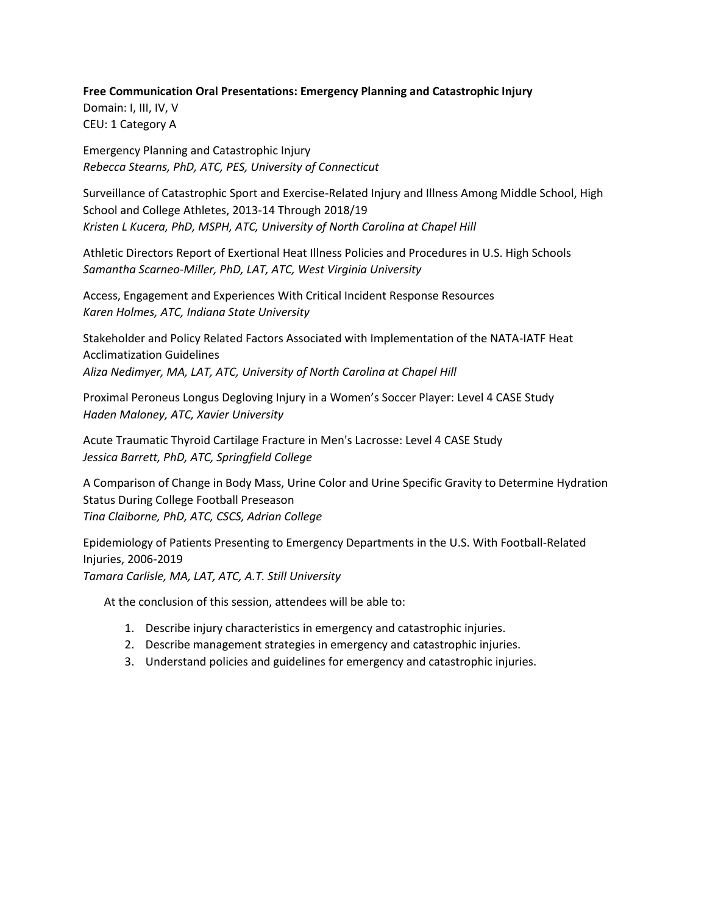**Free Communication Oral Presentations: Emergency Planning and Catastrophic Injury**
Domain: I, III, IV, V
CEU: 1 Category A

Emergency Planning and Catastrophic Injury
*Rebecca Stearns, PhD, ATC, PES, University of Connecticut*

Surveillance of Catastrophic Sport and Exercise-Related Injury and Illness Among Middle School, High School and College Athletes, 2013-14 Through 2018/19
*Kristen L Kucera, PhD, MSPH, ATC, University of North Carolina at Chapel Hill*

Athletic Directors Report of Exertional Heat Illness Policies and Procedures in U.S. High Schools
*Samantha Scarneo-Miller, PhD, LAT, ATC, West Virginia University*

Access, Engagement and Experiences With Critical Incident Response Resources
*Karen Holmes, ATC, Indiana State University*

Stakeholder and Policy Related Factors Associated with Implementation of the NATA-IATF Heat Acclimatization Guidelines
*Aliza Nedimyer, MA, LAT, ATC, University of North Carolina at Chapel Hill*

Proximal Peroneus Longus Degloving Injury in a Women's Soccer Player: Level 4 CASE Study
*Haden Maloney, ATC, Xavier University*

Acute Traumatic Thyroid Cartilage Fracture in Men's Lacrosse: Level 4 CASE Study
*Jessica Barrett, PhD, ATC, Springfield College*

A Comparison of Change in Body Mass, Urine Color and Urine Specific Gravity to Determine Hydration Status During College Football Preseason
*Tina Claiborne, PhD, ATC, CSCS, Adrian College*

Epidemiology of Patients Presenting to Emergency Departments in the U.S. With Football-Related Injuries, 2006-2019
*Tamara Carlisle, MA, LAT, ATC, A.T. Still University*

At the conclusion of this session, attendees will be able to:

1. Describe injury characteristics in emergency and catastrophic injuries.
2. Describe management strategies in emergency and catastrophic injuries.
3. Understand policies and guidelines for emergency and catastrophic injuries.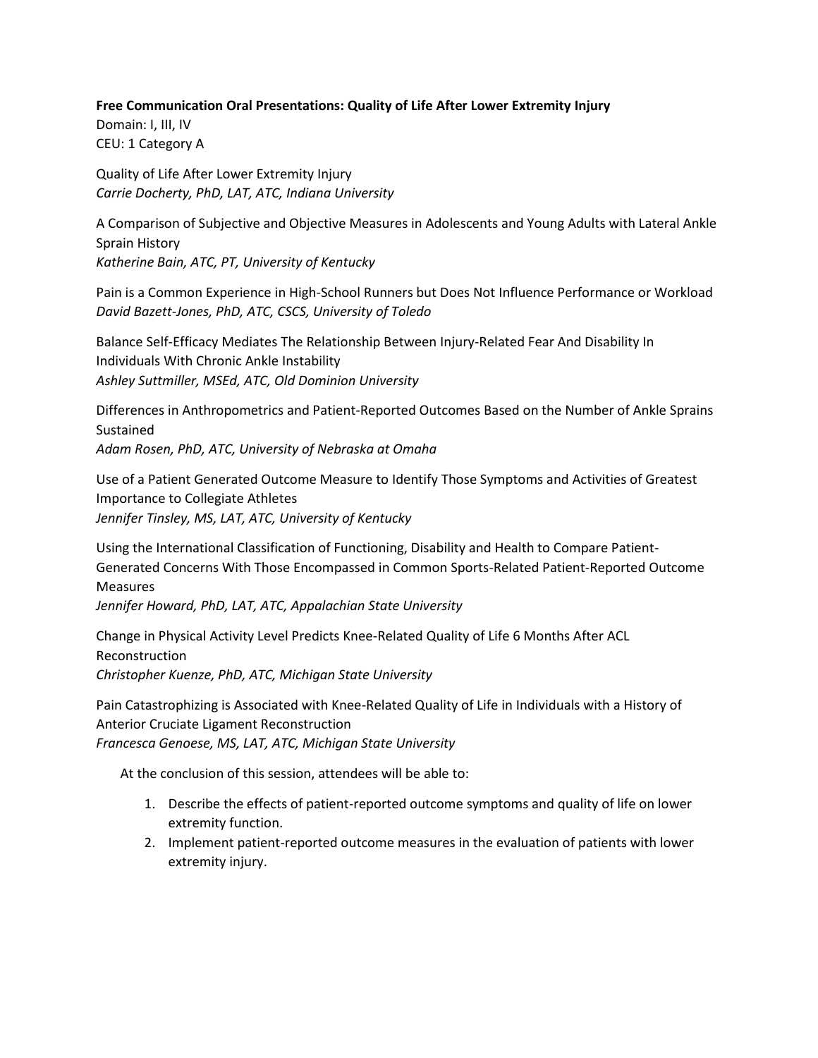**Free Communication Oral Presentations: Quality of Life After Lower Extremity Injury**
Domain: I, III, IV
CEU: 1 Category A

Quality of Life After Lower Extremity Injury
*Carrie Docherty, PhD, LAT, ATC, Indiana University*

A Comparison of Subjective and Objective Measures in Adolescents and Young Adults with Lateral Ankle Sprain History
*Katherine Bain, ATC, PT, University of Kentucky*

Pain is a Common Experience in High-School Runners but Does Not Influence Performance or Workload
*David Bazett-Jones, PhD, ATC, CSCS, University of Toledo*

Balance Self-Efficacy Mediates The Relationship Between Injury-Related Fear And Disability In Individuals With Chronic Ankle Instability
*Ashley Suttmiller, MSEd, ATC, Old Dominion University*

Differences in Anthropometrics and Patient-Reported Outcomes Based on the Number of Ankle Sprains Sustained
*Adam Rosen, PhD, ATC, University of Nebraska at Omaha*

Use of a Patient Generated Outcome Measure to Identify Those Symptoms and Activities of Greatest Importance to Collegiate Athletes
*Jennifer Tinsley, MS, LAT, ATC, University of Kentucky*

Using the International Classification of Functioning, Disability and Health to Compare Patient-Generated Concerns With Those Encompassed in Common Sports-Related Patient-Reported Outcome Measures
*Jennifer Howard, PhD, LAT, ATC, Appalachian State University*

Change in Physical Activity Level Predicts Knee-Related Quality of Life 6 Months After ACL Reconstruction
*Christopher Kuenze, PhD, ATC, Michigan State University*

Pain Catastrophizing is Associated with Knee-Related Quality of Life in Individuals with a History of Anterior Cruciate Ligament Reconstruction
*Francesca Genoese, MS, LAT, ATC, Michigan State University*

At the conclusion of this session, attendees will be able to:

1. Describe the effects of patient-reported outcome symptoms and quality of life on lower extremity function.
2. Implement patient-reported outcome measures in the evaluation of patients with lower extremity injury.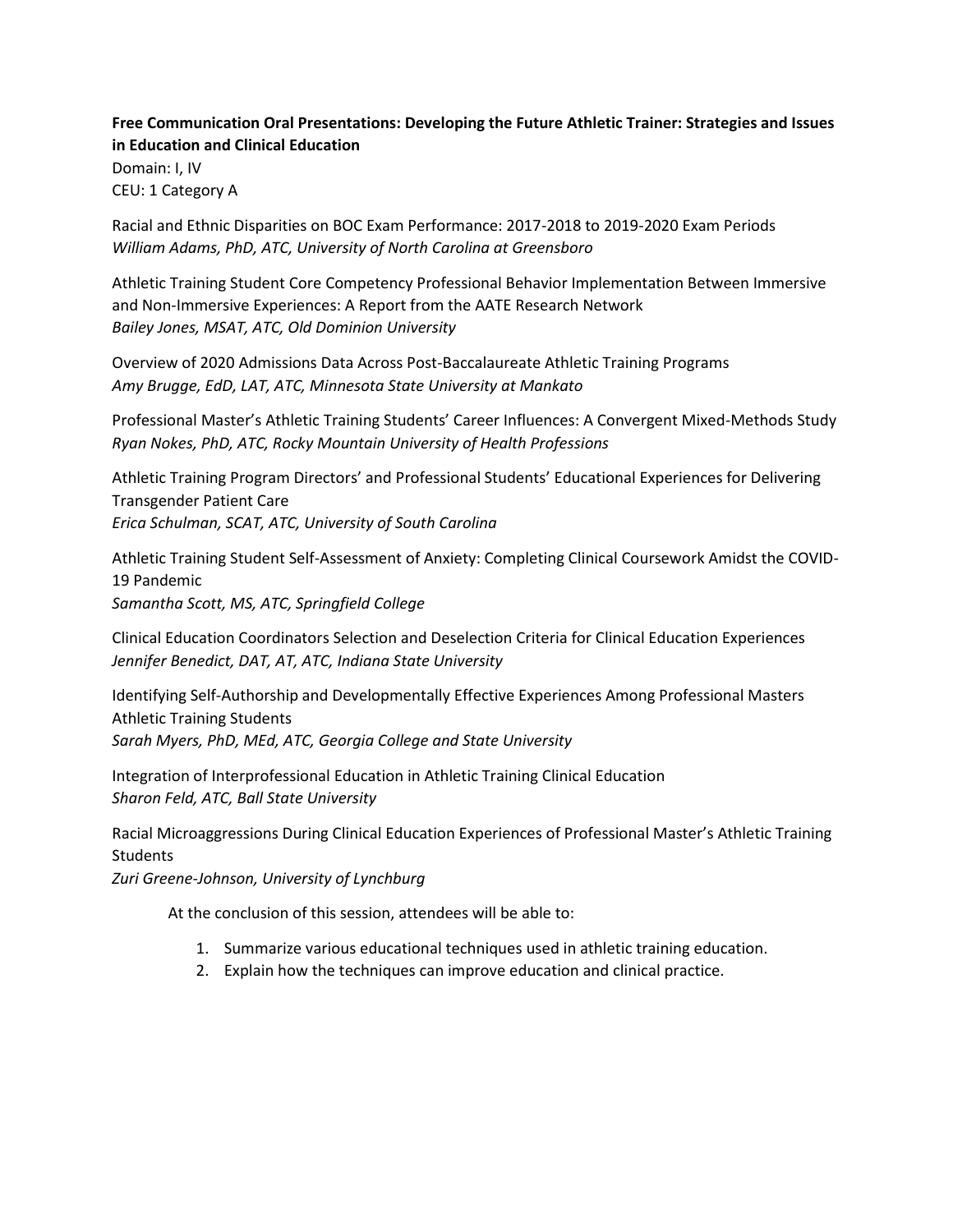**Free Communication Oral Presentations: Developing the Future Athletic Trainer: Strategies and Issues in Education and Clinical Education**

Domain: I, IV
CEU: 1 Category A

Racial and Ethnic Disparities on BOC Exam Performance: 2017-2018 to 2019-2020 Exam Periods
*William Adams, PhD, ATC, University of North Carolina at Greensboro*

Athletic Training Student Core Competency Professional Behavior Implementation Between Immersive and Non-Immersive Experiences: A Report from the AATE Research Network
*Bailey Jones, MSAT, ATC, Old Dominion University*

Overview of 2020 Admissions Data Across Post-Baccalaureate Athletic Training Programs
*Amy Brugge, EdD, LAT, ATC, Minnesota State University at Mankato*

Professional Master's Athletic Training Students' Career Influences: A Convergent Mixed-Methods Study
*Ryan Nokes, PhD, ATC, Rocky Mountain University of Health Professions*

Athletic Training Program Directors' and Professional Students' Educational Experiences for Delivering Transgender Patient Care
*Erica Schulman, SCAT, ATC, University of South Carolina*

Athletic Training Student Self-Assessment of Anxiety: Completing Clinical Coursework Amidst the COVID-19 Pandemic
*Samantha Scott, MS, ATC, Springfield College*

Clinical Education Coordinators Selection and Deselection Criteria for Clinical Education Experiences
*Jennifer Benedict, DAT, AT, ATC, Indiana State University*

Identifying Self-Authorship and Developmentally Effective Experiences Among Professional Masters Athletic Training Students
*Sarah Myers, PhD, MEd, ATC, Georgia College and State University*

Integration of Interprofessional Education in Athletic Training Clinical Education
*Sharon Feld, ATC, Ball State University*

Racial Microaggressions During Clinical Education Experiences of Professional Master's Athletic Training Students
*Zuri Greene-Johnson, University of Lynchburg*

At the conclusion of this session, attendees will be able to:

1. Summarize various educational techniques used in athletic training education.
2. Explain how the techniques can improve education and clinical practice.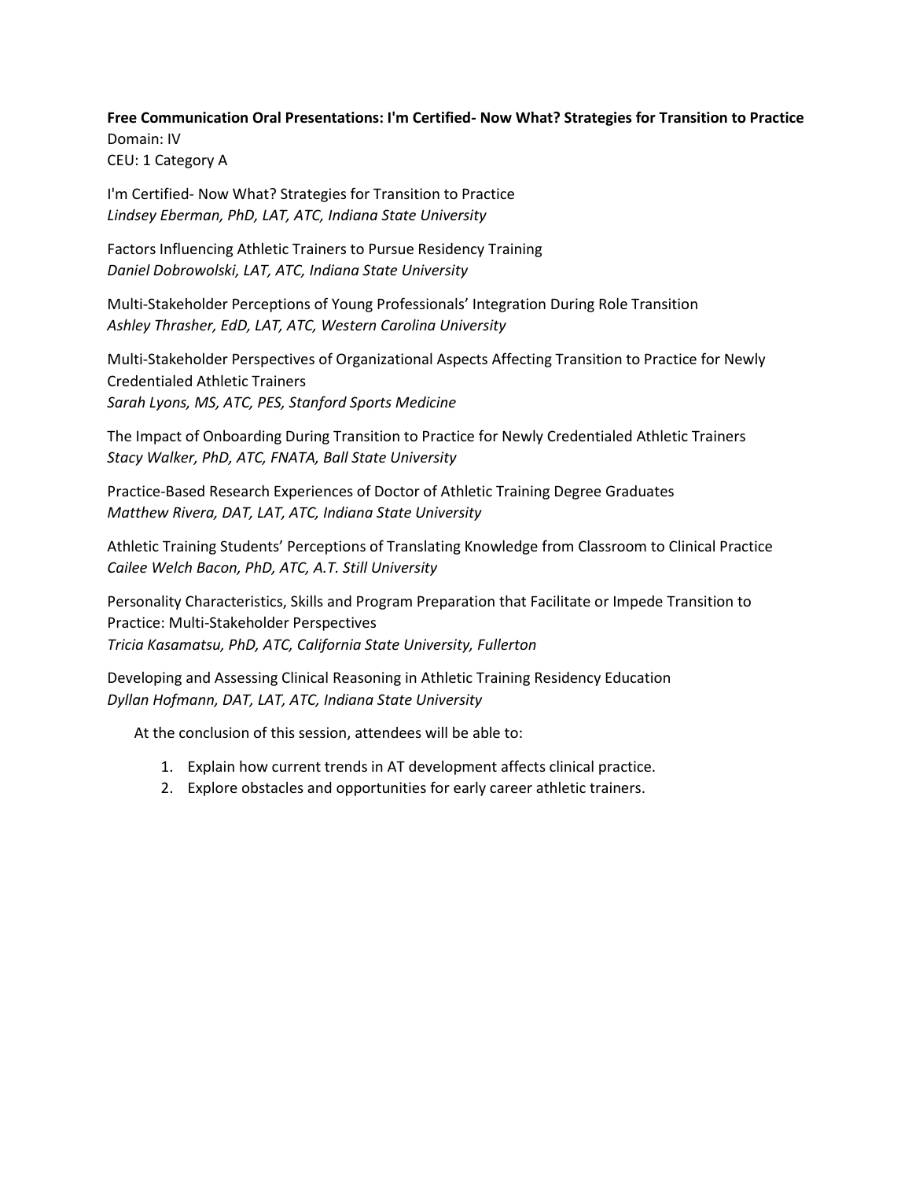**Free Communication Oral Presentations: I'm Certified- Now What? Strategies for Transition to Practice**
Domain: IV
CEU: 1 Category A

I'm Certified- Now What? Strategies for Transition to Practice
*Lindsey Eberman, PhD, LAT, ATC, Indiana State University*

Factors Influencing Athletic Trainers to Pursue Residency Training
*Daniel Dobrowolski, LAT, ATC, Indiana State University*

Multi-Stakeholder Perceptions of Young Professionals' Integration During Role Transition
*Ashley Thrasher, EdD, LAT, ATC, Western Carolina University*

Multi-Stakeholder Perspectives of Organizational Aspects Affecting Transition to Practice for Newly Credentialed Athletic Trainers
*Sarah Lyons, MS, ATC, PES, Stanford Sports Medicine*

The Impact of Onboarding During Transition to Practice for Newly Credentialed Athletic Trainers
*Stacy Walker, PhD, ATC, FNATA, Ball State University*

Practice-Based Research Experiences of Doctor of Athletic Training Degree Graduates
*Matthew Rivera, DAT, LAT, ATC, Indiana State University*

Athletic Training Students' Perceptions of Translating Knowledge from Classroom to Clinical Practice
*Cailee Welch Bacon, PhD, ATC, A.T. Still University*

Personality Characteristics, Skills and Program Preparation that Facilitate or Impede Transition to Practice: Multi-Stakeholder Perspectives
*Tricia Kasamatsu, PhD, ATC, California State University, Fullerton*

Developing and Assessing Clinical Reasoning in Athletic Training Residency Education
*Dyllan Hofmann, DAT, LAT, ATC, Indiana State University*

At the conclusion of this session, attendees will be able to:

1. Explain how current trends in AT development affects clinical practice.
2. Explore obstacles and opportunities for early career athletic trainers.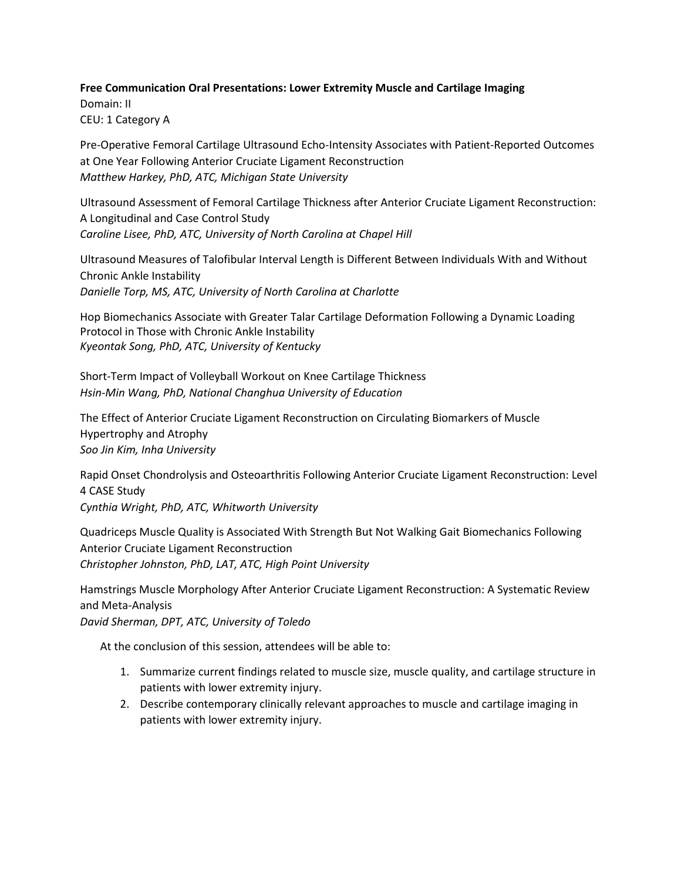**Free Communication Oral Presentations: Lower Extremity Muscle and Cartilage Imaging**
Domain: II
CEU: 1 Category A

Pre-Operative Femoral Cartilage Ultrasound Echo-Intensity Associates with Patient-Reported Outcomes at One Year Following Anterior Cruciate Ligament Reconstruction
*Matthew Harkey, PhD, ATC, Michigan State University*

Ultrasound Assessment of Femoral Cartilage Thickness after Anterior Cruciate Ligament Reconstruction: A Longitudinal and Case Control Study
*Caroline Lisee, PhD, ATC, University of North Carolina at Chapel Hill*

Ultrasound Measures of Talofibular Interval Length is Different Between Individuals With and Without Chronic Ankle Instability
*Danielle Torp, MS, ATC, University of North Carolina at Charlotte*

Hop Biomechanics Associate with Greater Talar Cartilage Deformation Following a Dynamic Loading Protocol in Those with Chronic Ankle Instability
*Kyeontak Song, PhD, ATC, University of Kentucky*

Short-Term Impact of Volleyball Workout on Knee Cartilage Thickness
*Hsin-Min Wang, PhD, National Changhua University of Education*

The Effect of Anterior Cruciate Ligament Reconstruction on Circulating Biomarkers of Muscle Hypertrophy and Atrophy
*Soo Jin Kim, Inha University*

Rapid Onset Chondrolysis and Osteoarthritis Following Anterior Cruciate Ligament Reconstruction: Level 4 CASE Study
*Cynthia Wright, PhD, ATC, Whitworth University*

Quadriceps Muscle Quality is Associated With Strength But Not Walking Gait Biomechanics Following Anterior Cruciate Ligament Reconstruction
*Christopher Johnston, PhD, LAT, ATC, High Point University*

Hamstrings Muscle Morphology After Anterior Cruciate Ligament Reconstruction: A Systematic Review and Meta-Analysis
*David Sherman, DPT, ATC, University of Toledo*

At the conclusion of this session, attendees will be able to:

1. Summarize current findings related to muscle size, muscle quality, and cartilage structure in patients with lower extremity injury.
2. Describe contemporary clinically relevant approaches to muscle and cartilage imaging in patients with lower extremity injury.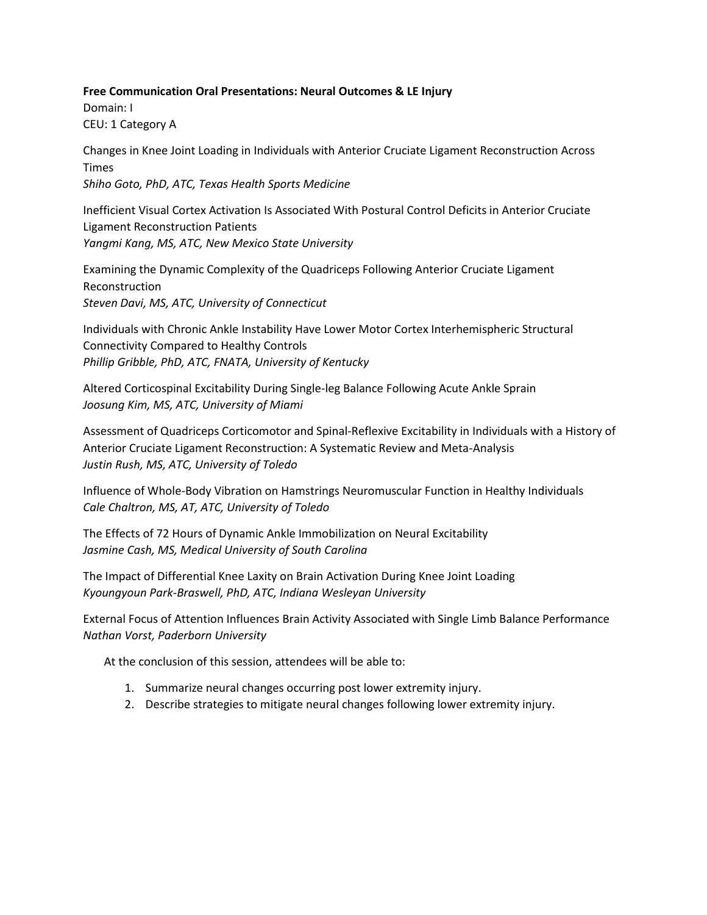**Free Communication Oral Presentations: Neural Outcomes & LE Injury**
Domain: I
CEU: 1 Category A

Changes in Knee Joint Loading in Individuals with Anterior Cruciate Ligament Reconstruction Across Times
*Shiho Goto, PhD, ATC, Texas Health Sports Medicine*

Inefficient Visual Cortex Activation Is Associated With Postural Control Deficits in Anterior Cruciate Ligament Reconstruction Patients
*Yangmi Kang, MS, ATC, New Mexico State University*

Examining the Dynamic Complexity of the Quadriceps Following Anterior Cruciate Ligament Reconstruction
*Steven Davi, MS, ATC, University of Connecticut*

Individuals with Chronic Ankle Instability Have Lower Motor Cortex Interhemispheric Structural Connectivity Compared to Healthy Controls
*Phillip Gribble, PhD, ATC, FNATA, University of Kentucky*

Altered Corticospinal Excitability During Single-leg Balance Following Acute Ankle Sprain
*Joosung Kim, MS, ATC, University of Miami*

Assessment of Quadriceps Corticomotor and Spinal-Reflexive Excitability in Individuals with a History of Anterior Cruciate Ligament Reconstruction: A Systematic Review and Meta-Analysis
*Justin Rush, MS, ATC, University of Toledo*

Influence of Whole-Body Vibration on Hamstrings Neuromuscular Function in Healthy Individuals
*Cale Chaltron, MS, AT, ATC, University of Toledo*

The Effects of 72 Hours of Dynamic Ankle Immobilization on Neural Excitability
*Jasmine Cash, MS, Medical University of South Carolina*

The Impact of Differential Knee Laxity on Brain Activation During Knee Joint Loading
*Kyoungyoun Park-Braswell, PhD, ATC, Indiana Wesleyan University*

External Focus of Attention Influences Brain Activity Associated with Single Limb Balance Performance
*Nathan Vorst, Paderborn University*

At the conclusion of this session, attendees will be able to:

1. Summarize neural changes occurring post lower extremity injury.
2. Describe strategies to mitigate neural changes following lower extremity injury.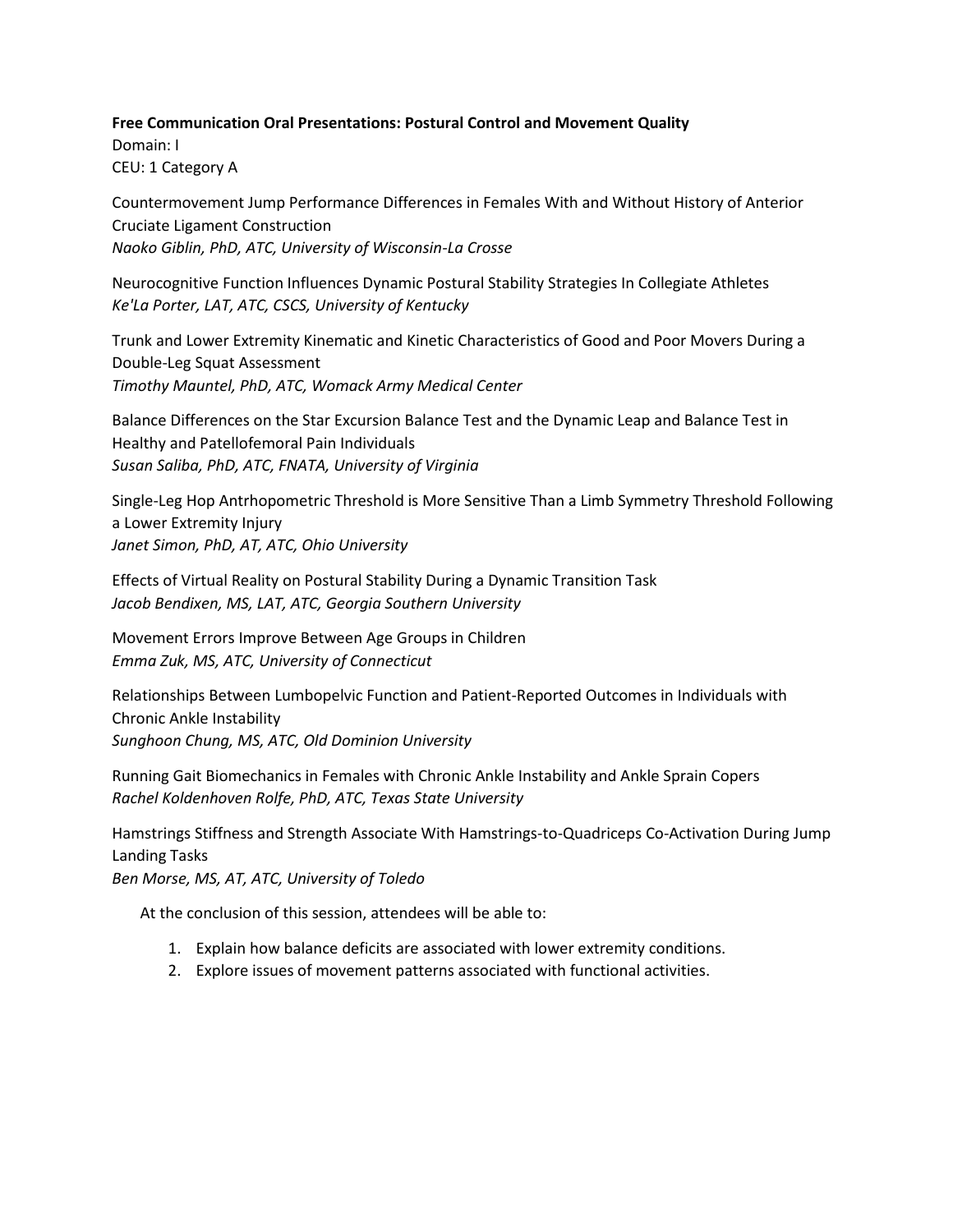**Free Communication Oral Presentations: Postural Control and Movement Quality**
Domain: I
CEU: 1 Category A

Countermovement Jump Performance Differences in Females With and Without History of Anterior Cruciate Ligament Construction
*Naoko Giblin, PhD, ATC, University of Wisconsin-La Crosse*

Neurocognitive Function Influences Dynamic Postural Stability Strategies In Collegiate Athletes
*Ke'La Porter, LAT, ATC, CSCS, University of Kentucky*

Trunk and Lower Extremity Kinematic and Kinetic Characteristics of Good and Poor Movers During a Double-Leg Squat Assessment
*Timothy Mauntel, PhD, ATC, Womack Army Medical Center*

Balance Differences on the Star Excursion Balance Test and the Dynamic Leap and Balance Test in Healthy and Patellofemoral Pain Individuals
*Susan Saliba, PhD, ATC, FNATA, University of Virginia*

Single-Leg Hop Antrhopometric Threshold is More Sensitive Than a Limb Symmetry Threshold Following a Lower Extremity Injury
*Janet Simon, PhD, AT, ATC, Ohio University*

Effects of Virtual Reality on Postural Stability During a Dynamic Transition Task
*Jacob Bendixen, MS, LAT, ATC, Georgia Southern University*

Movement Errors Improve Between Age Groups in Children
*Emma Zuk, MS, ATC, University of Connecticut*

Relationships Between Lumbopelvic Function and Patient-Reported Outcomes in Individuals with Chronic Ankle Instability
*Sunghoon Chung, MS, ATC, Old Dominion University*

Running Gait Biomechanics in Females with Chronic Ankle Instability and Ankle Sprain Copers
*Rachel Koldenhoven Rolfe, PhD, ATC, Texas State University*

Hamstrings Stiffness and Strength Associate With Hamstrings-to-Quadriceps Co-Activation During Jump Landing Tasks
*Ben Morse, MS, AT, ATC, University of Toledo*

At the conclusion of this session, attendees will be able to:

1. Explain how balance deficits are associated with lower extremity conditions.
2. Explore issues of movement patterns associated with functional activities.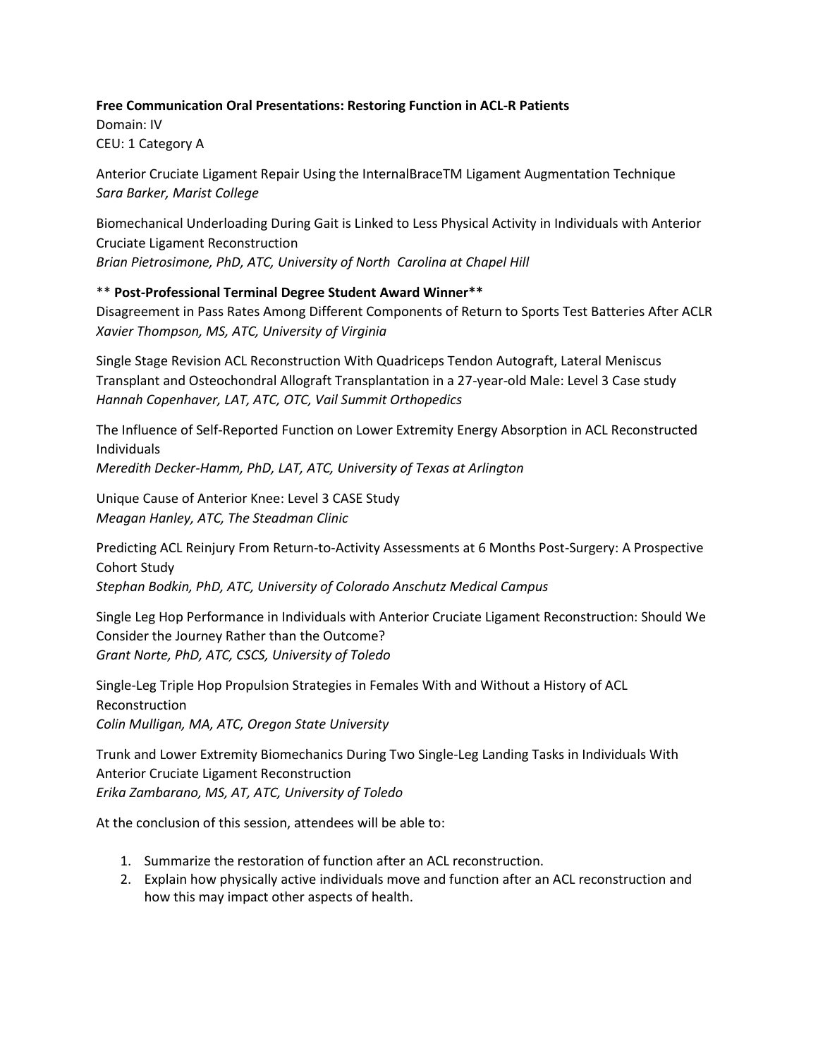**Free Communication Oral Presentations: Restoring Function in ACL-R Patients**
Domain: IV
CEU: 1 Category A

Anterior Cruciate Ligament Repair Using the InternalBraceTM Ligament Augmentation Technique
*Sara Barker, Marist College*

Biomechanical Underloading During Gait is Linked to Less Physical Activity in Individuals with Anterior Cruciate Ligament Reconstruction
*Brian Pietrosimone, PhD, ATC, University of North Carolina at Chapel Hill*

** **Post-Professional Terminal Degree Student Award Winner****
Disagreement in Pass Rates Among Different Components of Return to Sports Test Batteries After ACLR
*Xavier Thompson, MS, ATC, University of Virginia*

Single Stage Revision ACL Reconstruction With Quadriceps Tendon Autograft, Lateral Meniscus Transplant and Osteochondral Allograft Transplantation in a 27-year-old Male: Level 3 Case study
*Hannah Copenhaver, LAT, ATC, OTC, Vail Summit Orthopedics*

The Influence of Self-Reported Function on Lower Extremity Energy Absorption in ACL Reconstructed Individuals
*Meredith Decker-Hamm, PhD, LAT, ATC, University of Texas at Arlington*

Unique Cause of Anterior Knee: Level 3 CASE Study
*Meagan Hanley, ATC, The Steadman Clinic*

Predicting ACL Reinjury From Return-to-Activity Assessments at 6 Months Post-Surgery: A Prospective Cohort Study
*Stephan Bodkin, PhD, ATC, University of Colorado Anschutz Medical Campus*

Single Leg Hop Performance in Individuals with Anterior Cruciate Ligament Reconstruction: Should We Consider the Journey Rather than the Outcome?
*Grant Norte, PhD, ATC, CSCS, University of Toledo*

Single-Leg Triple Hop Propulsion Strategies in Females With and Without a History of ACL Reconstruction
*Colin Mulligan, MA, ATC, Oregon State University*

Trunk and Lower Extremity Biomechanics During Two Single-Leg Landing Tasks in Individuals With Anterior Cruciate Ligament Reconstruction
*Erika Zambarano, MS, AT, ATC, University of Toledo*

At the conclusion of this session, attendees will be able to:

1. Summarize the restoration of function after an ACL reconstruction.
2. Explain how physically active individuals move and function after an ACL reconstruction and how this may impact other aspects of health.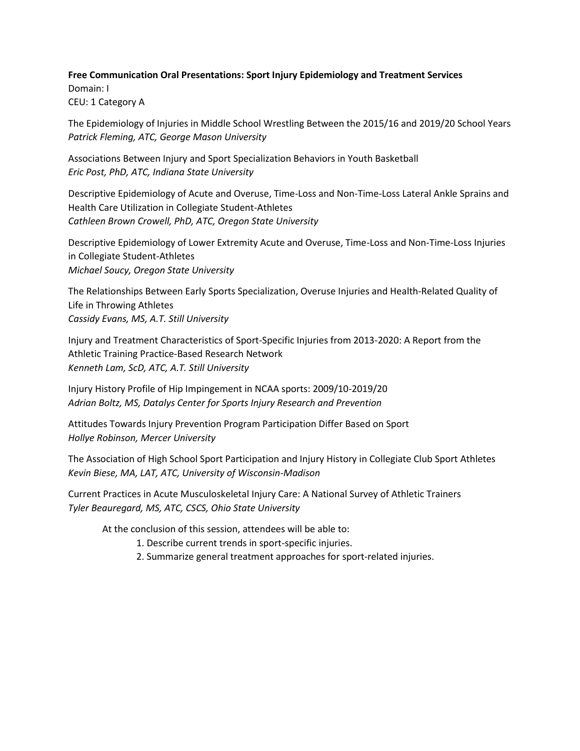**Free Communication Oral Presentations: Sport Injury Epidemiology and Treatment Services**
Domain: I
CEU: 1 Category A

The Epidemiology of Injuries in Middle School Wrestling Between the 2015/16 and 2019/20 School Years
*Patrick Fleming, ATC, George Mason University*

Associations Between Injury and Sport Specialization Behaviors in Youth Basketball
*Eric Post, PhD, ATC, Indiana State University*

Descriptive Epidemiology of Acute and Overuse, Time-Loss and Non-Time-Loss Lateral Ankle Sprains and Health Care Utilization in Collegiate Student-Athletes
*Cathleen Brown Crowell, PhD, ATC, Oregon State University*

Descriptive Epidemiology of Lower Extremity Acute and Overuse, Time-Loss and Non-Time-Loss Injuries in Collegiate Student-Athletes
*Michael Soucy, Oregon State University*

The Relationships Between Early Sports Specialization, Overuse Injuries and Health-Related Quality of Life in Throwing Athletes
*Cassidy Evans, MS, A.T. Still University*

Injury and Treatment Characteristics of Sport-Specific Injuries from 2013-2020: A Report from the Athletic Training Practice-Based Research Network
*Kenneth Lam, ScD, ATC, A.T. Still University*

Injury History Profile of Hip Impingement in NCAA sports: 2009/10-2019/20
*Adrian Boltz, MS, Datalys Center for Sports Injury Research and Prevention*

Attitudes Towards Injury Prevention Program Participation Differ Based on Sport
*Hollye Robinson, Mercer University*

The Association of High School Sport Participation and Injury History in Collegiate Club Sport Athletes
*Kevin Biese, MA, LAT, ATC, University of Wisconsin-Madison*

Current Practices in Acute Musculoskeletal Injury Care: A National Survey of Athletic Trainers
*Tyler Beauregard, MS, ATC, CSCS, Ohio State University*

At the conclusion of this session, attendees will be able to:

1. Describe current trends in sport-specific injuries.
2. Summarize general treatment approaches for sport-related injuries.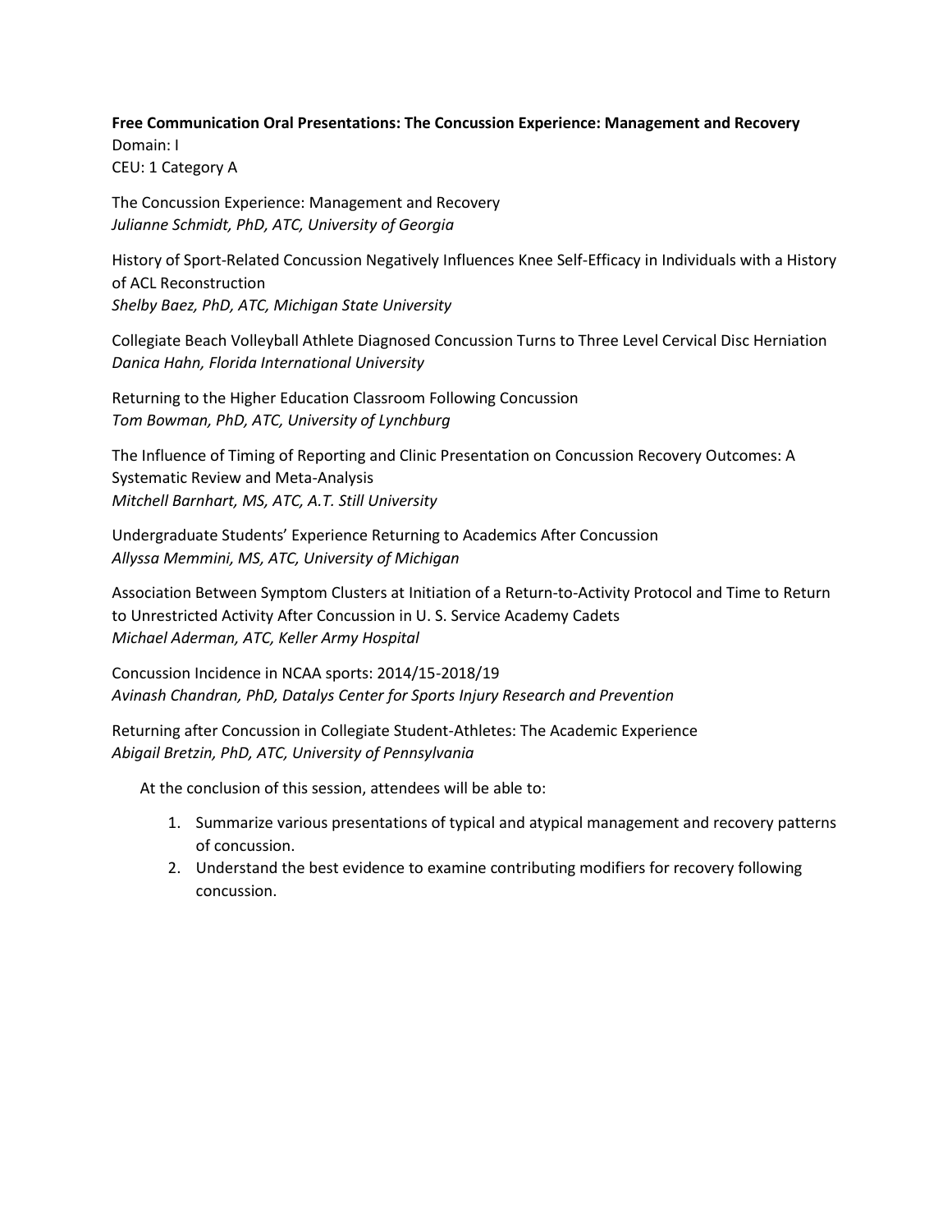**Free Communication Oral Presentations: The Concussion Experience: Management and Recovery**
Domain: I
CEU: 1 Category A

The Concussion Experience: Management and Recovery
*Julianne Schmidt, PhD, ATC, University of Georgia*

History of Sport-Related Concussion Negatively Influences Knee Self-Efficacy in Individuals with a History of ACL Reconstruction
*Shelby Baez, PhD, ATC, Michigan State University*

Collegiate Beach Volleyball Athlete Diagnosed Concussion Turns to Three Level Cervical Disc Herniation
*Danica Hahn, Florida International University*

Returning to the Higher Education Classroom Following Concussion
*Tom Bowman, PhD, ATC, University of Lynchburg*

The Influence of Timing of Reporting and Clinic Presentation on Concussion Recovery Outcomes: A Systematic Review and Meta-Analysis
*Mitchell Barnhart, MS, ATC, A.T. Still University*

Undergraduate Students' Experience Returning to Academics After Concussion
*Allyssa Memmini, MS, ATC, University of Michigan*

Association Between Symptom Clusters at Initiation of a Return-to-Activity Protocol and Time to Return to Unrestricted Activity After Concussion in U. S. Service Academy Cadets
*Michael Aderman, ATC, Keller Army Hospital*

Concussion Incidence in NCAA sports: 2014/15-2018/19
*Avinash Chandran, PhD, Datalys Center for Sports Injury Research and Prevention*

Returning after Concussion in Collegiate Student-Athletes: The Academic Experience
*Abigail Bretzin, PhD, ATC, University of Pennsylvania*

At the conclusion of this session, attendees will be able to:

1. Summarize various presentations of typical and atypical management and recovery patterns of concussion.
2. Understand the best evidence to examine contributing modifiers for recovery following concussion.